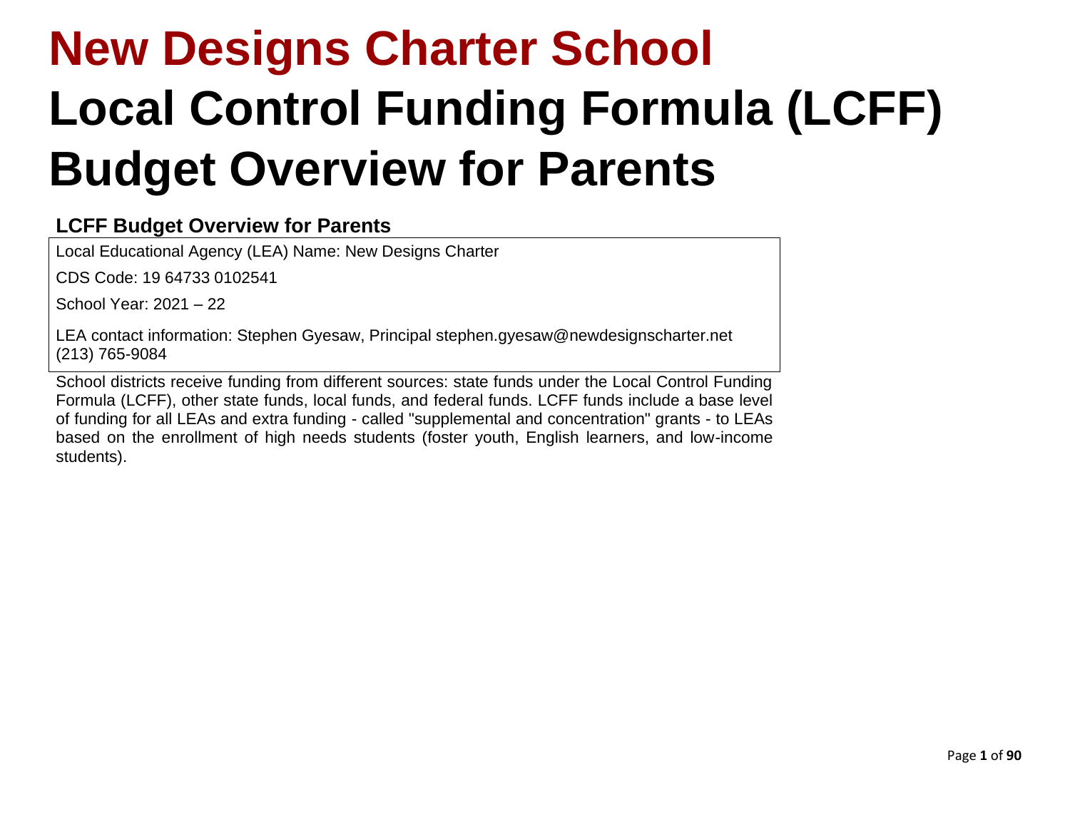# New Designs Charter School

# Local Control Funding Formula (LCFF) Budget Overview for Parents

## LCFF Budget Overview for Parents

Local Educational Agency (LEA) Name: New Designs Charter

CDS Code: 19 64733 0102541

School Year: 2021 – 22

LEA contact information: Stephen Gyesaw, Principal stephen.gyesaw@newdesignscharter.net (213) 765-9084

School districts receive funding from different sources: state funds under the Local Control Funding Formula (LCFF), other state funds, local funds, and federal funds. LCFF funds include a base level of funding for all LEAs and extra funding - called "supplemental and concentration" grants - to LEAs based on the enrollment of high needs students (foster youth, English learners, and low-income students).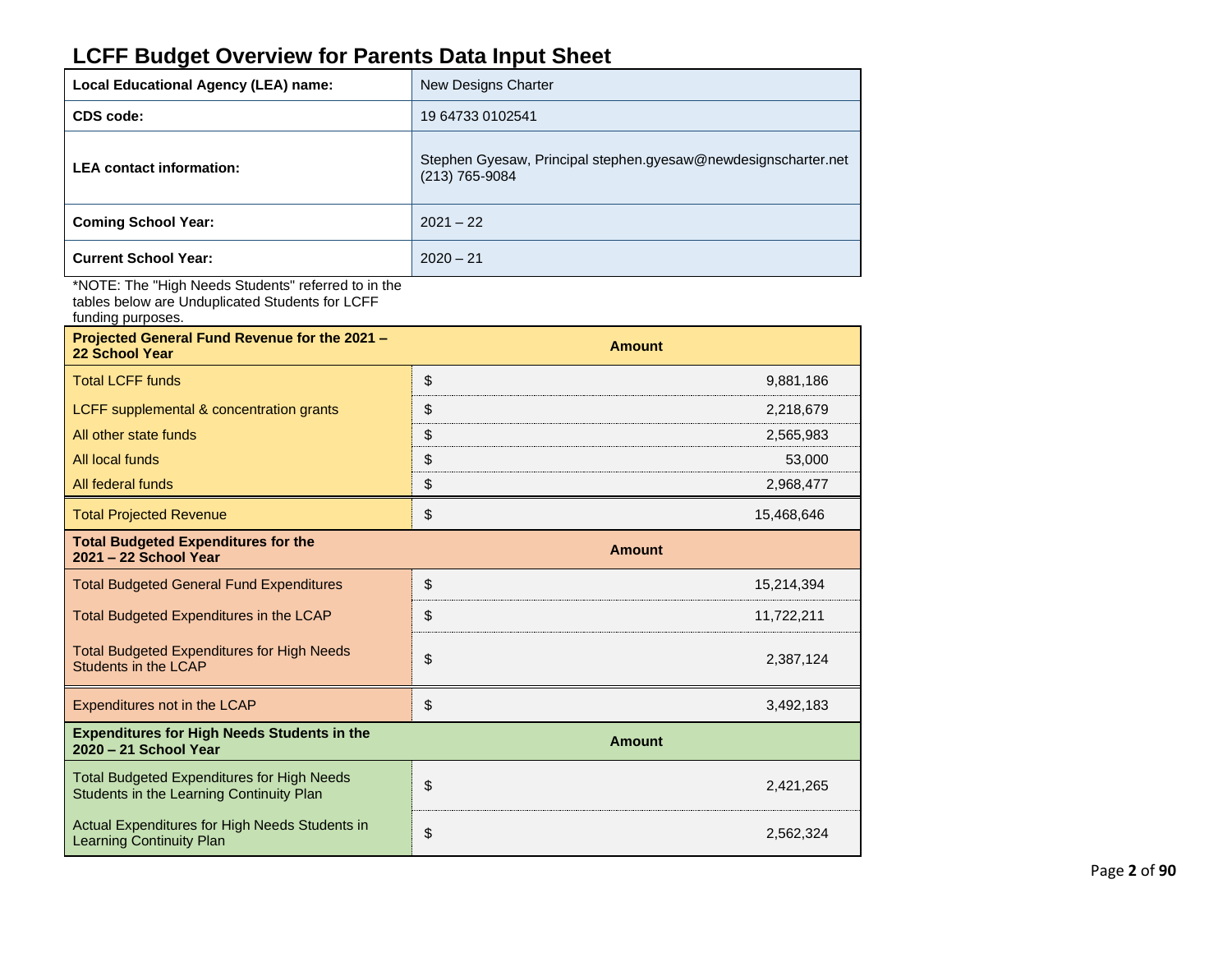# LCFF Budget Overview for Parents Data Input Sheet

| Local Educational Agency (LEA) name: | New Designs Charter |
|---|---|
| CDS code: | 19 64733 0102541 |
| LEA contact information: | Stephen Gyesaw, Principal stephen.gyesaw@newdesignscharter.net (213) 765-9084 |
| Coming School Year: | 2021 – 22 |
| Current School Year: | 2020 – 21 |

*NOTE: The "High Needs Students" referred to in the tables below are Unduplicated Students for LCFF funding purposes.

| Projected General Fund Revenue for the 2021 – 22 School Year | Amount |
|---|---|
| Total LCFF funds | $ 9,881,186 |
| LCFF supplemental & concentration grants | $ 2,218,679 |
| All other state funds | $ 2,565,983 |
| All local funds | $ 53,000 |
| All federal funds | $ 2,968,477 |
| Total Projected Revenue | $ 15,468,646 |

| Total Budgeted Expenditures for the 2021 – 22 School Year | Amount |
|---|---|
| Total Budgeted General Fund Expenditures | $ 15,214,394 |
| Total Budgeted Expenditures in the LCAP | $ 11,722,211 |
| Total Budgeted Expenditures for High Needs Students in the LCAP | $ 2,387,124 |
| Expenditures not in the LCAP | $ 3,492,183 |

| Expenditures for High Needs Students in the 2020 – 21 School Year | Amount |
|---|---|
| Total Budgeted Expenditures for High Needs Students in the Learning Continuity Plan | $ 2,421,265 |
| Actual Expenditures for High Needs Students in Learning Continuity Plan | $ 2,562,324 |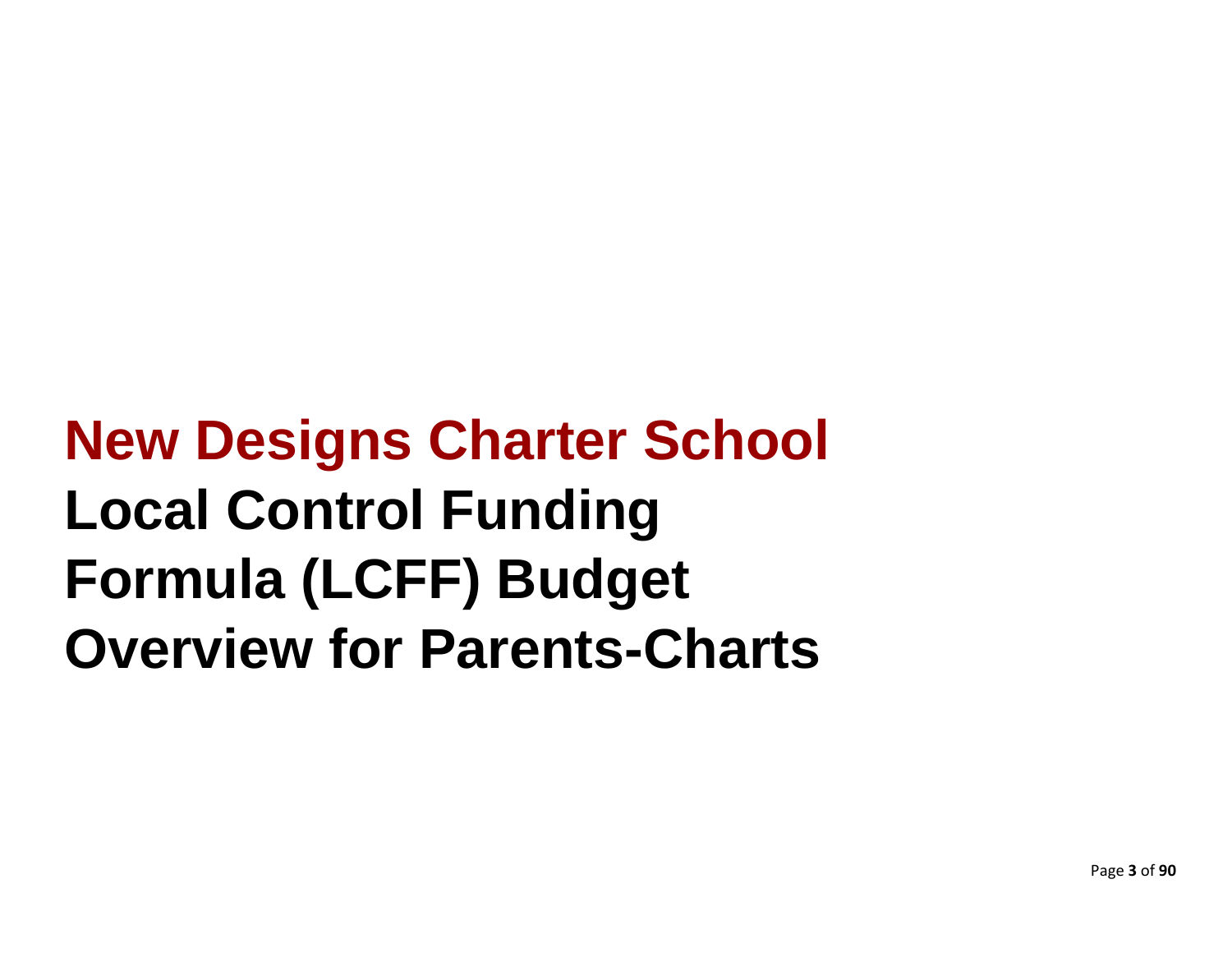# New Designs Charter School

# Local Control Funding Formula (LCFF) Budget Overview for Parents-Charts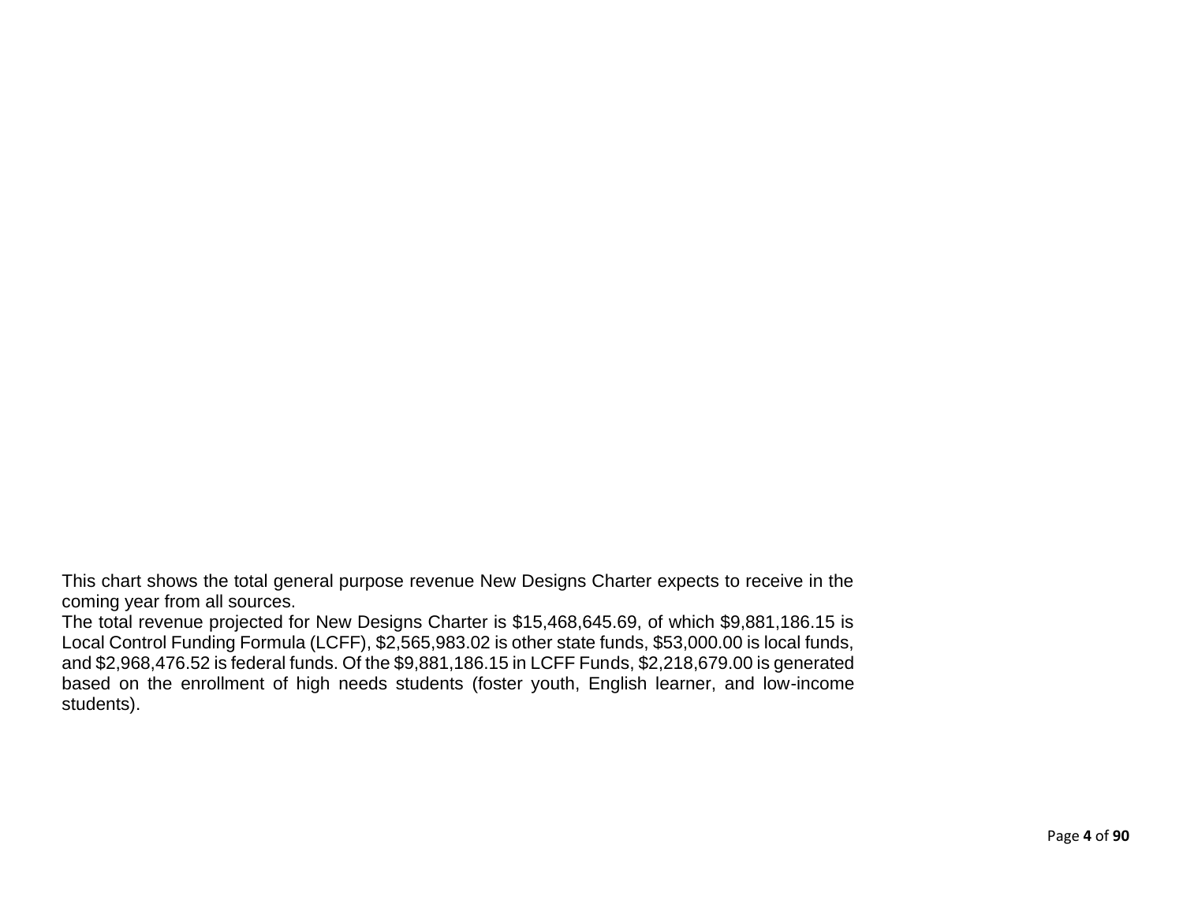This chart shows the total general purpose revenue New Designs Charter expects to receive in the coming year from all sources.

The total revenue projected for New Designs Charter is $15,468,645.69, of which $9,881,186.15 is Local Control Funding Formula (LCFF), $2,565,983.02 is other state funds, $53,000.00 is local funds, and $2,968,476.52 is federal funds. Of the $9,881,186.15 in LCFF Funds, $2,218,679.00 is generated based on the enrollment of high needs students (foster youth, English learner, and low-income students).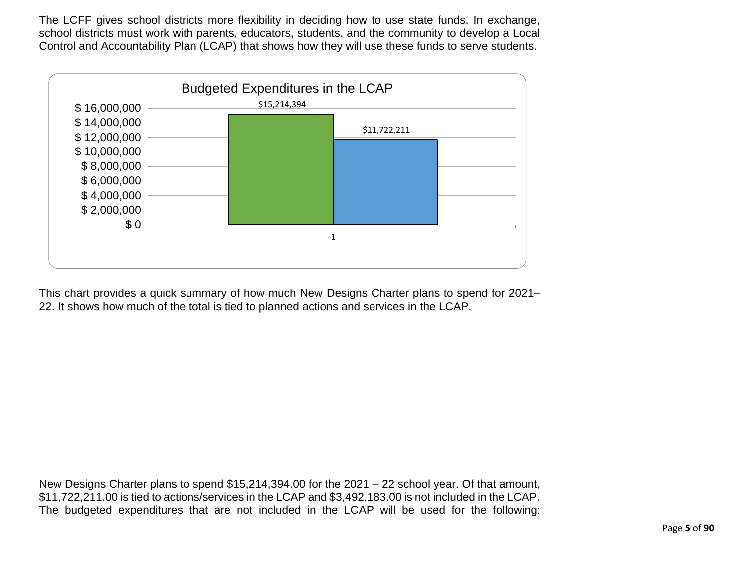The LCFF gives school districts more flexibility in deciding how to use state funds. In exchange, school districts must work with parents, educators, students, and the community to develop a Local Control and Accountability Plan (LCAP) that shows how they will use these funds to serve students.

Budgeted Expenditures in the LCAP

| | Total Budgeted General Fund Expenditures | Total Budgeted Expenditures in the LCAP |
|---|---|---|
| 1 | $15,214,394 | $11,722,211 |

This chart provides a quick summary of how much New Designs Charter plans to spend for 2021–22. It shows how much of the total is tied to planned actions and services in the LCAP.

New Designs Charter plans to spend $15,214,394.00 for the 2021 – 22 school year. Of that amount, $11,722,211.00 is tied to actions/services in the LCAP and $3,492,183.00 is not included in the LCAP. The budgeted expenditures that are not included in the LCAP will be used for the following: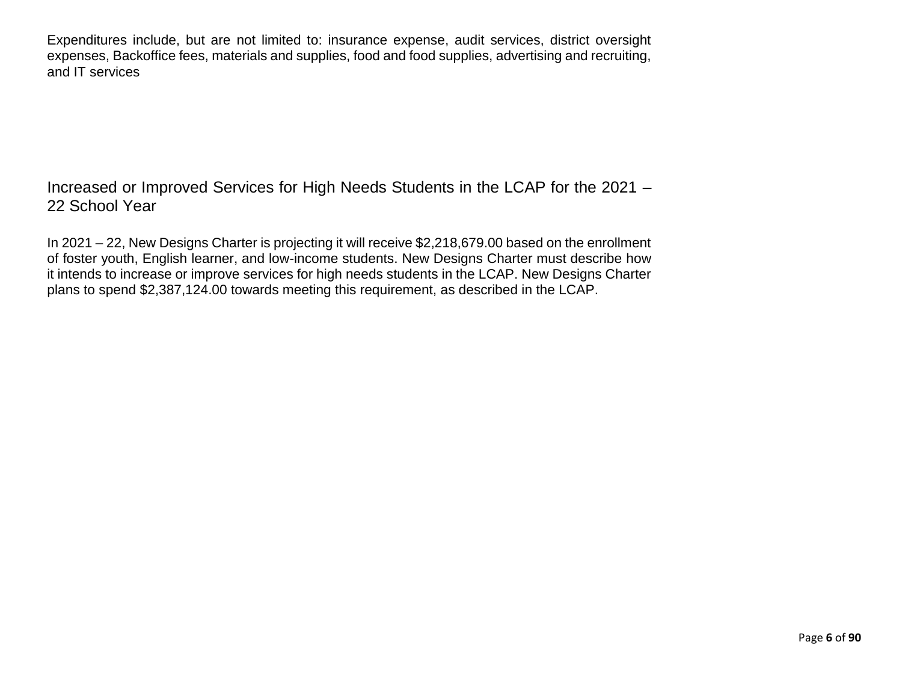Expenditures include, but are not limited to: insurance expense, audit services, district oversight expenses, Backoffice fees, materials and supplies, food and food supplies, advertising and recruiting, and IT services

## Increased or Improved Services for High Needs Students in the LCAP for the 2021 – 22 School Year

In 2021 – 22, New Designs Charter is projecting it will receive $2,218,679.00 based on the enrollment of foster youth, English learner, and low-income students. New Designs Charter must describe how it intends to increase or improve services for high needs students in the LCAP. New Designs Charter plans to spend $2,387,124.00 towards meeting this requirement, as described in the LCAP.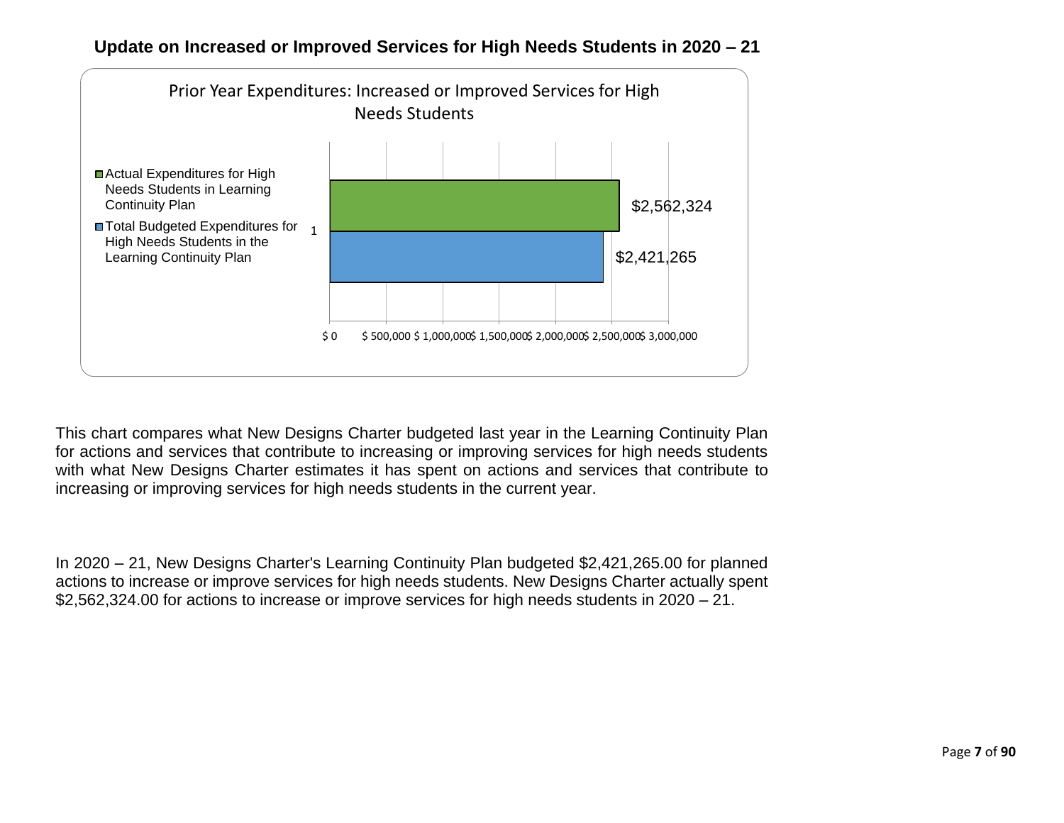**Update on Increased or Improved Services for High Needs Students in 2020 – 21**

Prior Year Expenditures: Increased or Improved Services for High Needs Students

| | Amount |
|---|---|
| Actual Expenditures for High Needs Students in Learning Continuity Plan | $2,562,324 |
| Total Budgeted Expenditures for High Needs Students in the Learning Continuity Plan | $2,421,265 |

This chart compares what New Designs Charter budgeted last year in the Learning Continuity Plan for actions and services that contribute to increasing or improving services for high needs students with what New Designs Charter estimates it has spent on actions and services that contribute to increasing or improving services for high needs students in the current year.

In 2020 – 21, New Designs Charter's Learning Continuity Plan budgeted $2,421,265.00 for planned actions to increase or improve services for high needs students. New Designs Charter actually spent $2,562,324.00 for actions to increase or improve services for high needs students in 2020 – 21.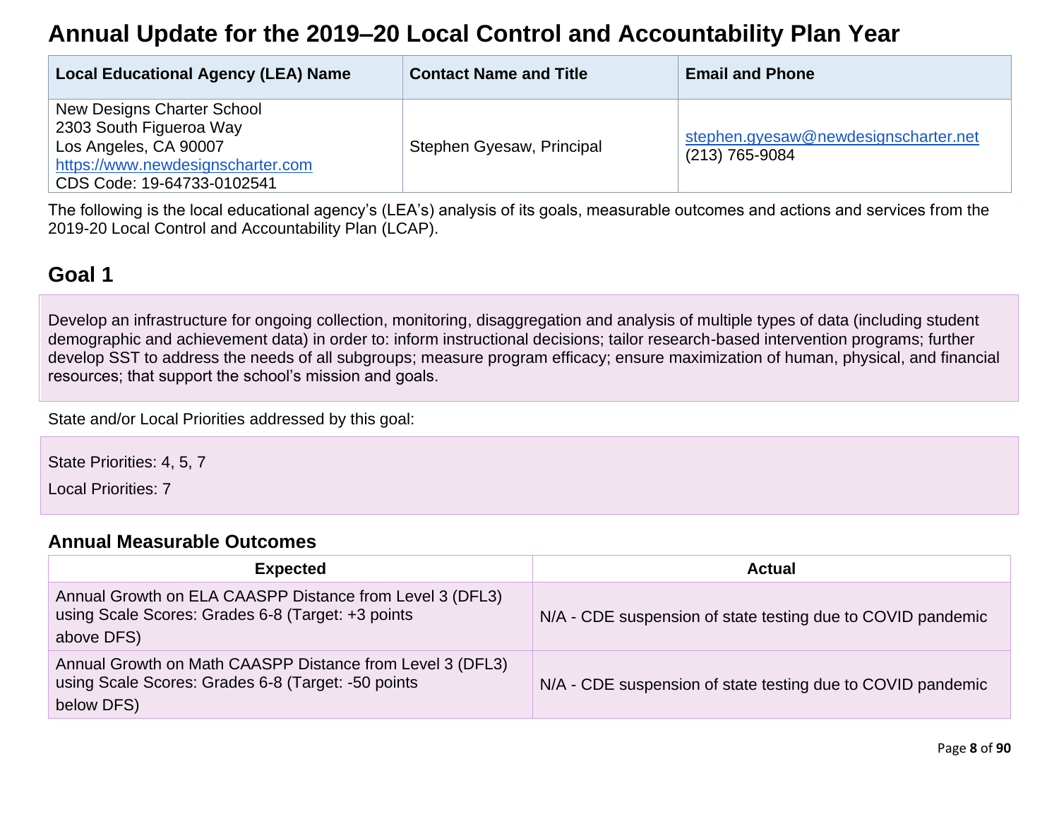# Annual Update for the 2019–20 Local Control and Accountability Plan Year

| Local Educational Agency (LEA) Name | Contact Name and Title | Email and Phone |
| --- | --- | --- |
| New Designs Charter School<br>2303 South Figueroa Way<br>Los Angeles, CA 90007<br>https://www.newdesignscharter.com<br>CDS Code: 19-64733-0102541 | Stephen Gyesaw, Principal | stephen.gyesaw@newdesignscharter.net<br>(213) 765-9084 |

The following is the local educational agency's (LEA's) analysis of its goals, measurable outcomes and actions and services from the 2019-20 Local Control and Accountability Plan (LCAP).

## Goal 1

Develop an infrastructure for ongoing collection, monitoring, disaggregation and analysis of multiple types of data (including student demographic and achievement data) in order to: inform instructional decisions; tailor research-based intervention programs; further develop SST to address the needs of all subgroups; measure program efficacy; ensure maximization of human, physical, and financial resources; that support the school's mission and goals.

State and/or Local Priorities addressed by this goal:

State Priorities: 4, 5, 7

Local Priorities: 7

### Annual Measurable Outcomes

| Expected | Actual |
| --- | --- |
| Annual Growth on ELA CAASPP Distance from Level 3 (DFL3) using Scale Scores: Grades 6-8 (Target: +3 points above DFS) | N/A - CDE suspension of state testing due to COVID pandemic |
| Annual Growth on Math CAASPP Distance from Level 3 (DFL3) using Scale Scores: Grades 6-8 (Target: -50 points below DFS) | N/A - CDE suspension of state testing due to COVID pandemic |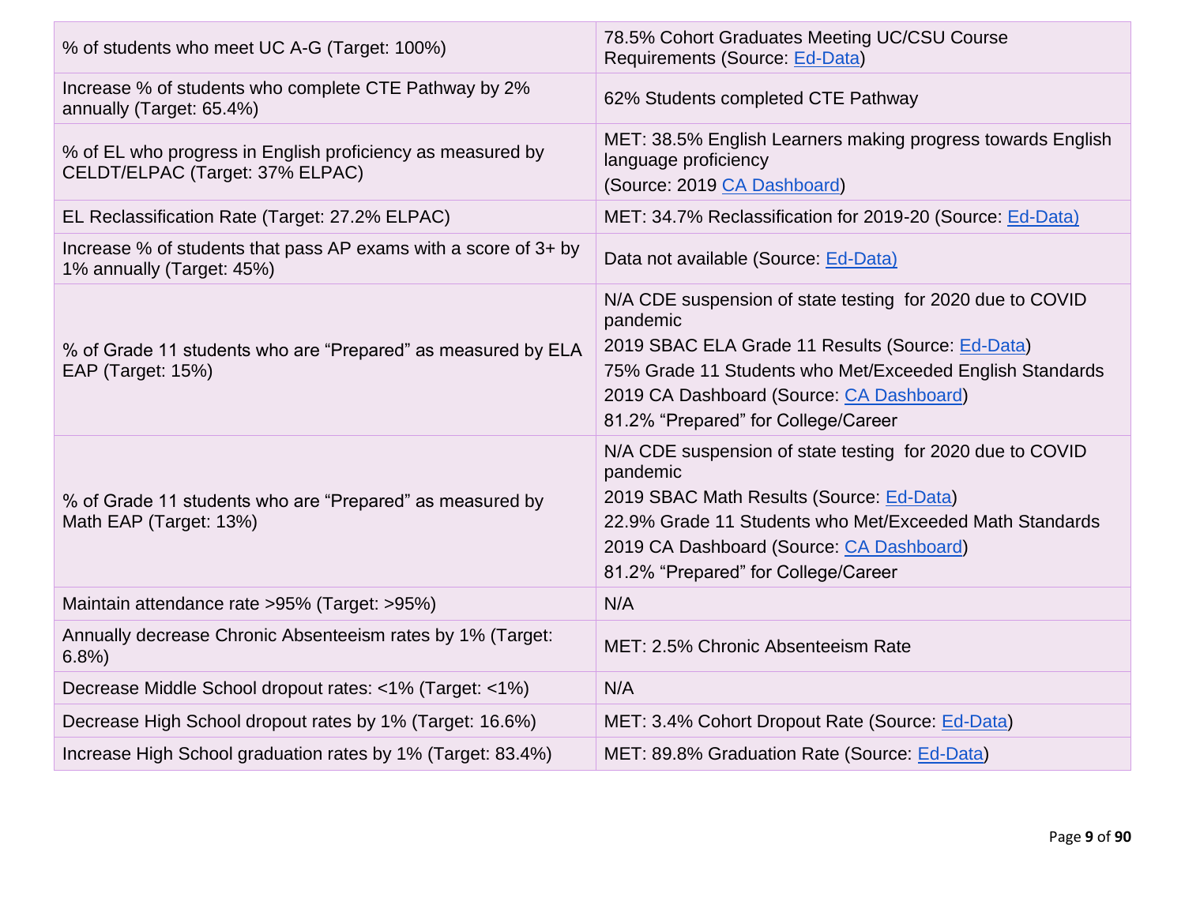| % of students who meet UC A-G (Target: 100%) | 78.5% Cohort Graduates Meeting UC/CSU Course Requirements (Source: Ed-Data) |
|---|---|
| Increase % of students who complete CTE Pathway by 2% annually (Target: 65.4%) | 62% Students completed CTE Pathway |
| % of EL who progress in English proficiency as measured by CELDT/ELPAC (Target: 37% ELPAC) | MET: 38.5% English Learners making progress towards English language proficiency<br>(Source: 2019 CA Dashboard) |
| EL Reclassification Rate (Target: 27.2% ELPAC) | MET: 34.7% Reclassification for 2019-20 (Source: Ed-Data) |
| Increase % of students that pass AP exams with a score of 3+ by 1% annually (Target: 45%) | Data not available (Source: Ed-Data) |
| % of Grade 11 students who are "Prepared" as measured by ELA EAP (Target: 15%) | N/A CDE suspension of state testing for 2020 due to COVID pandemic<br>2019 SBAC ELA Grade 11 Results (Source: Ed-Data)<br>75% Grade 11 Students who Met/Exceeded English Standards<br>2019 CA Dashboard (Source: CA Dashboard)<br>81.2% "Prepared" for College/Career |
| % of Grade 11 students who are "Prepared" as measured by Math EAP (Target: 13%) | N/A CDE suspension of state testing for 2020 due to COVID pandemic<br>2019 SBAC Math Results (Source: Ed-Data)<br>22.9% Grade 11 Students who Met/Exceeded Math Standards<br>2019 CA Dashboard (Source: CA Dashboard)<br>81.2% "Prepared" for College/Career |
| Maintain attendance rate >95% (Target: >95%) | N/A |
| Annually decrease Chronic Absenteeism rates by 1% (Target: 6.8%) | MET: 2.5% Chronic Absenteeism Rate |
| Decrease Middle School dropout rates: <1% (Target: <1%) | N/A |
| Decrease High School dropout rates by 1% (Target: 16.6%) | MET: 3.4% Cohort Dropout Rate (Source: Ed-Data) |
| Increase High School graduation rates by 1% (Target: 83.4%) | MET: 89.8% Graduation Rate (Source: Ed-Data) |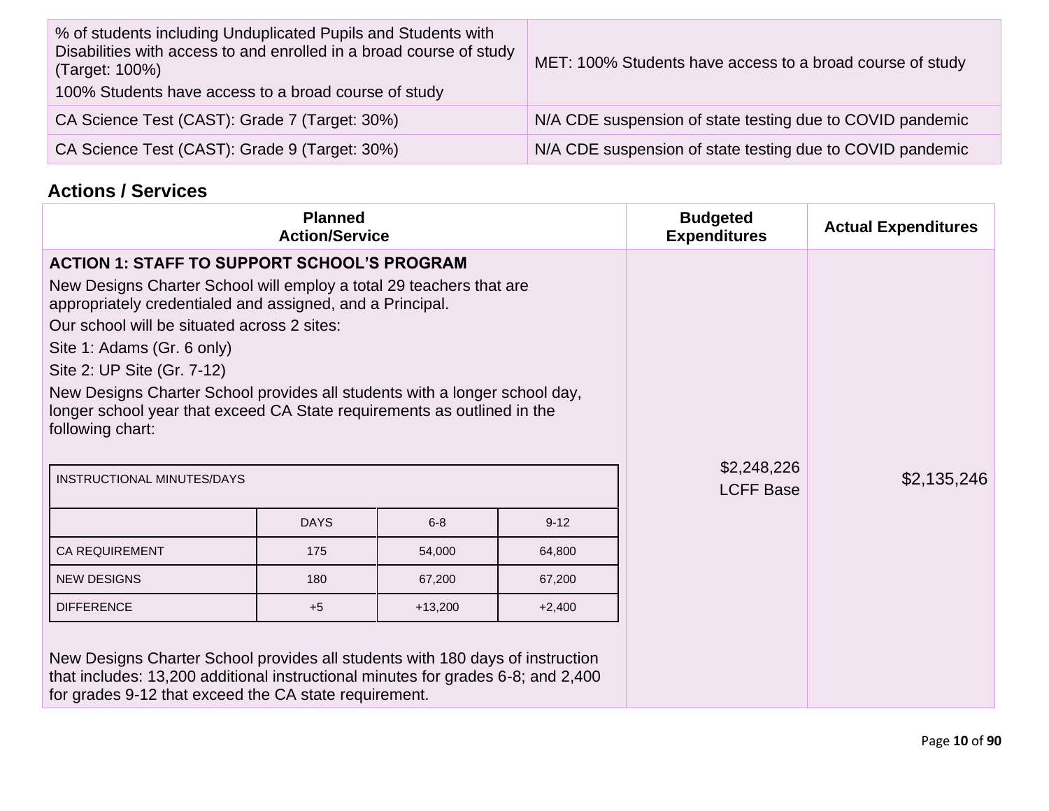| | |
|---|---|
| % of students including Unduplicated Pupils and Students with Disabilities with access to and enrolled in a broad course of study (Target: 100%)<br>100% Students have access to a broad course of study | MET: 100% Students have access to a broad course of study |
| CA Science Test (CAST): Grade 7 (Target: 30%) | N/A CDE suspension of state testing due to COVID pandemic |
| CA Science Test (CAST): Grade 9 (Target: 30%) | N/A CDE suspension of state testing due to COVID pandemic |

### Actions / Services

| Planned Action/Service | Budgeted Expenditures | Actual Expenditures |
|---|---|---|
| **ACTION 1: STAFF TO SUPPORT SCHOOL'S PROGRAM**<br>New Designs Charter School will employ a total 29 teachers that are appropriately credentialed and assigned, and a Principal.<br>Our school will be situated across 2 sites:<br>Site 1: Adams (Gr. 6 only)<br>Site 2: UP Site (Gr. 7-12)<br>New Designs Charter School provides all students with a longer school day, longer school year that exceed CA State requirements as outlined in the following chart:<br>(see Instructional Minutes/Days table below)<br>New Designs Charter School provides all students with 180 days of instruction that includes: 13,200 additional instructional minutes for grades 6-8; and 2,400 for grades 9-12 that exceed the CA state requirement. | $2,248,226<br>LCFF Base | $2,135,246 |

| INSTRUCTIONAL MINUTES/DAYS | | | |
|---|---|---|---|
| | DAYS | 6-8 | 9-12 |
| CA REQUIREMENT | 175 | 54,000 | 64,800 |
| NEW DESIGNS | 180 | 67,200 | 67,200 |
| DIFFERENCE | +5 | +13,200 | +2,400 |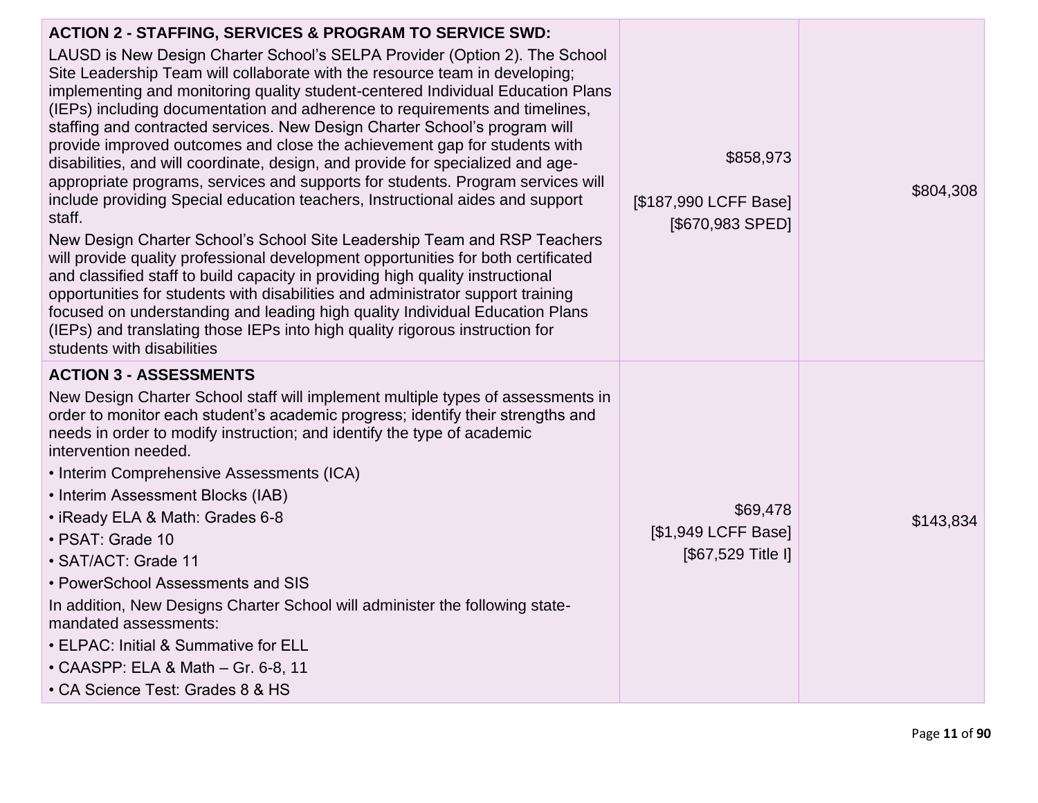| | | |
|---|---|---|
| **ACTION 2 - STAFFING, SERVICES & PROGRAM TO SERVICE SWD:**<br>LAUSD is New Design Charter School's SELPA Provider (Option 2). The School Site Leadership Team will collaborate with the resource team in developing; implementing and monitoring quality student-centered Individual Education Plans (IEPs) including documentation and adherence to requirements and timelines, staffing and contracted services. New Design Charter School's program will provide improved outcomes and close the achievement gap for students with disabilities, and will coordinate, design, and provide for specialized and age-appropriate programs, services and supports for students. Program services will include providing Special education teachers, Instructional aides and support staff.<br>New Design Charter School's School Site Leadership Team and RSP Teachers will provide quality professional development opportunities for both certificated and classified staff to build capacity in providing high quality instructional opportunities for students with disabilities and administrator support training focused on understanding and leading high quality Individual Education Plans (IEPs) and translating those IEPs into high quality rigorous instruction for students with disabilities | $858,973<br><br>[$187,990 LCFF Base]<br>[$670,983 SPED] | $804,308 |
| **ACTION 3 - ASSESSMENTS**<br>New Design Charter School staff will implement multiple types of assessments in order to monitor each student's academic progress; identify their strengths and needs in order to modify instruction; and identify the type of academic intervention needed.<br>• Interim Comprehensive Assessments (ICA)<br>• Interim Assessment Blocks (IAB)<br>• iReady ELA & Math: Grades 6-8<br>• PSAT: Grade 10<br>• SAT/ACT: Grade 11<br>• PowerSchool Assessments and SIS<br>In addition, New Designs Charter School will administer the following state-mandated assessments:<br>• ELPAC: Initial & Summative for ELL<br>• CAASPP: ELA & Math – Gr. 6-8, 11<br>• CA Science Test: Grades 8 & HS | $69,478<br>[$1,949 LCFF Base]<br>[$67,529 Title I] | $143,834 |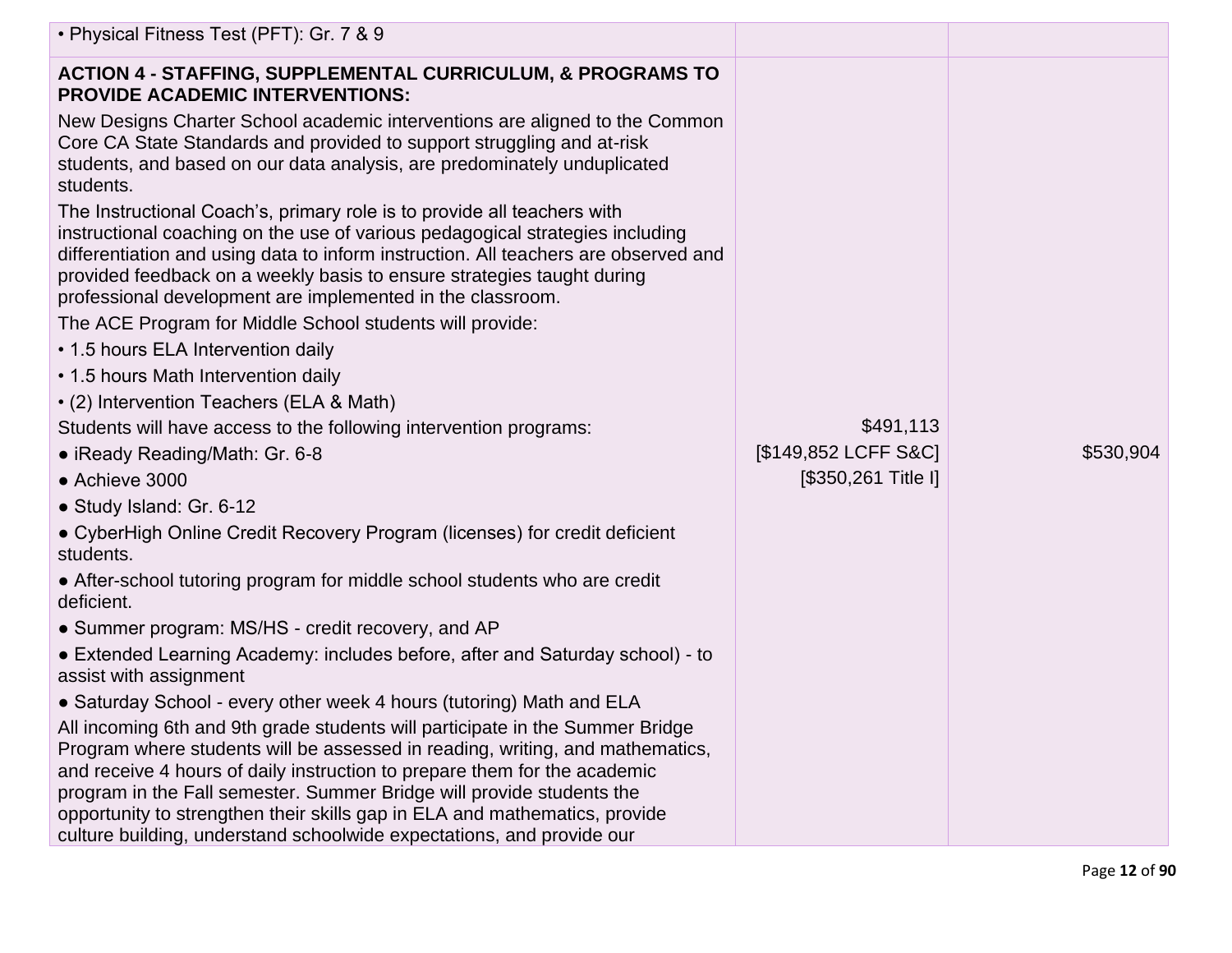| | | |
|---|---|---|
| • Physical Fitness Test (PFT): Gr. 7 & 9 | | |
| **ACTION 4 - STAFFING, SUPPLEMENTAL CURRICULUM, & PROGRAMS TO PROVIDE ACADEMIC INTERVENTIONS:**<br><br>New Designs Charter School academic interventions are aligned to the Common Core CA State Standards and provided to support struggling and at-risk students, and based on our data analysis, are predominately unduplicated students.<br><br>The Instructional Coach's, primary role is to provide all teachers with instructional coaching on the use of various pedagogical strategies including differentiation and using data to inform instruction. All teachers are observed and provided feedback on a weekly basis to ensure strategies taught during professional development are implemented in the classroom.<br><br>The ACE Program for Middle School students will provide:<br>• 1.5 hours ELA Intervention daily<br>• 1.5 hours Math Intervention daily<br>• (2) Intervention Teachers (ELA & Math)<br><br>Students will have access to the following intervention programs:<br>● iReady Reading/Math: Gr. 6-8<br>● Achieve 3000<br>● Study Island: Gr. 6-12<br>● CyberHigh Online Credit Recovery Program (licenses) for credit deficient students.<br>● After-school tutoring program for middle school students who are credit deficient.<br>● Summer program: MS/HS - credit recovery, and AP<br>● Extended Learning Academy: includes before, after and Saturday school) - to assist with assignment<br>● Saturday School - every other week 4 hours (tutoring) Math and ELA<br><br>All incoming 6th and 9th grade students will participate in the Summer Bridge Program where students will be assessed in reading, writing, and mathematics, and receive 4 hours of daily instruction to prepare them for the academic program in the Fall semester. Summer Bridge will provide students the opportunity to strengthen their skills gap in ELA and mathematics, provide culture building, understand schoolwide expectations, and provide our | $491,113<br>[$149,852 LCFF S&C]<br>[$350,261 Title I] | $530,904 |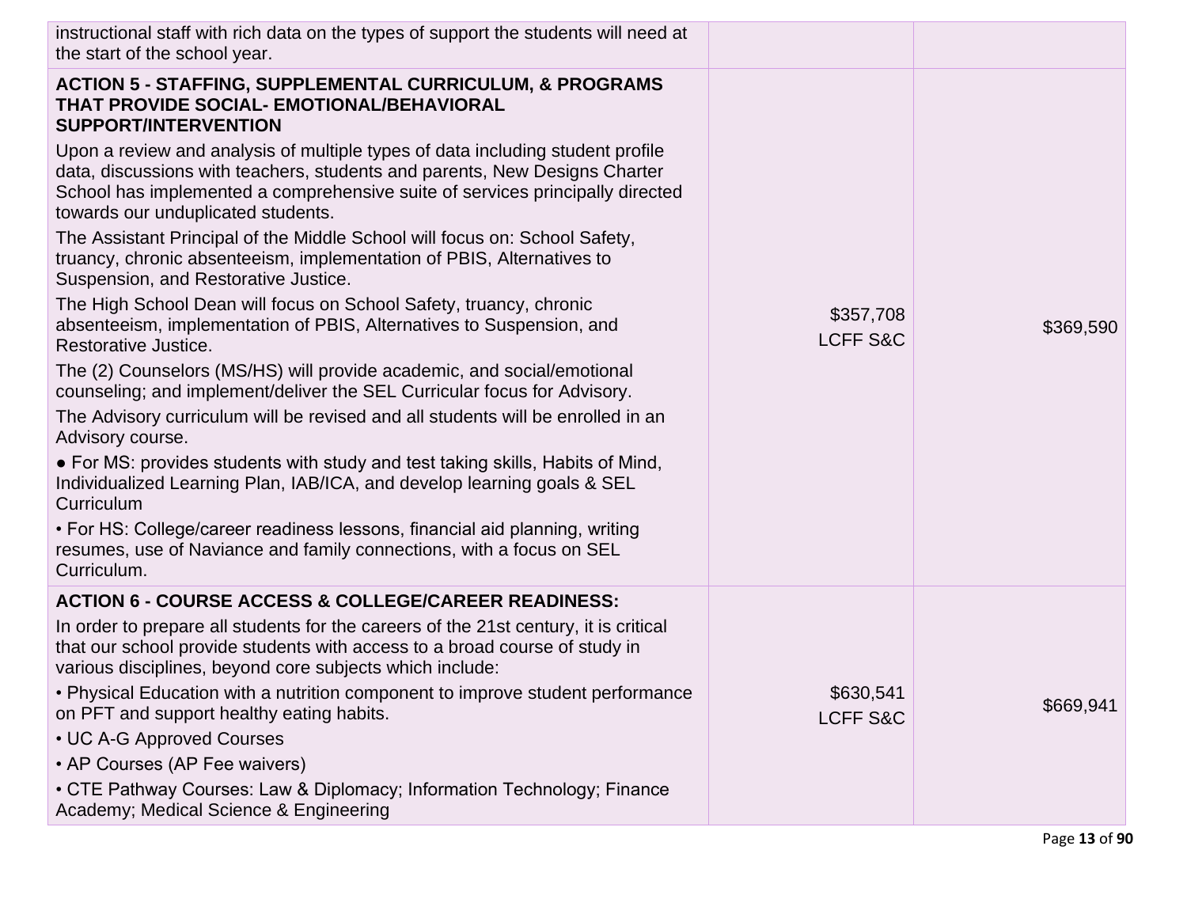| | | |
|---|---|---|
| instructional staff with rich data on the types of support the students will need at the start of the school year. | | |
| **ACTION 5 - STAFFING, SUPPLEMENTAL CURRICULUM, & PROGRAMS THAT PROVIDE SOCIAL- EMOTIONAL/BEHAVIORAL SUPPORT/INTERVENTION**<br><br>Upon a review and analysis of multiple types of data including student profile data, discussions with teachers, students and parents, New Designs Charter School has implemented a comprehensive suite of services principally directed towards our unduplicated students.<br><br>The Assistant Principal of the Middle School will focus on: School Safety, truancy, chronic absenteeism, implementation of PBIS, Alternatives to Suspension, and Restorative Justice.<br><br>The High School Dean will focus on School Safety, truancy, chronic absenteeism, implementation of PBIS, Alternatives to Suspension, and Restorative Justice.<br><br>The (2) Counselors (MS/HS) will provide academic, and social/emotional counseling; and implement/deliver the SEL Curricular focus for Advisory.<br><br>The Advisory curriculum will be revised and all students will be enrolled in an Advisory course.<br><br>● For MS: provides students with study and test taking skills, Habits of Mind, Individualized Learning Plan, IAB/ICA, and develop learning goals & SEL Curriculum<br><br>• For HS: College/career readiness lessons, financial aid planning, writing resumes, use of Naviance and family connections, with a focus on SEL Curriculum. | $357,708<br>LCFF S&C | $369,590 |
| **ACTION 6 - COURSE ACCESS & COLLEGE/CAREER READINESS:**<br><br>In order to prepare all students for the careers of the 21st century, it is critical that our school provide students with access to a broad course of study in various disciplines, beyond core subjects which include:<br><br>• Physical Education with a nutrition component to improve student performance on PFT and support healthy eating habits.<br><br>• UC A-G Approved Courses<br><br>• AP Courses (AP Fee waivers)<br><br>• CTE Pathway Courses: Law & Diplomacy; Information Technology; Finance Academy; Medical Science & Engineering | $630,541<br>LCFF S&C | $669,941 |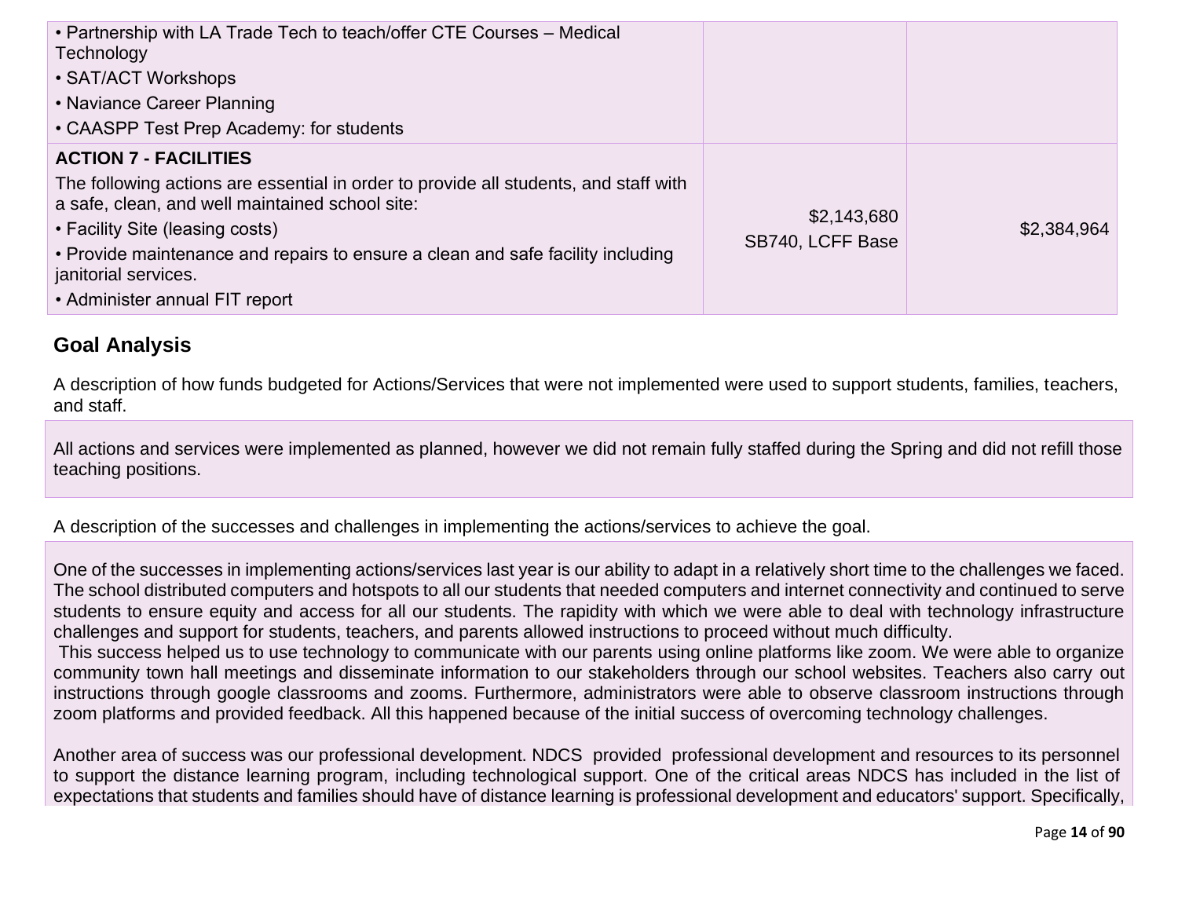| | | |
|---|---|---|
| • Partnership with LA Trade Tech to teach/offer CTE Courses – Medical Technology<br>• SAT/ACT Workshops<br>• Naviance Career Planning<br>• CAASPP Test Prep Academy: for students | | |
| **ACTION 7 - FACILITIES**<br>The following actions are essential in order to provide all students, and staff with a safe, clean, and well maintained school site:<br>• Facility Site (leasing costs)<br>• Provide maintenance and repairs to ensure a clean and safe facility including janitorial services.<br>• Administer annual FIT report | $2,143,680<br>SB740, LCFF Base | $2,384,964 |

## Goal Analysis

A description of how funds budgeted for Actions/Services that were not implemented were used to support students, families, teachers, and staff.

All actions and services were implemented as planned, however we did not remain fully staffed during the Spring and did not refill those teaching positions.

A description of the successes and challenges in implementing the actions/services to achieve the goal.

One of the successes in implementing actions/services last year is our ability to adapt in a relatively short time to the challenges we faced. The school distributed computers and hotspots to all our students that needed computers and internet connectivity and continued to serve students to ensure equity and access for all our students. The rapidity with which we were able to deal with technology infrastructure challenges and support for students, teachers, and parents allowed instructions to proceed without much difficulty.
This success helped us to use technology to communicate with our parents using online platforms like zoom. We were able to organize community town hall meetings and disseminate information to our stakeholders through our school websites. Teachers also carry out instructions through google classrooms and zooms. Furthermore, administrators were able to observe classroom instructions through zoom platforms and provided feedback. All this happened because of the initial success of overcoming technology challenges.

Another area of success was our professional development. NDCS provided professional development and resources to its personnel to support the distance learning program, including technological support. One of the critical areas NDCS has included in the list of expectations that students and families should have of distance learning is professional development and educators' support. Specifically,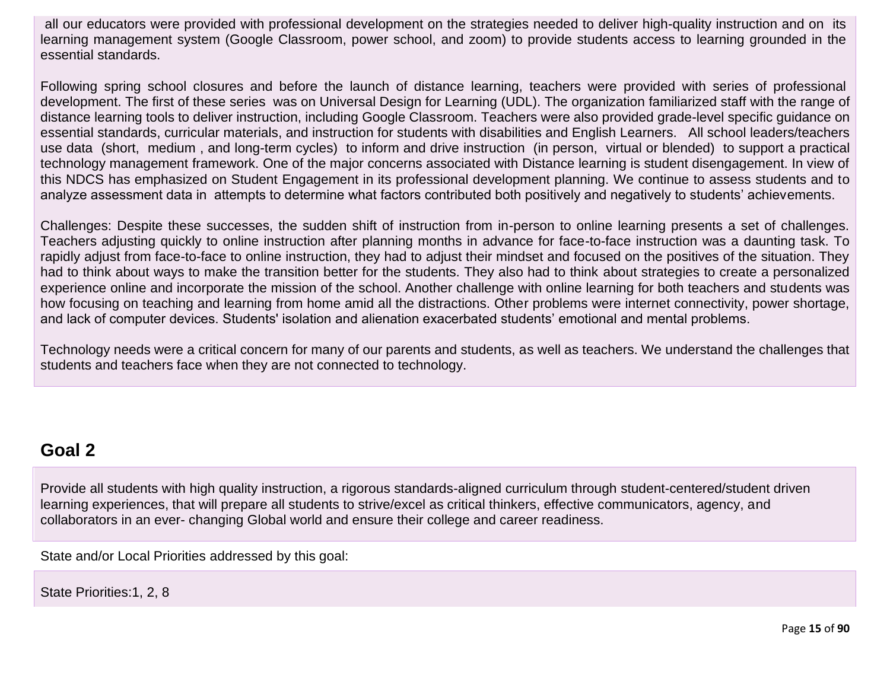all our educators were provided with professional development on the strategies needed to deliver high-quality instruction and on its learning management system (Google Classroom, power school, and zoom) to provide students access to learning grounded in the essential standards.

Following spring school closures and before the launch of distance learning, teachers were provided with series of professional development. The first of these series was on Universal Design for Learning (UDL). The organization familiarized staff with the range of distance learning tools to deliver instruction, including Google Classroom. Teachers were also provided grade-level specific guidance on essential standards, curricular materials, and instruction for students with disabilities and English Learners. All school leaders/teachers use data (short, medium , and long-term cycles) to inform and drive instruction (in person, virtual or blended) to support a practical technology management framework. One of the major concerns associated with Distance learning is student disengagement. In view of this NDCS has emphasized on Student Engagement in its professional development planning. We continue to assess students and to analyze assessment data in attempts to determine what factors contributed both positively and negatively to students' achievements.

Challenges: Despite these successes, the sudden shift of instruction from in-person to online learning presents a set of challenges. Teachers adjusting quickly to online instruction after planning months in advance for face-to-face instruction was a daunting task. To rapidly adjust from face-to-face to online instruction, they had to adjust their mindset and focused on the positives of the situation. They had to think about ways to make the transition better for the students. They also had to think about strategies to create a personalized experience online and incorporate the mission of the school. Another challenge with online learning for both teachers and students was how focusing on teaching and learning from home amid all the distractions. Other problems were internet connectivity, power shortage, and lack of computer devices. Students' isolation and alienation exacerbated students' emotional and mental problems.

Technology needs were a critical concern for many of our parents and students, as well as teachers. We understand the challenges that students and teachers face when they are not connected to technology.

## Goal 2

Provide all students with high quality instruction, a rigorous standards-aligned curriculum through student-centered/student driven learning experiences, that will prepare all students to strive/excel as critical thinkers, effective communicators, agency, and collaborators in an ever- changing Global world and ensure their college and career readiness.

State and/or Local Priorities addressed by this goal:

State Priorities:1, 2, 8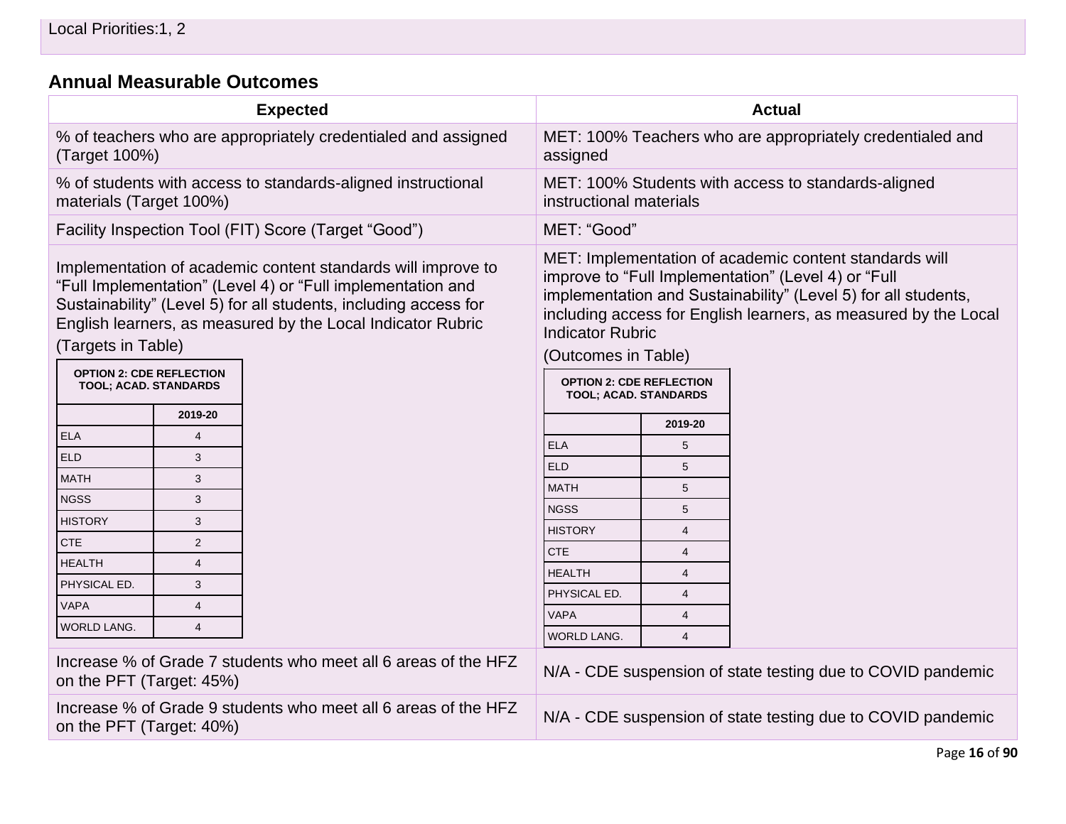Local Priorities:1, 2

## Annual Measurable Outcomes

| Expected | Actual |
|---|---|
| % of teachers who are appropriately credentialed and assigned (Target 100%) | MET: 100% Teachers who are appropriately credentialed and assigned |
| % of students with access to standards-aligned instructional materials (Target 100%) | MET: 100% Students with access to standards-aligned instructional materials |
| Facility Inspection Tool (FIT) Score (Target "Good") | MET: "Good" |
| Implementation of academic content standards will improve to "Full Implementation" (Level 4) or "Full implementation and Sustainability" (Level 5) for all students, including access for English learners, as measured by the Local Indicator Rubric (Targets in Table) | MET: Implementation of academic content standards will improve to "Full Implementation" (Level 4) or "Full implementation and Sustainability" (Level 5) for all students, including access for English learners, as measured by the Local Indicator Rubric (Outcomes in Table) |
| Increase % of Grade 7 students who meet all 6 areas of the HFZ on the PFT (Target: 45%) | N/A - CDE suspension of state testing due to COVID pandemic |
| Increase % of Grade 9 students who meet all 6 areas of the HFZ on the PFT (Target: 40%) | N/A - CDE suspension of state testing due to COVID pandemic |

**Expected – OPTION 2: CDE REFLECTION TOOL; ACAD. STANDARDS**

| | 2019-20 |
|---|---|
| ELA | 4 |
| ELD | 3 |
| MATH | 3 |
| NGSS | 3 |
| HISTORY | 3 |
| CTE | 2 |
| HEALTH | 4 |
| PHYSICAL ED. | 3 |
| VAPA | 4 |
| WORLD LANG. | 4 |

**Actual – OPTION 2: CDE REFLECTION TOOL; ACAD. STANDARDS**

| | 2019-20 |
|---|---|
| ELA | 5 |
| ELD | 5 |
| MATH | 5 |
| NGSS | 5 |
| HISTORY | 4 |
| CTE | 4 |
| HEALTH | 4 |
| PHYSICAL ED. | 4 |
| VAPA | 4 |
| WORLD LANG. | 4 |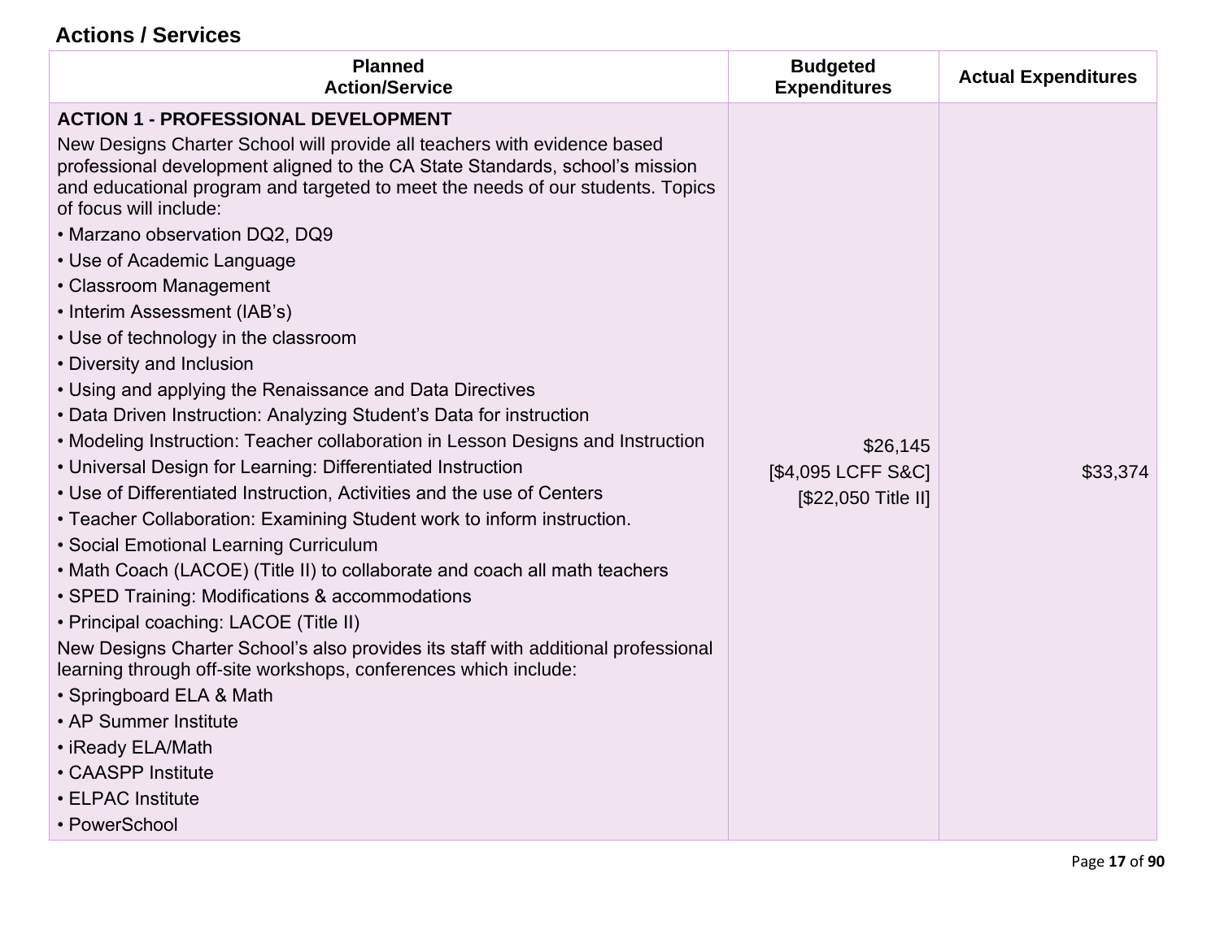## Actions / Services

| Planned<br>Action/Service | Budgeted<br>Expenditures | Actual Expenditures |
|---|---|---|
| **ACTION 1 - PROFESSIONAL DEVELOPMENT**<br>New Designs Charter School will provide all teachers with evidence based professional development aligned to the CA State Standards, school's mission and educational program and targeted to meet the needs of our students. Topics of focus will include:<br>• Marzano observation DQ2, DQ9<br>• Use of Academic Language<br>• Classroom Management<br>• Interim Assessment (IAB's)<br>• Use of technology in the classroom<br>• Diversity and Inclusion<br>• Using and applying the Renaissance and Data Directives<br>• Data Driven Instruction: Analyzing Student's Data for instruction<br>• Modeling Instruction: Teacher collaboration in Lesson Designs and Instruction<br>• Universal Design for Learning: Differentiated Instruction<br>• Use of Differentiated Instruction, Activities and the use of Centers<br>• Teacher Collaboration: Examining Student work to inform instruction.<br>• Social Emotional Learning Curriculum<br>• Math Coach (LACOE) (Title II) to collaborate and coach all math teachers<br>• SPED Training: Modifications & accommodations<br>• Principal coaching: LACOE (Title II)<br>New Designs Charter School's also provides its staff with additional professional learning through off-site workshops, conferences which include:<br>• Springboard ELA & Math<br>• AP Summer Institute<br>• iReady ELA/Math<br>• CAASPP Institute<br>• ELPAC Institute<br>• PowerSchool | $26,145<br>[$4,095 LCFF S&C]<br>[$22,050 Title II] | $33,374 |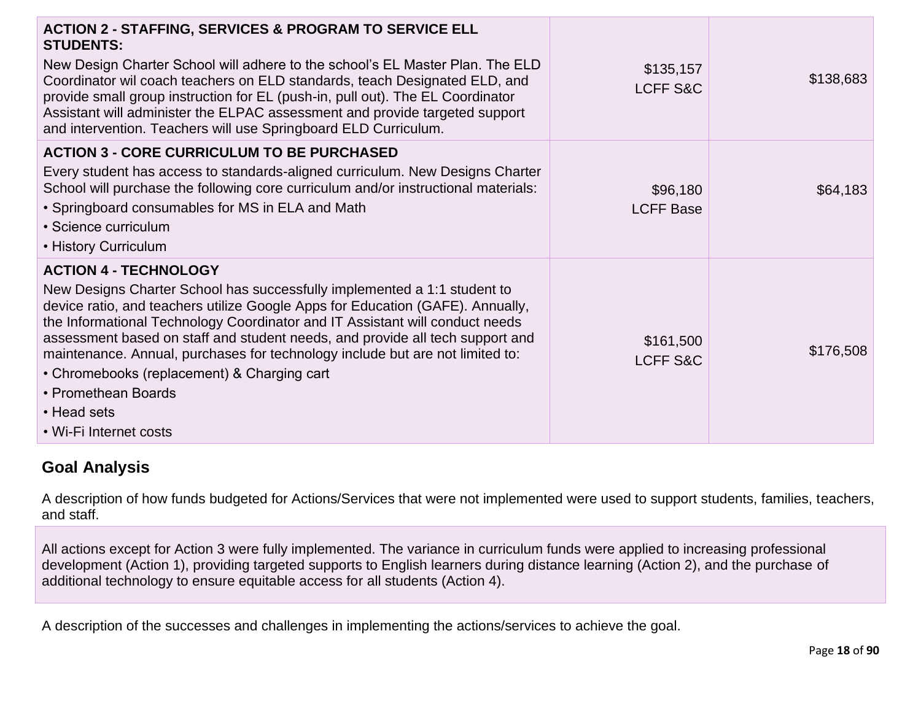| | | |
|---|---|---|
| **ACTION 2 - STAFFING, SERVICES & PROGRAM TO SERVICE ELL STUDENTS:**<br>New Design Charter School will adhere to the school's EL Master Plan. The ELD Coordinator wil coach teachers on ELD standards, teach Designated ELD, and provide small group instruction for EL (push-in, pull out). The EL Coordinator Assistant will administer the ELPAC assessment and provide targeted support and intervention. Teachers will use Springboard ELD Curriculum. | $135,157<br>LCFF S&C | $138,683 |
| **ACTION 3 - CORE CURRICULUM TO BE PURCHASED**<br>Every student has access to standards-aligned curriculum. New Designs Charter School will purchase the following core curriculum and/or instructional materials:<br>• Springboard consumables for MS in ELA and Math<br>• Science curriculum<br>• History Curriculum | $96,180<br>LCFF Base | $64,183 |
| **ACTION 4 - TECHNOLOGY**<br>New Designs Charter School has successfully implemented a 1:1 student to device ratio, and teachers utilize Google Apps for Education (GAFE). Annually, the Informational Technology Coordinator and IT Assistant will conduct needs assessment based on staff and student needs, and provide all tech support and maintenance. Annual, purchases for technology include but are not limited to:<br>• Chromebooks (replacement) & Charging cart<br>• Promethean Boards<br>• Head sets<br>• Wi-Fi Internet costs | $161,500<br>LCFF S&C | $176,508 |

## Goal Analysis

A description of how funds budgeted for Actions/Services that were not implemented were used to support students, families, teachers, and staff.

All actions except for Action 3 were fully implemented. The variance in curriculum funds were applied to increasing professional development (Action 1), providing targeted supports to English learners during distance learning (Action 2), and the purchase of additional technology to ensure equitable access for all students (Action 4).

A description of the successes and challenges in implementing the actions/services to achieve the goal.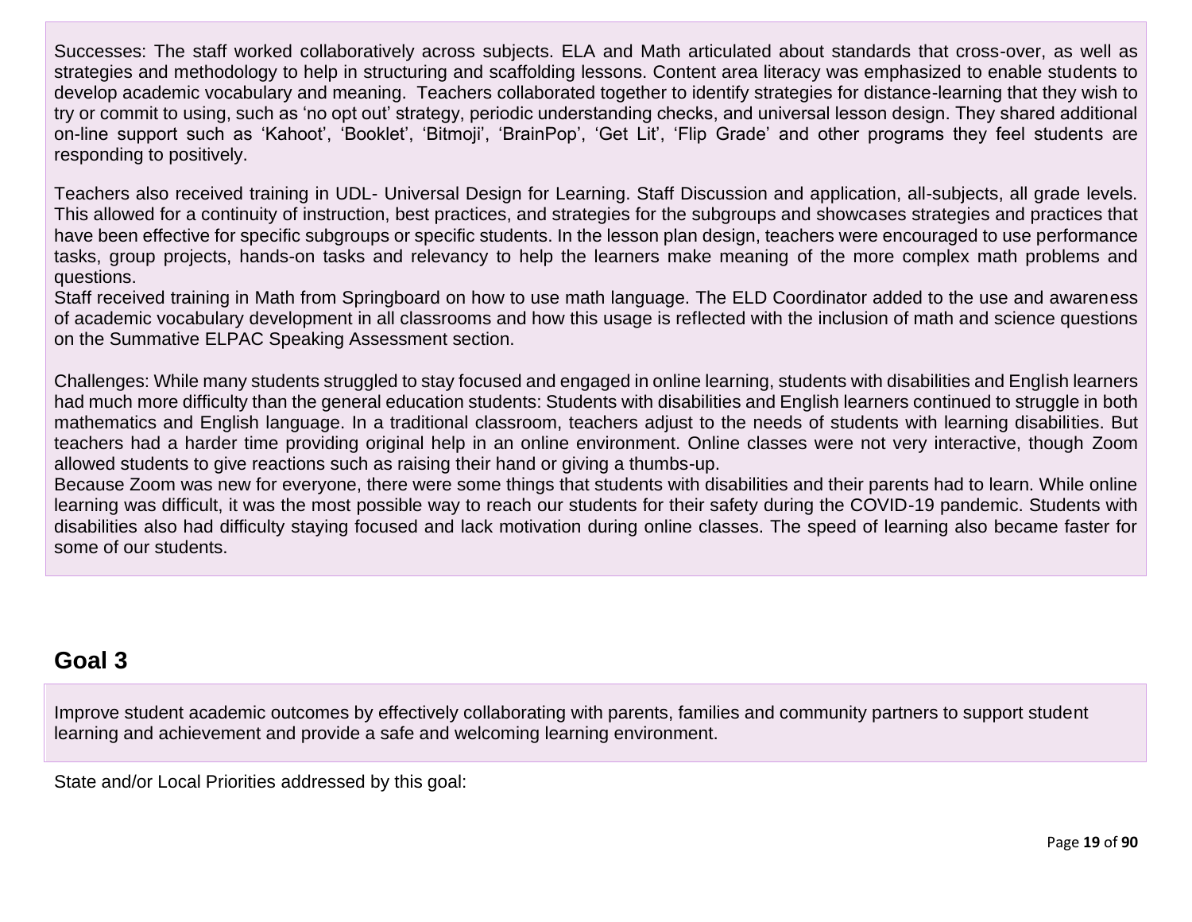Successes: The staff worked collaboratively across subjects. ELA and Math articulated about standards that cross-over, as well as strategies and methodology to help in structuring and scaffolding lessons. Content area literacy was emphasized to enable students to develop academic vocabulary and meaning. Teachers collaborated together to identify strategies for distance-learning that they wish to try or commit to using, such as 'no opt out' strategy, periodic understanding checks, and universal lesson design. They shared additional on-line support such as 'Kahoot', 'Booklet', 'Bitmoji', 'BrainPop', 'Get Lit', 'Flip Grade' and other programs they feel students are responding to positively.

Teachers also received training in UDL- Universal Design for Learning. Staff Discussion and application, all-subjects, all grade levels. This allowed for a continuity of instruction, best practices, and strategies for the subgroups and showcases strategies and practices that have been effective for specific subgroups or specific students. In the lesson plan design, teachers were encouraged to use performance tasks, group projects, hands-on tasks and relevancy to help the learners make meaning of the more complex math problems and questions.
Staff received training in Math from Springboard on how to use math language. The ELD Coordinator added to the use and awareness of academic vocabulary development in all classrooms and how this usage is reflected with the inclusion of math and science questions on the Summative ELPAC Speaking Assessment section.

Challenges: While many students struggled to stay focused and engaged in online learning, students with disabilities and English learners had much more difficulty than the general education students: Students with disabilities and English learners continued to struggle in both mathematics and English language. In a traditional classroom, teachers adjust to the needs of students with learning disabilities. But teachers had a harder time providing original help in an online environment. Online classes were not very interactive, though Zoom allowed students to give reactions such as raising their hand or giving a thumbs-up.
Because Zoom was new for everyone, there were some things that students with disabilities and their parents had to learn. While online learning was difficult, it was the most possible way to reach our students for their safety during the COVID-19 pandemic. Students with disabilities also had difficulty staying focused and lack motivation during online classes. The speed of learning also became faster for some of our students.

## Goal 3

Improve student academic outcomes by effectively collaborating with parents, families and community partners to support student learning and achievement and provide a safe and welcoming learning environment.

State and/or Local Priorities addressed by this goal: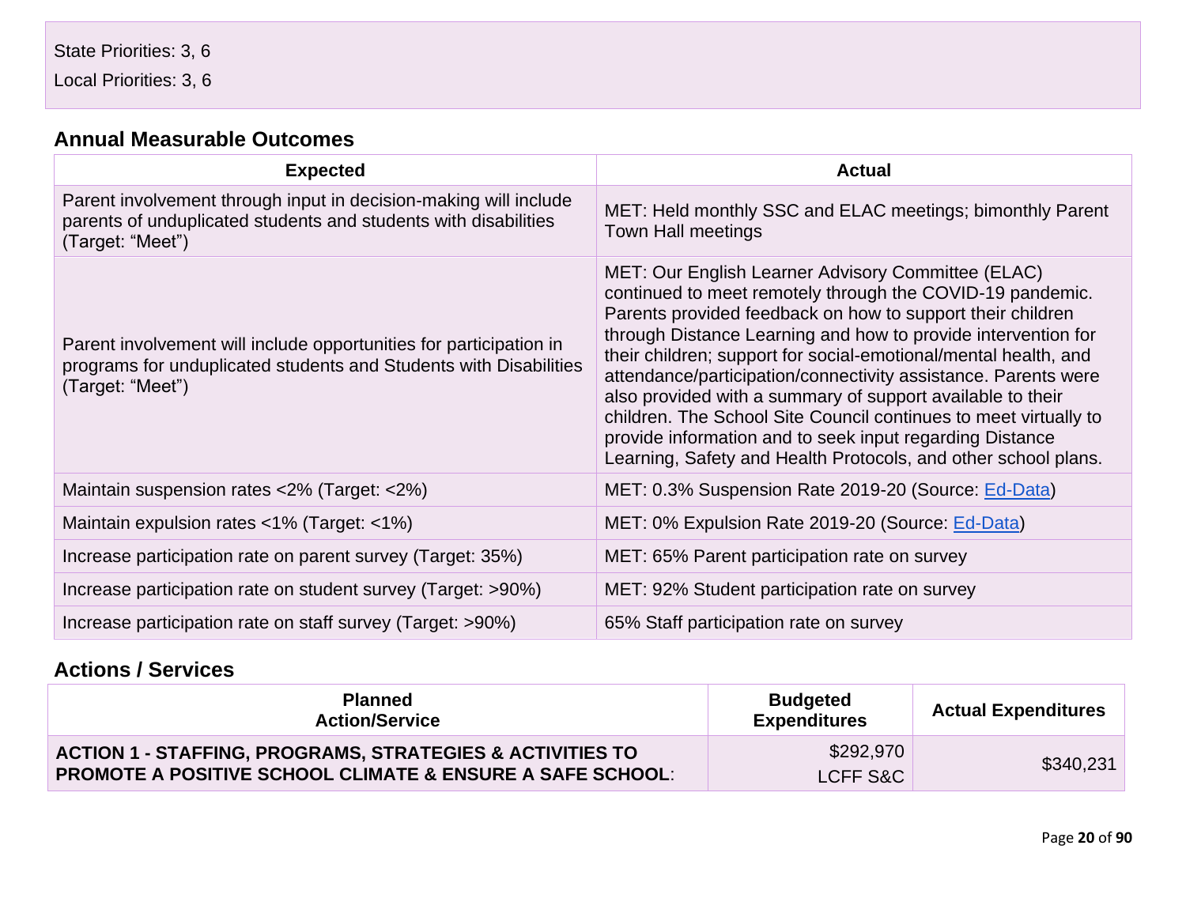State Priorities: 3, 6

Local Priorities: 3, 6

## Annual Measurable Outcomes

| Expected | Actual |
| --- | --- |
| Parent involvement through input in decision-making will include parents of unduplicated students and students with disabilities (Target: "Meet") | MET: Held monthly SSC and ELAC meetings; bimonthly Parent Town Hall meetings |
| Parent involvement will include opportunities for participation in programs for unduplicated students and Students with Disabilities (Target: "Meet") | MET: Our English Learner Advisory Committee (ELAC) continued to meet remotely through the COVID-19 pandemic. Parents provided feedback on how to support their children through Distance Learning and how to provide intervention for their children; support for social-emotional/mental health, and attendance/participation/connectivity assistance. Parents were also provided with a summary of support available to their children. The School Site Council continues to meet virtually to provide information and to seek input regarding Distance Learning, Safety and Health Protocols, and other school plans. |
| Maintain suspension rates <2% (Target: <2%) | MET: 0.3% Suspension Rate 2019-20 (Source: Ed-Data) |
| Maintain expulsion rates <1% (Target: <1%) | MET: 0% Expulsion Rate 2019-20 (Source: Ed-Data) |
| Increase participation rate on parent survey (Target: 35%) | MET: 65% Parent participation rate on survey |
| Increase participation rate on student survey (Target: >90%) | MET: 92% Student participation rate on survey |
| Increase participation rate on staff survey (Target: >90%) | 65% Staff participation rate on survey |

## Actions / Services

| Planned Action/Service | Budgeted Expenditures | Actual Expenditures |
| --- | --- | --- |
| **ACTION 1 - STAFFING, PROGRAMS, STRATEGIES & ACTIVITIES TO PROMOTE A POSITIVE SCHOOL CLIMATE & ENSURE A SAFE SCHOOL**: | $292,970 LCFF S&C | $340,231 |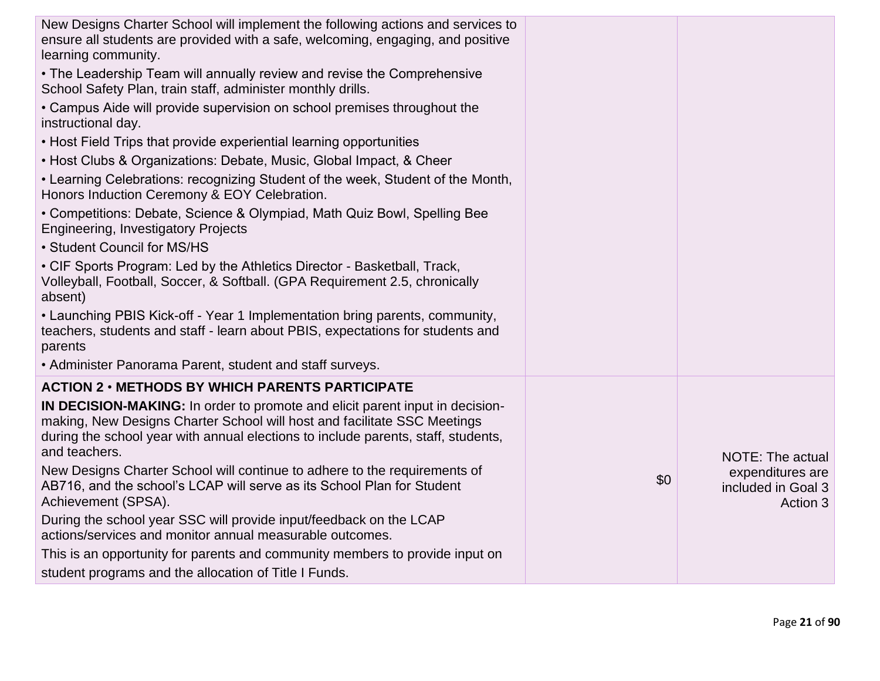| | | |
|---|---|---|
| New Designs Charter School will implement the following actions and services to ensure all students are provided with a safe, welcoming, engaging, and positive learning community.<br>• The Leadership Team will annually review and revise the Comprehensive School Safety Plan, train staff, administer monthly drills.<br>• Campus Aide will provide supervision on school premises throughout the instructional day.<br>• Host Field Trips that provide experiential learning opportunities<br>• Host Clubs & Organizations: Debate, Music, Global Impact, & Cheer<br>• Learning Celebrations: recognizing Student of the week, Student of the Month, Honors Induction Ceremony & EOY Celebration.<br>• Competitions: Debate, Science & Olympiad, Math Quiz Bowl, Spelling Bee Engineering, Investigatory Projects<br>• Student Council for MS/HS<br>• CIF Sports Program: Led by the Athletics Director - Basketball, Track, Volleyball, Football, Soccer, & Softball. (GPA Requirement 2.5, chronically absent)<br>• Launching PBIS Kick-off - Year 1 Implementation bring parents, community, teachers, students and staff - learn about PBIS, expectations for students and parents<br>• Administer Panorama Parent, student and staff surveys. | | |
| **ACTION 2 • METHODS BY WHICH PARENTS PARTICIPATE IN DECISION-MAKING:** In order to promote and elicit parent input in decision-making, New Designs Charter School will host and facilitate SSC Meetings during the school year with annual elections to include parents, staff, students, and teachers.<br>New Designs Charter School will continue to adhere to the requirements of AB716, and the school's LCAP will serve as its School Plan for Student Achievement (SPSA).<br>During the school year SSC will provide input/feedback on the LCAP actions/services and monitor annual measurable outcomes.<br>This is an opportunity for parents and community members to provide input on student programs and the allocation of Title I Funds. | $0 | NOTE: The actual expenditures are included in Goal 3 Action 3 |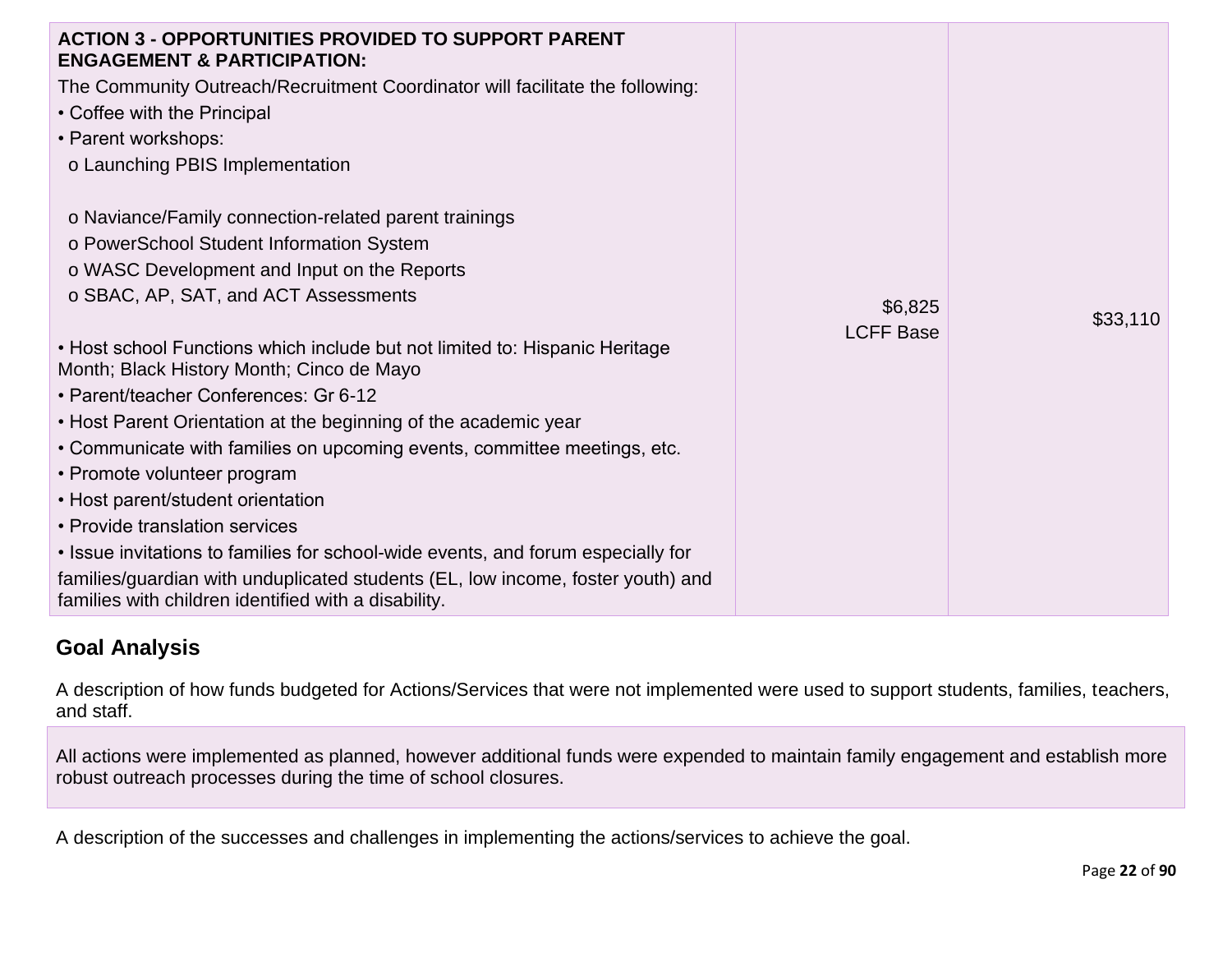| | | |
|---|---|---|
| **ACTION 3 - OPPORTUNITIES PROVIDED TO SUPPORT PARENT ENGAGEMENT & PARTICIPATION:**<br>The Community Outreach/Recruitment Coordinator will facilitate the following:<br>• Coffee with the Principal<br>• Parent workshops:<br>o Launching PBIS Implementation<br>o Naviance/Family connection-related parent trainings<br>o PowerSchool Student Information System<br>o WASC Development and Input on the Reports<br>o SBAC, AP, SAT, and ACT Assessments<br>• Host school Functions which include but not limited to: Hispanic Heritage Month; Black History Month; Cinco de Mayo<br>• Parent/teacher Conferences: Gr 6-12<br>• Host Parent Orientation at the beginning of the academic year<br>• Communicate with families on upcoming events, committee meetings, etc.<br>• Promote volunteer program<br>• Host parent/student orientation<br>• Provide translation services<br>• Issue invitations to families for school-wide events, and forum especially for families/guardian with unduplicated students (EL, low income, foster youth) and families with children identified with a disability. | $6,825<br>LCFF Base | $33,110 |

## Goal Analysis

A description of how funds budgeted for Actions/Services that were not implemented were used to support students, families, teachers, and staff.

All actions were implemented as planned, however additional funds were expended to maintain family engagement and establish more robust outreach processes during the time of school closures.

A description of the successes and challenges in implementing the actions/services to achieve the goal.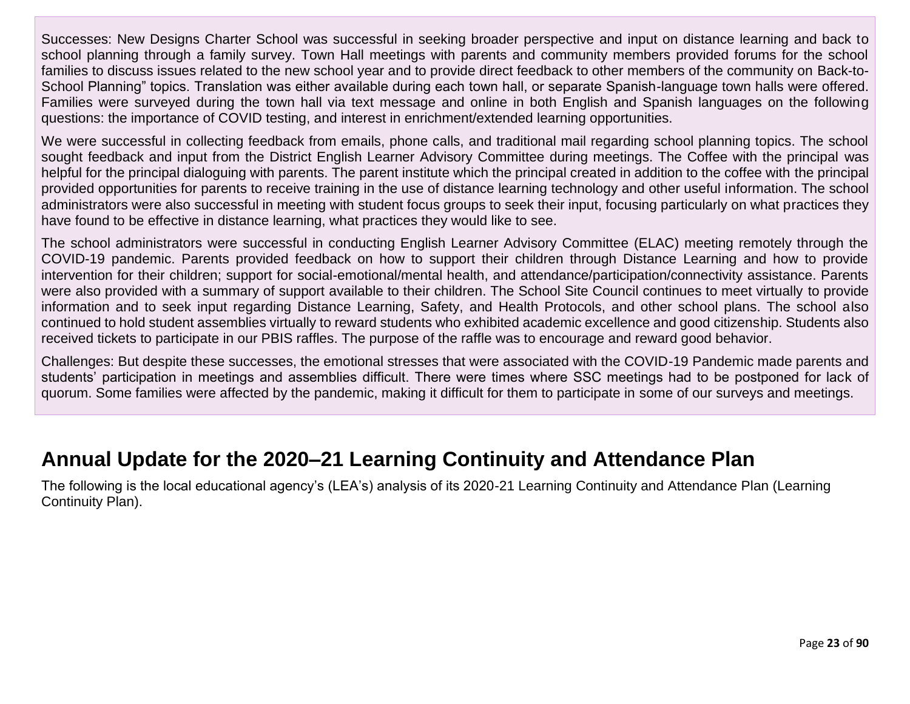Successes: New Designs Charter School was successful in seeking broader perspective and input on distance learning and back to school planning through a family survey. Town Hall meetings with parents and community members provided forums for the school families to discuss issues related to the new school year and to provide direct feedback to other members of the community on Back-to-School Planning" topics. Translation was either available during each town hall, or separate Spanish-language town halls were offered. Families were surveyed during the town hall via text message and online in both English and Spanish languages on the following questions: the importance of COVID testing, and interest in enrichment/extended learning opportunities.

We were successful in collecting feedback from emails, phone calls, and traditional mail regarding school planning topics. The school sought feedback and input from the District English Learner Advisory Committee during meetings. The Coffee with the principal was helpful for the principal dialoguing with parents. The parent institute which the principal created in addition to the coffee with the principal provided opportunities for parents to receive training in the use of distance learning technology and other useful information. The school administrators were also successful in meeting with student focus groups to seek their input, focusing particularly on what practices they have found to be effective in distance learning, what practices they would like to see.

The school administrators were successful in conducting English Learner Advisory Committee (ELAC) meeting remotely through the COVID-19 pandemic. Parents provided feedback on how to support their children through Distance Learning and how to provide intervention for their children; support for social-emotional/mental health, and attendance/participation/connectivity assistance. Parents were also provided with a summary of support available to their children. The School Site Council continues to meet virtually to provide information and to seek input regarding Distance Learning, Safety, and Health Protocols, and other school plans. The school also continued to hold student assemblies virtually to reward students who exhibited academic excellence and good citizenship. Students also received tickets to participate in our PBIS raffles. The purpose of the raffle was to encourage and reward good behavior.

Challenges: But despite these successes, the emotional stresses that were associated with the COVID-19 Pandemic made parents and students' participation in meetings and assemblies difficult. There were times where SSC meetings had to be postponed for lack of quorum. Some families were affected by the pandemic, making it difficult for them to participate in some of our surveys and meetings.

## Annual Update for the 2020–21 Learning Continuity and Attendance Plan

The following is the local educational agency's (LEA's) analysis of its 2020-21 Learning Continuity and Attendance Plan (Learning Continuity Plan).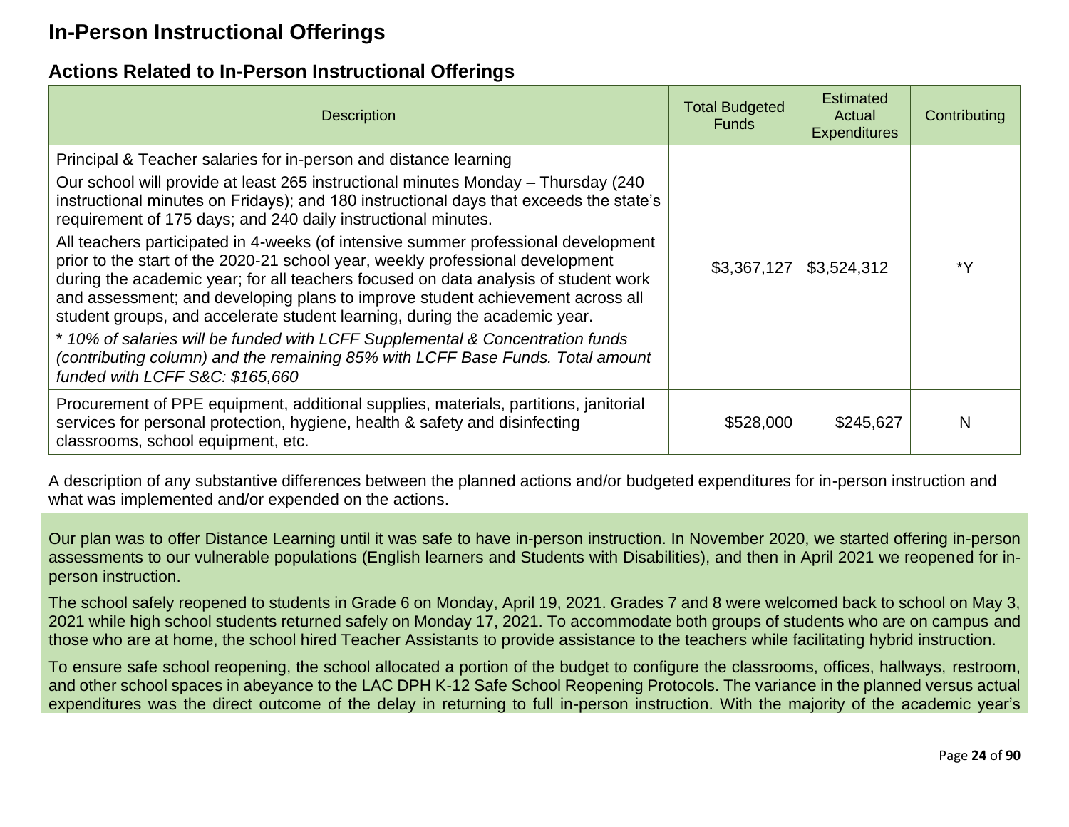# In-Person Instructional Offerings

## Actions Related to In-Person Instructional Offerings

| Description | Total Budgeted Funds | Estimated Actual Expenditures | Contributing |
|---|---|---|---|
| Principal & Teacher salaries for in-person and distance learning<br><br>Our school will provide at least 265 instructional minutes Monday – Thursday (240 instructional minutes on Fridays); and 180 instructional days that exceeds the state's requirement of 175 days; and 240 daily instructional minutes.<br><br>All teachers participated in 4-weeks (of intensive summer professional development prior to the start of the 2020-21 school year, weekly professional development during the academic year; for all teachers focused on data analysis of student work and assessment; and developing plans to improve student achievement across all student groups, and accelerate student learning, during the academic year.<br><br>* *10% of salaries will be funded with LCFF Supplemental & Concentration funds (contributing column) and the remaining 85% with LCFF Base Funds. Total amount funded with LCFF S&C: $165,660* | $3,367,127 | $3,524,312 | *Y |
| Procurement of PPE equipment, additional supplies, materials, partitions, janitorial services for personal protection, hygiene, health & safety and disinfecting classrooms, school equipment, etc. | $528,000 | $245,627 | N |

A description of any substantive differences between the planned actions and/or budgeted expenditures for in-person instruction and what was implemented and/or expended on the actions.

Our plan was to offer Distance Learning until it was safe to have in-person instruction. In November 2020, we started offering in-person assessments to our vulnerable populations (English learners and Students with Disabilities), and then in April 2021 we reopened for in-person instruction.

The school safely reopened to students in Grade 6 on Monday, April 19, 2021. Grades 7 and 8 were welcomed back to school on May 3, 2021 while high school students returned safely on Monday 17, 2021. To accommodate both groups of students who are on campus and those who are at home, the school hired Teacher Assistants to provide assistance to the teachers while facilitating hybrid instruction.

To ensure safe school reopening, the school allocated a portion of the budget to configure the classrooms, offices, hallways, restroom, and other school spaces in abeyance to the LAC DPH K-12 Safe School Reopening Protocols. The variance in the planned versus actual expenditures was the direct outcome of the delay in returning to full in-person instruction. With the majority of the academic year's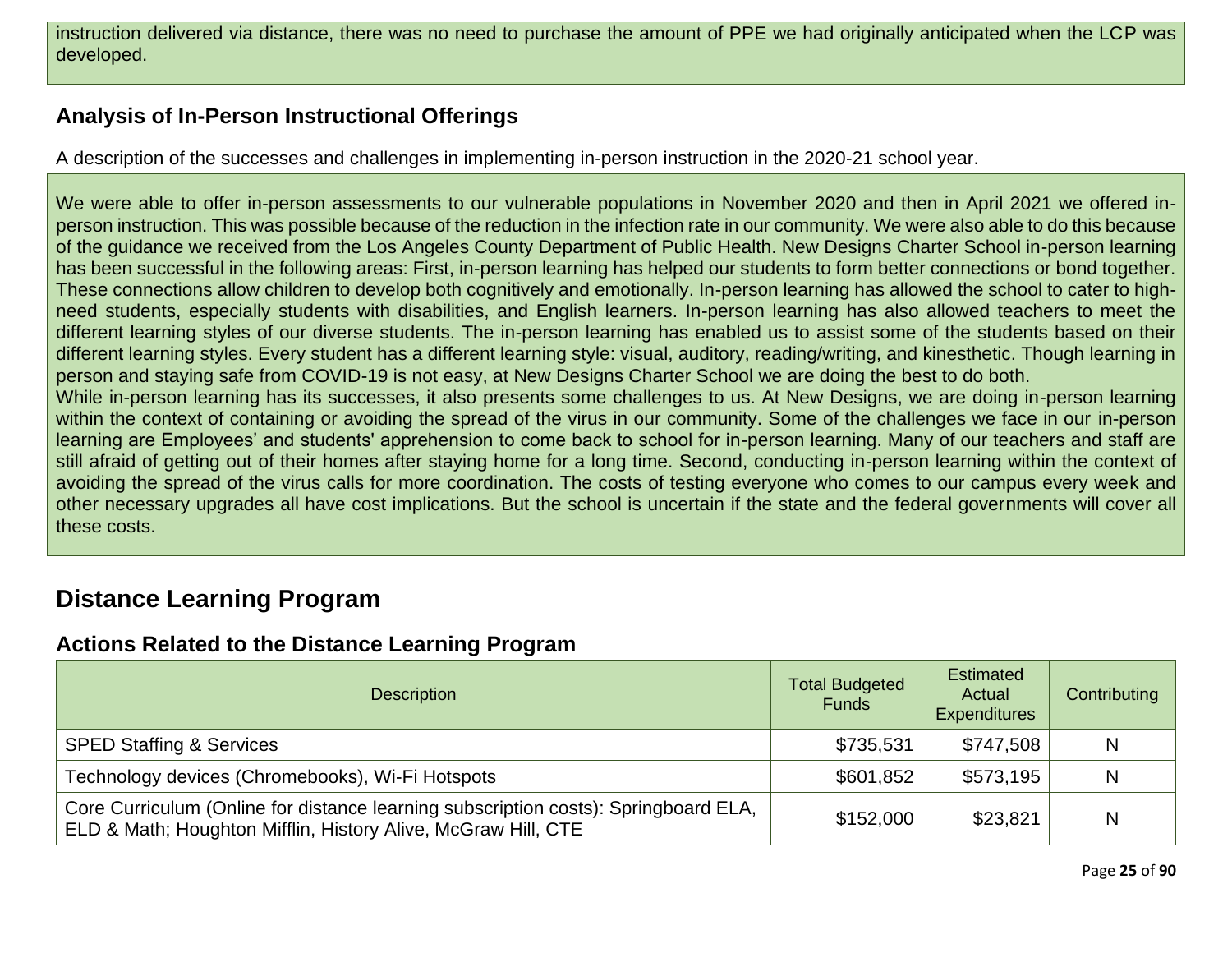instruction delivered via distance, there was no need to purchase the amount of PPE we had originally anticipated when the LCP was developed.

### Analysis of In-Person Instructional Offerings

A description of the successes and challenges in implementing in-person instruction in the 2020-21 school year.

We were able to offer in-person assessments to our vulnerable populations in November 2020 and then in April 2021 we offered in-person instruction. This was possible because of the reduction in the infection rate in our community. We were also able to do this because of the guidance we received from the Los Angeles County Department of Public Health. New Designs Charter School in-person learning has been successful in the following areas: First, in-person learning has helped our students to form better connections or bond together. These connections allow children to develop both cognitively and emotionally. In-person learning has allowed the school to cater to high-need students, especially students with disabilities, and English learners. In-person learning has also allowed teachers to meet the different learning styles of our diverse students. The in-person learning has enabled us to assist some of the students based on their different learning styles. Every student has a different learning style: visual, auditory, reading/writing, and kinesthetic. Though learning in person and staying safe from COVID-19 is not easy, at New Designs Charter School we are doing the best to do both.
While in-person learning has its successes, it also presents some challenges to us. At New Designs, we are doing in-person learning within the context of containing or avoiding the spread of the virus in our community. Some of the challenges we face in our in-person learning are Employees' and students' apprehension to come back to school for in-person learning. Many of our teachers and staff are still afraid of getting out of their homes after staying home for a long time. Second, conducting in-person learning within the context of avoiding the spread of the virus calls for more coordination. The costs of testing everyone who comes to our campus every week and other necessary upgrades all have cost implications. But the school is uncertain if the state and the federal governments will cover all these costs.

## Distance Learning Program

### Actions Related to the Distance Learning Program

| Description | Total Budgeted Funds | Estimated Actual Expenditures | Contributing |
| --- | --- | --- | --- |
| SPED Staffing & Services | $735,531 | $747,508 | N |
| Technology devices (Chromebooks), Wi-Fi Hotspots | $601,852 | $573,195 | N |
| Core Curriculum (Online for distance learning subscription costs): Springboard ELA, ELD & Math; Houghton Mifflin, History Alive, McGraw Hill, CTE | $152,000 | $23,821 | N |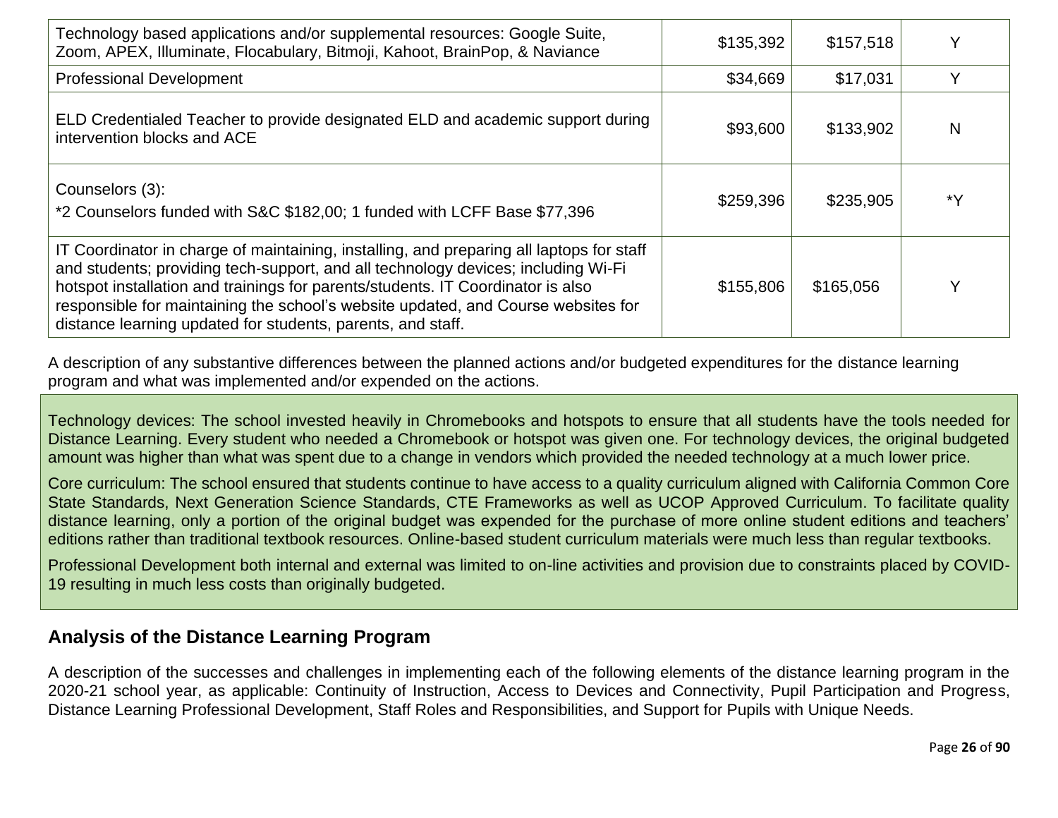| | | | |
|---|---|---|---|
| Technology based applications and/or supplemental resources: Google Suite, Zoom, APEX, Illuminate, Flocabulary, Bitmoji, Kahoot, BrainPop, & Naviance | $135,392 | $157,518 | Y |
| Professional Development | $34,669 | $17,031 | Y |
| ELD Credentialed Teacher to provide designated ELD and academic support during intervention blocks and ACE | $93,600 | $133,902 | N |
| Counselors (3):<br>*2 Counselors funded with S&C $182,00; 1 funded with LCFF Base $77,396 | $259,396 | $235,905 | *Y |
| IT Coordinator in charge of maintaining, installing, and preparing all laptops for staff and students; providing tech-support, and all technology devices; including Wi-Fi hotspot installation and trainings for parents/students. IT Coordinator is also responsible for maintaining the school's website updated, and Course websites for distance learning updated for students, parents, and staff. | $155,806 | $165,056 | Y |

A description of any substantive differences between the planned actions and/or budgeted expenditures for the distance learning program and what was implemented and/or expended on the actions.

Technology devices: The school invested heavily in Chromebooks and hotspots to ensure that all students have the tools needed for Distance Learning. Every student who needed a Chromebook or hotspot was given one. For technology devices, the original budgeted amount was higher than what was spent due to a change in vendors which provided the needed technology at a much lower price.

Core curriculum: The school ensured that students continue to have access to a quality curriculum aligned with California Common Core State Standards, Next Generation Science Standards, CTE Frameworks as well as UCOP Approved Curriculum. To facilitate quality distance learning, only a portion of the original budget was expended for the purchase of more online student editions and teachers' editions rather than traditional textbook resources. Online-based student curriculum materials were much less than regular textbooks.

Professional Development both internal and external was limited to on-line activities and provision due to constraints placed by COVID-19 resulting in much less costs than originally budgeted.

## Analysis of the Distance Learning Program

A description of the successes and challenges in implementing each of the following elements of the distance learning program in the 2020-21 school year, as applicable: Continuity of Instruction, Access to Devices and Connectivity, Pupil Participation and Progress, Distance Learning Professional Development, Staff Roles and Responsibilities, and Support for Pupils with Unique Needs.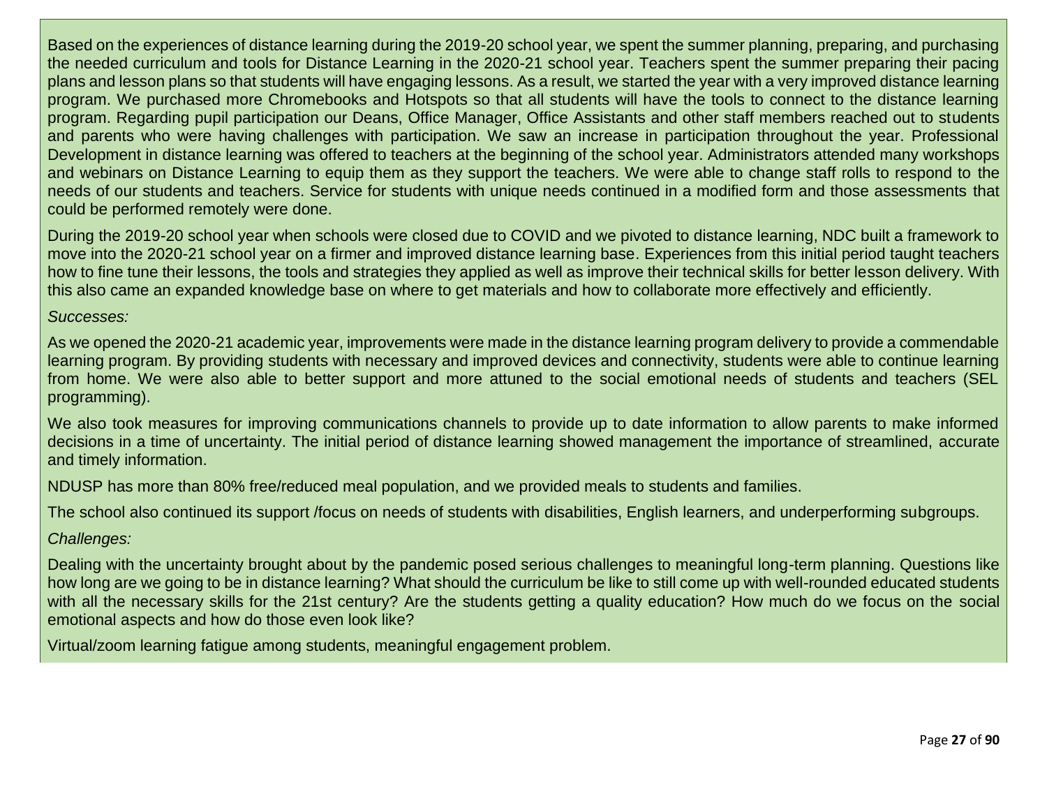Based on the experiences of distance learning during the 2019-20 school year, we spent the summer planning, preparing, and purchasing the needed curriculum and tools for Distance Learning in the 2020-21 school year. Teachers spent the summer preparing their pacing plans and lesson plans so that students will have engaging lessons. As a result, we started the year with a very improved distance learning program. We purchased more Chromebooks and Hotspots so that all students will have the tools to connect to the distance learning program. Regarding pupil participation our Deans, Office Manager, Office Assistants and other staff members reached out to students and parents who were having challenges with participation. We saw an increase in participation throughout the year. Professional Development in distance learning was offered to teachers at the beginning of the school year. Administrators attended many workshops and webinars on Distance Learning to equip them as they support the teachers. We were able to change staff rolls to respond to the needs of our students and teachers. Service for students with unique needs continued in a modified form and those assessments that could be performed remotely were done.

During the 2019-20 school year when schools were closed due to COVID and we pivoted to distance learning, NDC built a framework to move into the 2020-21 school year on a firmer and improved distance learning base. Experiences from this initial period taught teachers how to fine tune their lessons, the tools and strategies they applied as well as improve their technical skills for better lesson delivery. With this also came an expanded knowledge base on where to get materials and how to collaborate more effectively and efficiently.

*Successes:*

As we opened the 2020-21 academic year, improvements were made in the distance learning program delivery to provide a commendable learning program. By providing students with necessary and improved devices and connectivity, students were able to continue learning from home. We were also able to better support and more attuned to the social emotional needs of students and teachers (SEL programming).

We also took measures for improving communications channels to provide up to date information to allow parents to make informed decisions in a time of uncertainty. The initial period of distance learning showed management the importance of streamlined, accurate and timely information.

NDUSP has more than 80% free/reduced meal population, and we provided meals to students and families.

The school also continued its support /focus on needs of students with disabilities, English learners, and underperforming subgroups.

*Challenges:*

Dealing with the uncertainty brought about by the pandemic posed serious challenges to meaningful long-term planning. Questions like how long are we going to be in distance learning? What should the curriculum be like to still come up with well-rounded educated students with all the necessary skills for the 21st century? Are the students getting a quality education? How much do we focus on the social emotional aspects and how do those even look like?

Virtual/zoom learning fatigue among students, meaningful engagement problem.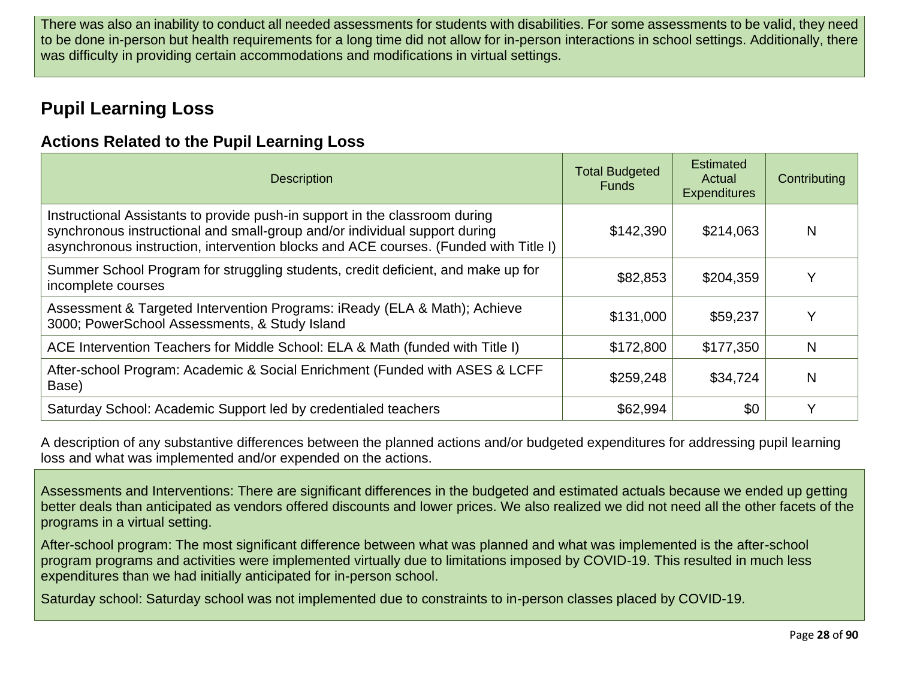There was also an inability to conduct all needed assessments for students with disabilities. For some assessments to be valid, they need to be done in-person but health requirements for a long time did not allow for in-person interactions in school settings. Additionally, there was difficulty in providing certain accommodations and modifications in virtual settings.

## Pupil Learning Loss

### Actions Related to the Pupil Learning Loss

| Description | Total Budgeted Funds | Estimated Actual Expenditures | Contributing |
|---|---|---|---|
| Instructional Assistants to provide push-in support in the classroom during synchronous instructional and small-group and/or individual support during asynchronous instruction, intervention blocks and ACE courses. (Funded with Title I) | $142,390 | $214,063 | N |
| Summer School Program for struggling students, credit deficient, and make up for incomplete courses | $82,853 | $204,359 | Y |
| Assessment & Targeted Intervention Programs: iReady (ELA & Math); Achieve 3000; PowerSchool Assessments, & Study Island | $131,000 | $59,237 | Y |
| ACE Intervention Teachers for Middle School: ELA & Math (funded with Title I) | $172,800 | $177,350 | N |
| After-school Program: Academic & Social Enrichment (Funded with ASES & LCFF Base) | $259,248 | $34,724 | N |
| Saturday School: Academic Support led by credentialed teachers | $62,994 | $0 | Y |

A description of any substantive differences between the planned actions and/or budgeted expenditures for addressing pupil learning loss and what was implemented and/or expended on the actions.

Assessments and Interventions: There are significant differences in the budgeted and estimated actuals because we ended up getting better deals than anticipated as vendors offered discounts and lower prices. We also realized we did not need all the other facets of the programs in a virtual setting.

After-school program: The most significant difference between what was planned and what was implemented is the after-school program programs and activities were implemented virtually due to limitations imposed by COVID-19. This resulted in much less expenditures than we had initially anticipated for in-person school.

Saturday school: Saturday school was not implemented due to constraints to in-person classes placed by COVID-19.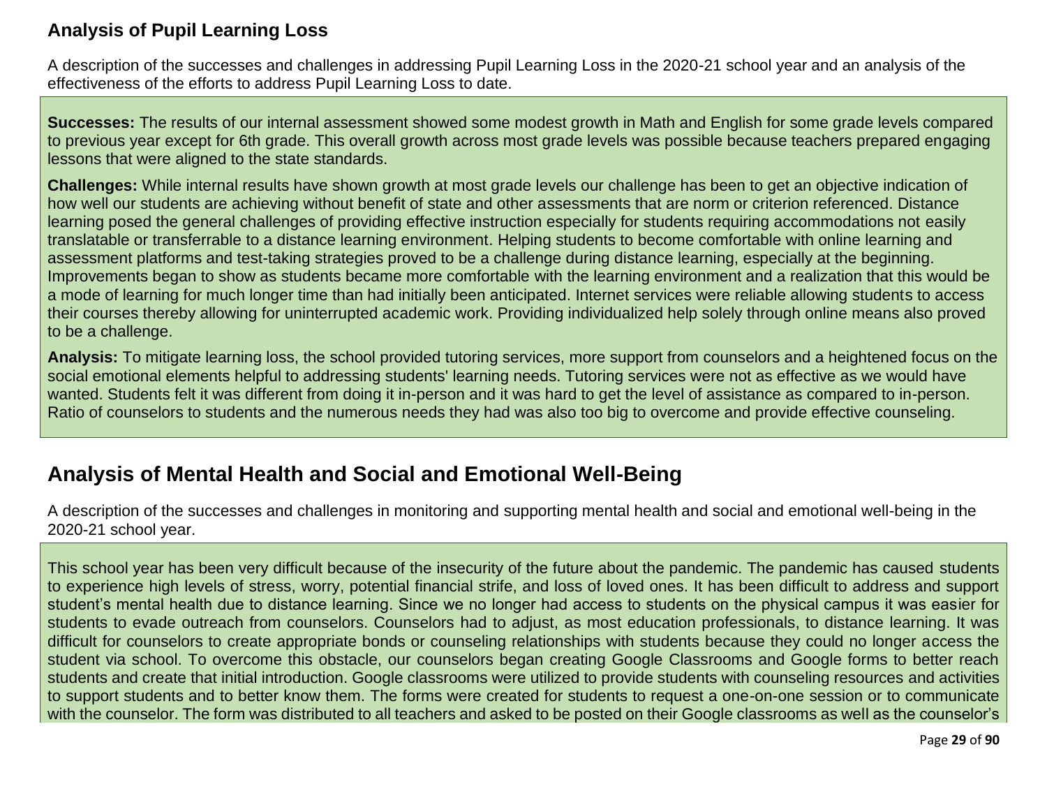### Analysis of Pupil Learning Loss

A description of the successes and challenges in addressing Pupil Learning Loss in the 2020-21 school year and an analysis of the effectiveness of the efforts to address Pupil Learning Loss to date.

**Successes:** The results of our internal assessment showed some modest growth in Math and English for some grade levels compared to previous year except for 6th grade. This overall growth across most grade levels was possible because teachers prepared engaging lessons that were aligned to the state standards.

**Challenges:** While internal results have shown growth at most grade levels our challenge has been to get an objective indication of how well our students are achieving without benefit of state and other assessments that are norm or criterion referenced. Distance learning posed the general challenges of providing effective instruction especially for students requiring accommodations not easily translatable or transferrable to a distance learning environment. Helping students to become comfortable with online learning and assessment platforms and test-taking strategies proved to be a challenge during distance learning, especially at the beginning. Improvements began to show as students became more comfortable with the learning environment and a realization that this would be a mode of learning for much longer time than had initially been anticipated. Internet services were reliable allowing students to access their courses thereby allowing for uninterrupted academic work. Providing individualized help solely through online means also proved to be a challenge.

**Analysis:** To mitigate learning loss, the school provided tutoring services, more support from counselors and a heightened focus on the social emotional elements helpful to addressing students' learning needs. Tutoring services were not as effective as we would have wanted. Students felt it was different from doing it in-person and it was hard to get the level of assistance as compared to in-person. Ratio of counselors to students and the numerous needs they had was also too big to overcome and provide effective counseling.

## Analysis of Mental Health and Social and Emotional Well-Being

A description of the successes and challenges in monitoring and supporting mental health and social and emotional well-being in the 2020-21 school year.

This school year has been very difficult because of the insecurity of the future about the pandemic. The pandemic has caused students to experience high levels of stress, worry, potential financial strife, and loss of loved ones. It has been difficult to address and support student's mental health due to distance learning. Since we no longer had access to students on the physical campus it was easier for students to evade outreach from counselors. Counselors had to adjust, as most education professionals, to distance learning. It was difficult for counselors to create appropriate bonds or counseling relationships with students because they could no longer access the student via school. To overcome this obstacle, our counselors began creating Google Classrooms and Google forms to better reach students and create that initial introduction. Google classrooms were utilized to provide students with counseling resources and activities to support students and to better know them. The forms were created for students to request a one-on-one session or to communicate with the counselor. The form was distributed to all teachers and asked to be posted on their Google classrooms as well as the counselor's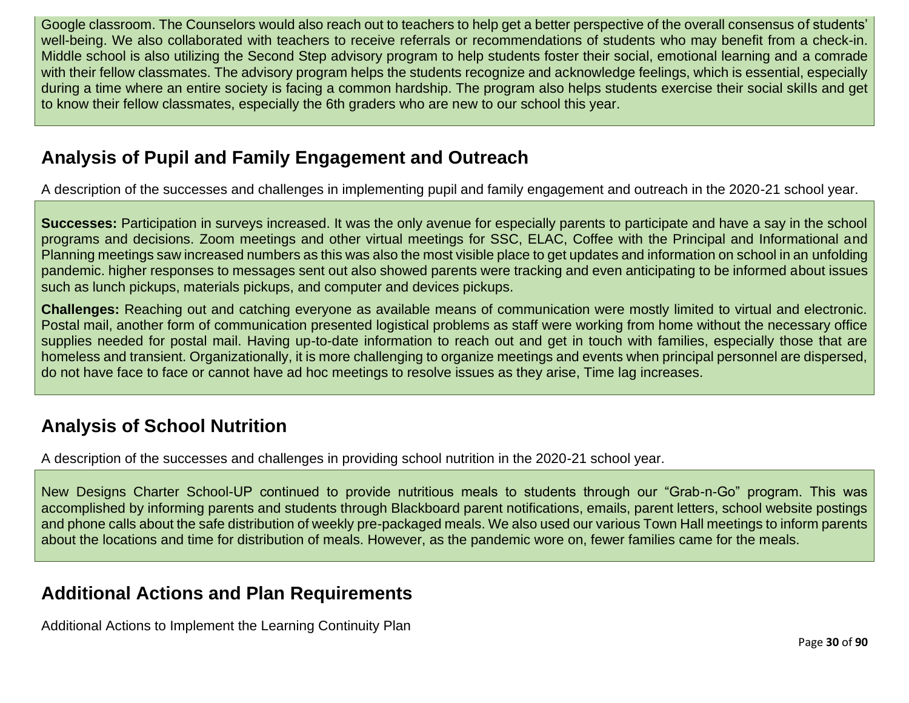Google classroom. The Counselors would also reach out to teachers to help get a better perspective of the overall consensus of students' well-being. We also collaborated with teachers to receive referrals or recommendations of students who may benefit from a check-in. Middle school is also utilizing the Second Step advisory program to help students foster their social, emotional learning and a comrade with their fellow classmates. The advisory program helps the students recognize and acknowledge feelings, which is essential, especially during a time where an entire society is facing a common hardship. The program also helps students exercise their social skills and get to know their fellow classmates, especially the 6th graders who are new to our school this year.

## Analysis of Pupil and Family Engagement and Outreach

A description of the successes and challenges in implementing pupil and family engagement and outreach in the 2020-21 school year.

**Successes:** Participation in surveys increased. It was the only avenue for especially parents to participate and have a say in the school programs and decisions. Zoom meetings and other virtual meetings for SSC, ELAC, Coffee with the Principal and Informational and Planning meetings saw increased numbers as this was also the most visible place to get updates and information on school in an unfolding pandemic. higher responses to messages sent out also showed parents were tracking and even anticipating to be informed about issues such as lunch pickups, materials pickups, and computer and devices pickups.

**Challenges:** Reaching out and catching everyone as available means of communication were mostly limited to virtual and electronic. Postal mail, another form of communication presented logistical problems as staff were working from home without the necessary office supplies needed for postal mail. Having up-to-date information to reach out and get in touch with families, especially those that are homeless and transient. Organizationally, it is more challenging to organize meetings and events when principal personnel are dispersed, do not have face to face or cannot have ad hoc meetings to resolve issues as they arise, Time lag increases.

## Analysis of School Nutrition

A description of the successes and challenges in providing school nutrition in the 2020-21 school year.

New Designs Charter School-UP continued to provide nutritious meals to students through our "Grab-n-Go" program. This was accomplished by informing parents and students through Blackboard parent notifications, emails, parent letters, school website postings and phone calls about the safe distribution of weekly pre-packaged meals. We also used our various Town Hall meetings to inform parents about the locations and time for distribution of meals. However, as the pandemic wore on, fewer families came for the meals.

## Additional Actions and Plan Requirements

Additional Actions to Implement the Learning Continuity Plan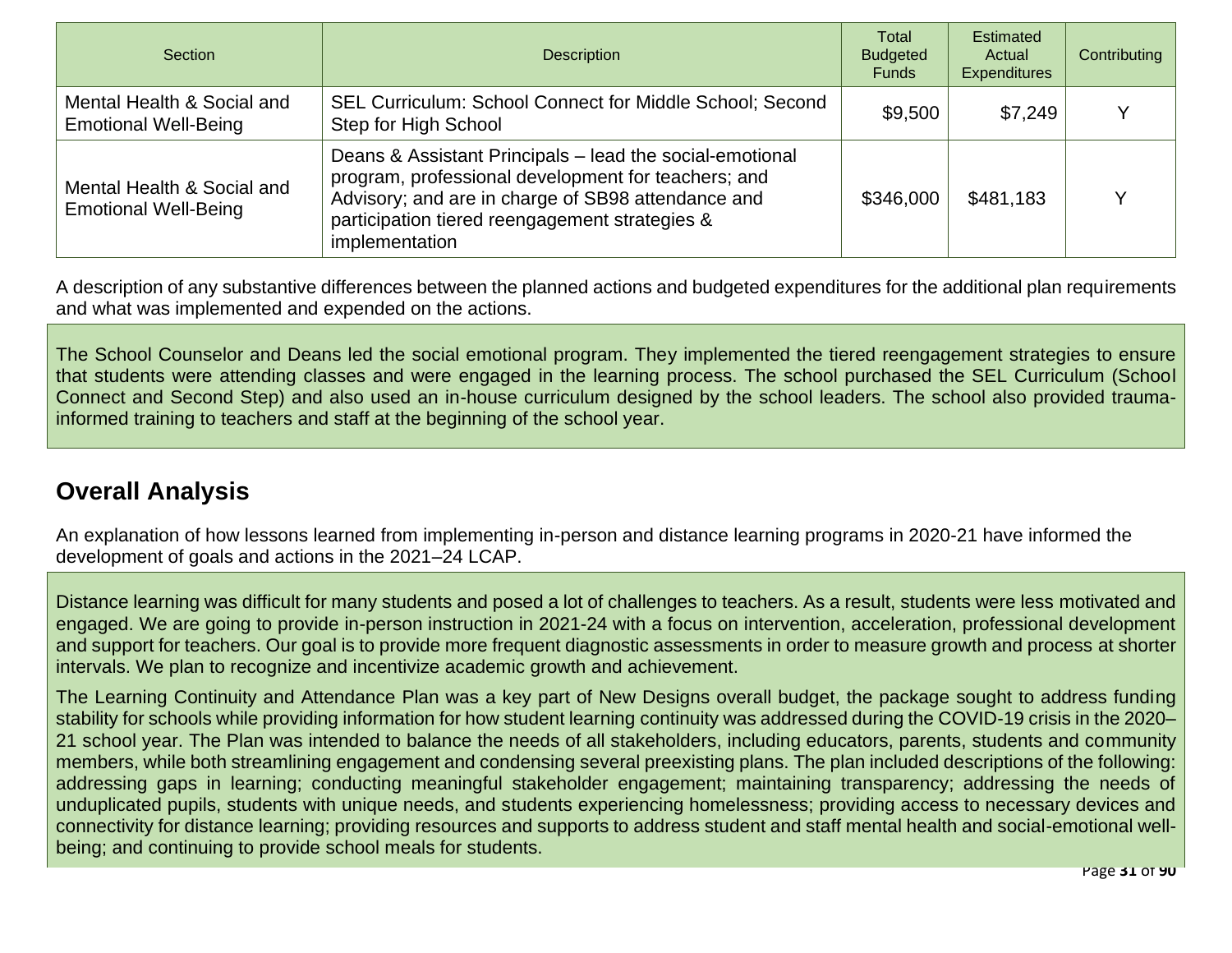| Section | Description | Total Budgeted Funds | Estimated Actual Expenditures | Contributing |
|---|---|---|---|---|
| Mental Health & Social and Emotional Well-Being | SEL Curriculum: School Connect for Middle School; Second Step for High School | $9,500 | $7,249 | Y |
| Mental Health & Social and Emotional Well-Being | Deans & Assistant Principals – lead the social-emotional program, professional development for teachers; and Advisory; and are in charge of SB98 attendance and participation tiered reengagement strategies & implementation | $346,000 | $481,183 | Y |

A description of any substantive differences between the planned actions and budgeted expenditures for the additional plan requirements and what was implemented and expended on the actions.

The School Counselor and Deans led the social emotional program. They implemented the tiered reengagement strategies to ensure that students were attending classes and were engaged in the learning process. The school purchased the SEL Curriculum (School Connect and Second Step) and also used an in-house curriculum designed by the school leaders. The school also provided trauma-informed training to teachers and staff at the beginning of the school year.

## Overall Analysis

An explanation of how lessons learned from implementing in-person and distance learning programs in 2020-21 have informed the development of goals and actions in the 2021–24 LCAP.

Distance learning was difficult for many students and posed a lot of challenges to teachers. As a result, students were less motivated and engaged. We are going to provide in-person instruction in 2021-24 with a focus on intervention, acceleration, professional development and support for teachers. Our goal is to provide more frequent diagnostic assessments in order to measure growth and process at shorter intervals. We plan to recognize and incentivize academic growth and achievement.

The Learning Continuity and Attendance Plan was a key part of New Designs overall budget, the package sought to address funding stability for schools while providing information for how student learning continuity was addressed during the COVID-19 crisis in the 2020–21 school year. The Plan was intended to balance the needs of all stakeholders, including educators, parents, students and community members, while both streamlining engagement and condensing several preexisting plans. The plan included descriptions of the following: addressing gaps in learning; conducting meaningful stakeholder engagement; maintaining transparency; addressing the needs of unduplicated pupils, students with unique needs, and students experiencing homelessness; providing access to necessary devices and connectivity for distance learning; providing resources and supports to address student and staff mental health and social-emotional well-being; and continuing to provide school meals for students.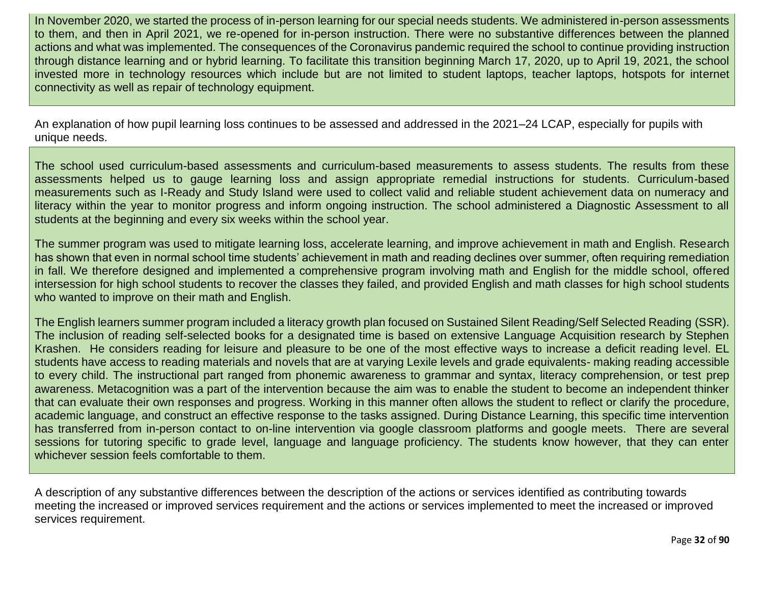In November 2020, we started the process of in-person learning for our special needs students. We administered in-person assessments to them, and then in April 2021, we re-opened for in-person instruction. There were no substantive differences between the planned actions and what was implemented. The consequences of the Coronavirus pandemic required the school to continue providing instruction through distance learning and or hybrid learning. To facilitate this transition beginning March 17, 2020, up to April 19, 2021, the school invested more in technology resources which include but are not limited to student laptops, teacher laptops, hotspots for internet connectivity as well as repair of technology equipment.

An explanation of how pupil learning loss continues to be assessed and addressed in the 2021–24 LCAP, especially for pupils with unique needs.

The school used curriculum-based assessments and curriculum-based measurements to assess students. The results from these assessments helped us to gauge learning loss and assign appropriate remedial instructions for students. Curriculum-based measurements such as I-Ready and Study Island were used to collect valid and reliable student achievement data on numeracy and literacy within the year to monitor progress and inform ongoing instruction. The school administered a Diagnostic Assessment to all students at the beginning and every six weeks within the school year.

The summer program was used to mitigate learning loss, accelerate learning, and improve achievement in math and English. Research has shown that even in normal school time students' achievement in math and reading declines over summer, often requiring remediation in fall. We therefore designed and implemented a comprehensive program involving math and English for the middle school, offered intersession for high school students to recover the classes they failed, and provided English and math classes for high school students who wanted to improve on their math and English.

The English learners summer program included a literacy growth plan focused on Sustained Silent Reading/Self Selected Reading (SSR). The inclusion of reading self-selected books for a designated time is based on extensive Language Acquisition research by Stephen Krashen. He considers reading for leisure and pleasure to be one of the most effective ways to increase a deficit reading level. EL students have access to reading materials and novels that are at varying Lexile levels and grade equivalents- making reading accessible to every child. The instructional part ranged from phonemic awareness to grammar and syntax, literacy comprehension, or test prep awareness. Metacognition was a part of the intervention because the aim was to enable the student to become an independent thinker that can evaluate their own responses and progress. Working in this manner often allows the student to reflect or clarify the procedure, academic language, and construct an effective response to the tasks assigned. During Distance Learning, this specific time intervention has transferred from in-person contact to on-line intervention via google classroom platforms and google meets. There are several sessions for tutoring specific to grade level, language and language proficiency. The students know however, that they can enter whichever session feels comfortable to them.

A description of any substantive differences between the description of the actions or services identified as contributing towards meeting the increased or improved services requirement and the actions or services implemented to meet the increased or improved services requirement.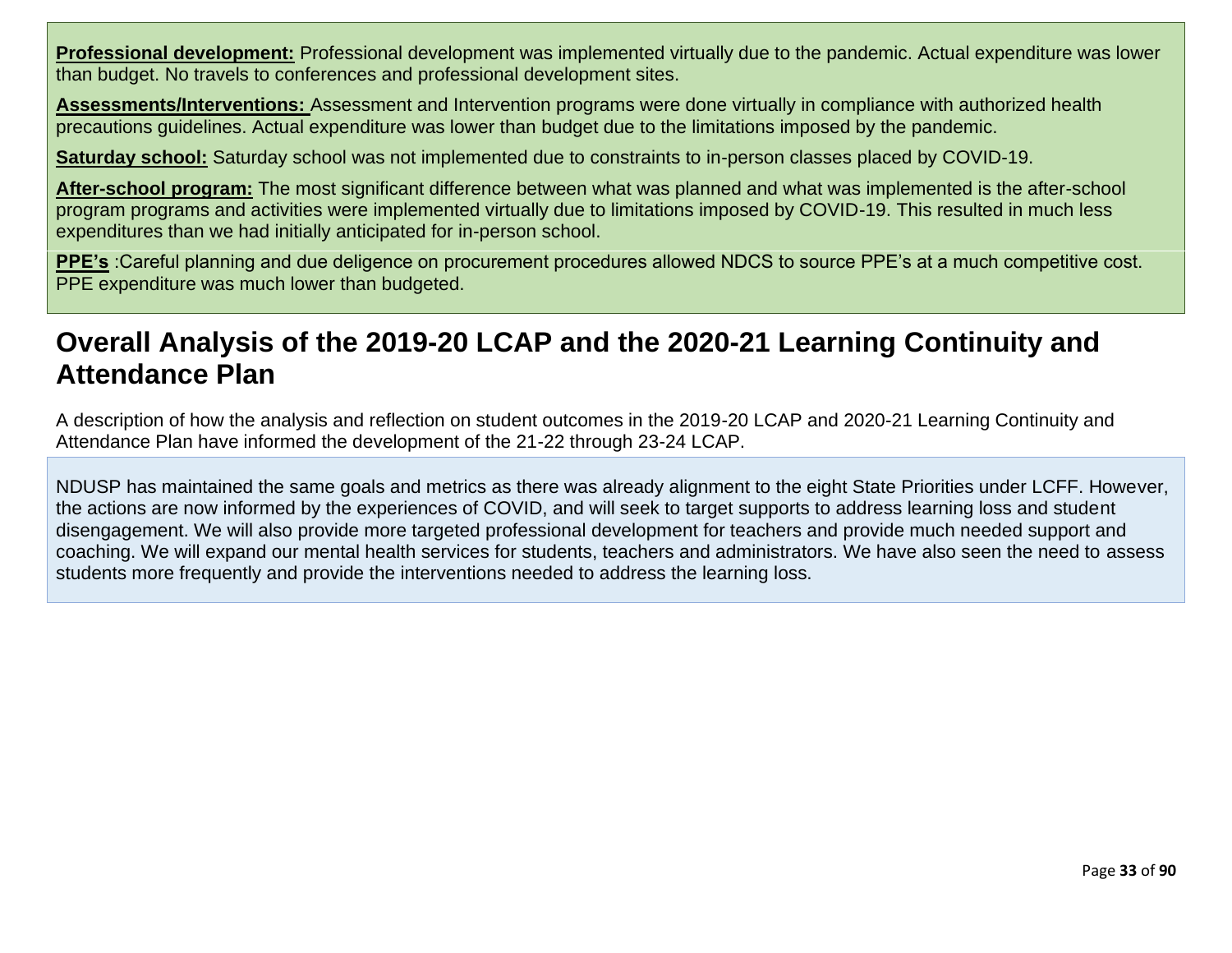**Professional development:** Professional development was implemented virtually due to the pandemic. Actual expenditure was lower than budget. No travels to conferences and professional development sites.

**Assessments/Interventions:** Assessment and Intervention programs were done virtually in compliance with authorized health precautions guidelines. Actual expenditure was lower than budget due to the limitations imposed by the pandemic.

**Saturday school:** Saturday school was not implemented due to constraints to in-person classes placed by COVID-19.

**After-school program:** The most significant difference between what was planned and what was implemented is the after-school program programs and activities were implemented virtually due to limitations imposed by COVID-19. This resulted in much less expenditures than we had initially anticipated for in-person school.

**PPE's** :Careful planning and due deligence on procurement procedures allowed NDCS to source PPE's at a much competitive cost. PPE expenditure was much lower than budgeted.

## Overall Analysis of the 2019-20 LCAP and the 2020-21 Learning Continuity and Attendance Plan

A description of how the analysis and reflection on student outcomes in the 2019-20 LCAP and 2020-21 Learning Continuity and Attendance Plan have informed the development of the 21-22 through 23-24 LCAP.

NDUSP has maintained the same goals and metrics as there was already alignment to the eight State Priorities under LCFF. However, the actions are now informed by the experiences of COVID, and will seek to target supports to address learning loss and student disengagement. We will also provide more targeted professional development for teachers and provide much needed support and coaching. We will expand our mental health services for students, teachers and administrators. We have also seen the need to assess students more frequently and provide the interventions needed to address the learning loss.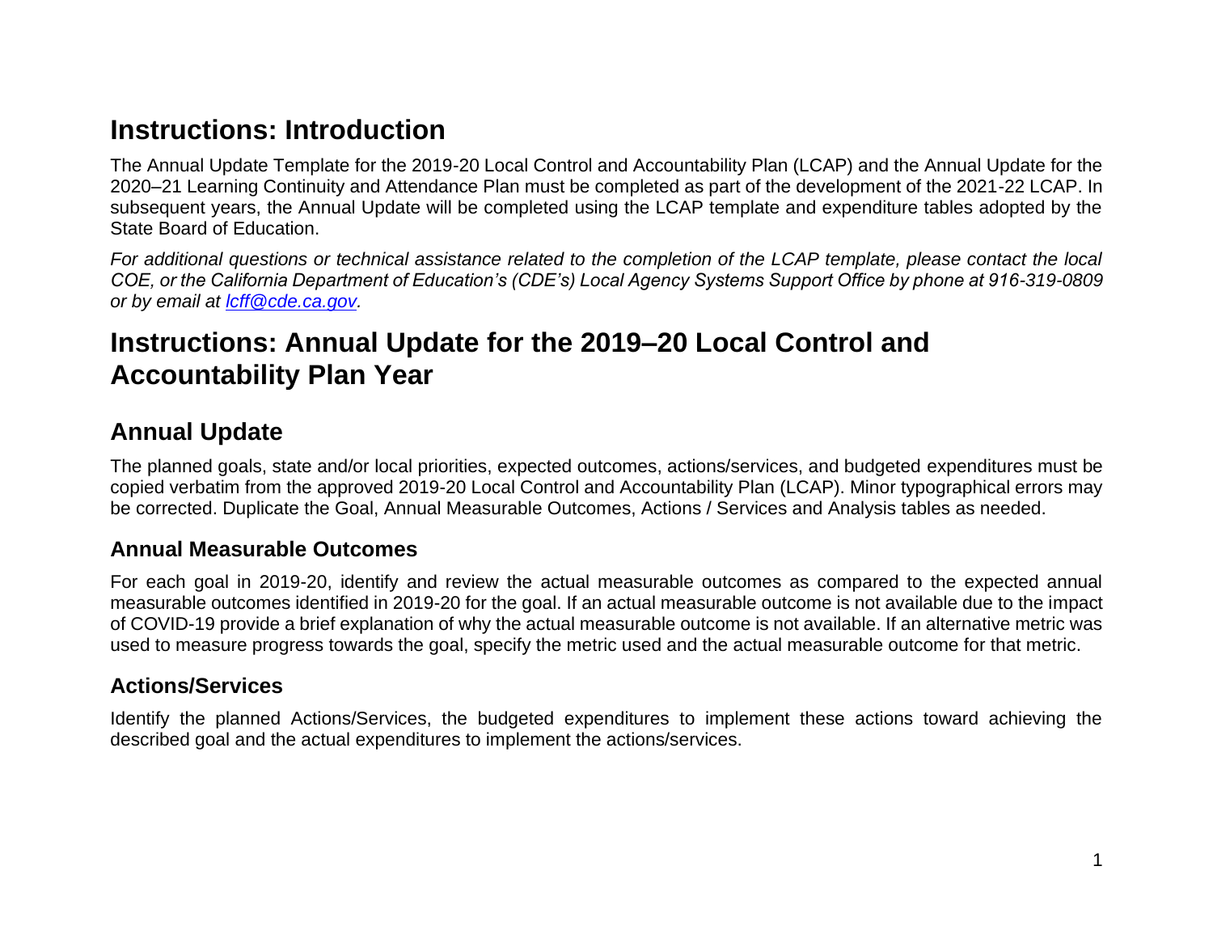# Instructions: Introduction

The Annual Update Template for the 2019-20 Local Control and Accountability Plan (LCAP) and the Annual Update for the 2020–21 Learning Continuity and Attendance Plan must be completed as part of the development of the 2021-22 LCAP. In subsequent years, the Annual Update will be completed using the LCAP template and expenditure tables adopted by the State Board of Education.

*For additional questions or technical assistance related to the completion of the LCAP template, please contact the local COE, or the California Department of Education's (CDE's) Local Agency Systems Support Office by phone at 916-319-0809 or by email at [lcff@cde.ca.gov](mailto:lcff@cde.ca.gov).*

# Instructions: Annual Update for the 2019–20 Local Control and Accountability Plan Year

## Annual Update

The planned goals, state and/or local priorities, expected outcomes, actions/services, and budgeted expenditures must be copied verbatim from the approved 2019-20 Local Control and Accountability Plan (LCAP). Minor typographical errors may be corrected. Duplicate the Goal, Annual Measurable Outcomes, Actions / Services and Analysis tables as needed.

### Annual Measurable Outcomes

For each goal in 2019-20, identify and review the actual measurable outcomes as compared to the expected annual measurable outcomes identified in 2019-20 for the goal. If an actual measurable outcome is not available due to the impact of COVID-19 provide a brief explanation of why the actual measurable outcome is not available. If an alternative metric was used to measure progress towards the goal, specify the metric used and the actual measurable outcome for that metric.

### Actions/Services

Identify the planned Actions/Services, the budgeted expenditures to implement these actions toward achieving the described goal and the actual expenditures to implement the actions/services.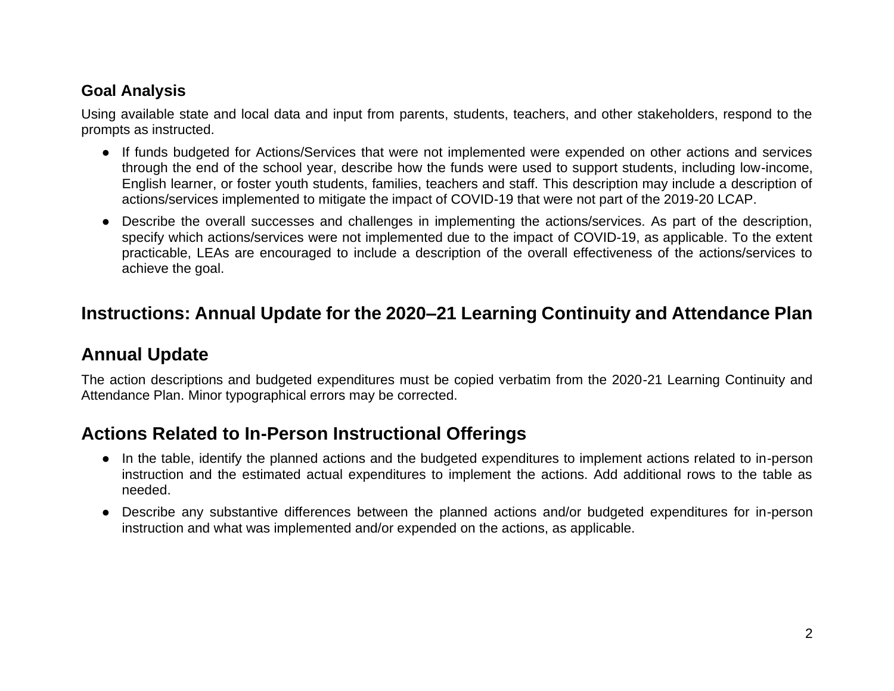### Goal Analysis

Using available state and local data and input from parents, students, teachers, and other stakeholders, respond to the prompts as instructed.

- If funds budgeted for Actions/Services that were not implemented were expended on other actions and services through the end of the school year, describe how the funds were used to support students, including low-income, English learner, or foster youth students, families, teachers and staff. This description may include a description of actions/services implemented to mitigate the impact of COVID-19 that were not part of the 2019-20 LCAP.
- Describe the overall successes and challenges in implementing the actions/services. As part of the description, specify which actions/services were not implemented due to the impact of COVID-19, as applicable. To the extent practicable, LEAs are encouraged to include a description of the overall effectiveness of the actions/services to achieve the goal.

## Instructions: Annual Update for the 2020–21 Learning Continuity and Attendance Plan

## Annual Update

The action descriptions and budgeted expenditures must be copied verbatim from the 2020-21 Learning Continuity and Attendance Plan. Minor typographical errors may be corrected.

## Actions Related to In-Person Instructional Offerings

- In the table, identify the planned actions and the budgeted expenditures to implement actions related to in-person instruction and the estimated actual expenditures to implement the actions. Add additional rows to the table as needed.
- Describe any substantive differences between the planned actions and/or budgeted expenditures for in-person instruction and what was implemented and/or expended on the actions, as applicable.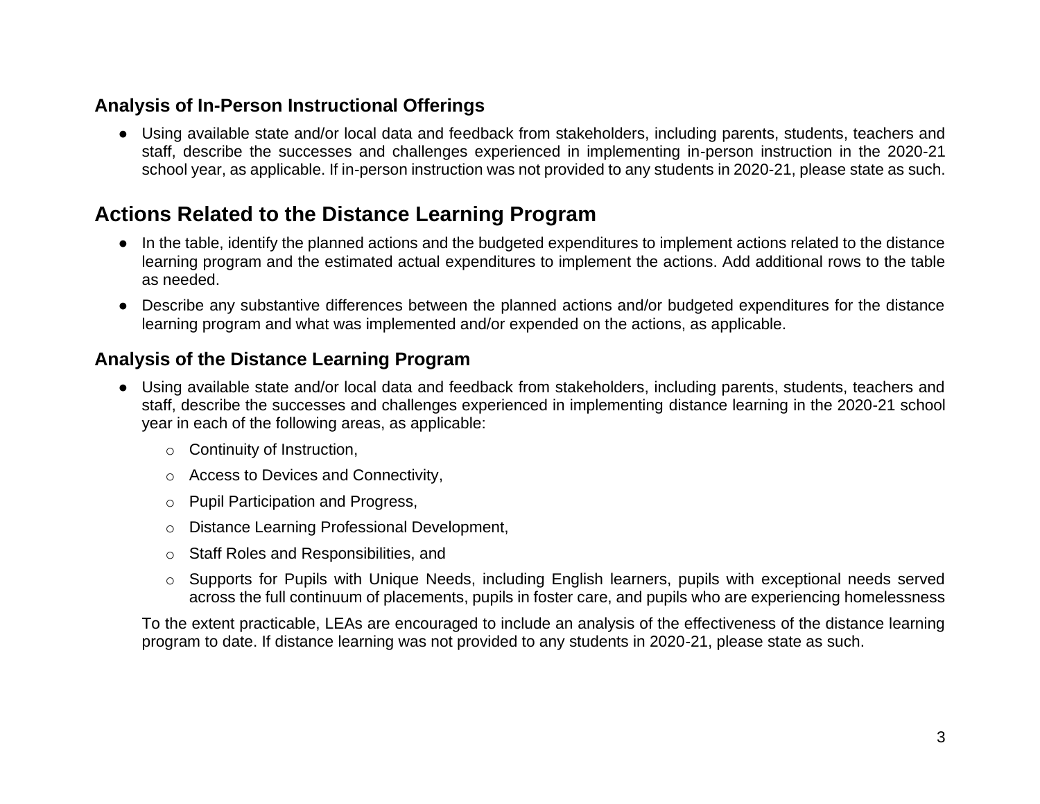### Analysis of In-Person Instructional Offerings

- Using available state and/or local data and feedback from stakeholders, including parents, students, teachers and staff, describe the successes and challenges experienced in implementing in-person instruction in the 2020-21 school year, as applicable. If in-person instruction was not provided to any students in 2020-21, please state as such.

## Actions Related to the Distance Learning Program

- In the table, identify the planned actions and the budgeted expenditures to implement actions related to the distance learning program and the estimated actual expenditures to implement the actions. Add additional rows to the table as needed.
- Describe any substantive differences between the planned actions and/or budgeted expenditures for the distance learning program and what was implemented and/or expended on the actions, as applicable.

### Analysis of the Distance Learning Program

- Using available state and/or local data and feedback from stakeholders, including parents, students, teachers and staff, describe the successes and challenges experienced in implementing distance learning in the 2020-21 school year in each of the following areas, as applicable:
  - Continuity of Instruction,
  - Access to Devices and Connectivity,
  - Pupil Participation and Progress,
  - Distance Learning Professional Development,
  - Staff Roles and Responsibilities, and
  - Supports for Pupils with Unique Needs, including English learners, pupils with exceptional needs served across the full continuum of placements, pupils in foster care, and pupils who are experiencing homelessness

  To the extent practicable, LEAs are encouraged to include an analysis of the effectiveness of the distance learning program to date. If distance learning was not provided to any students in 2020-21, please state as such.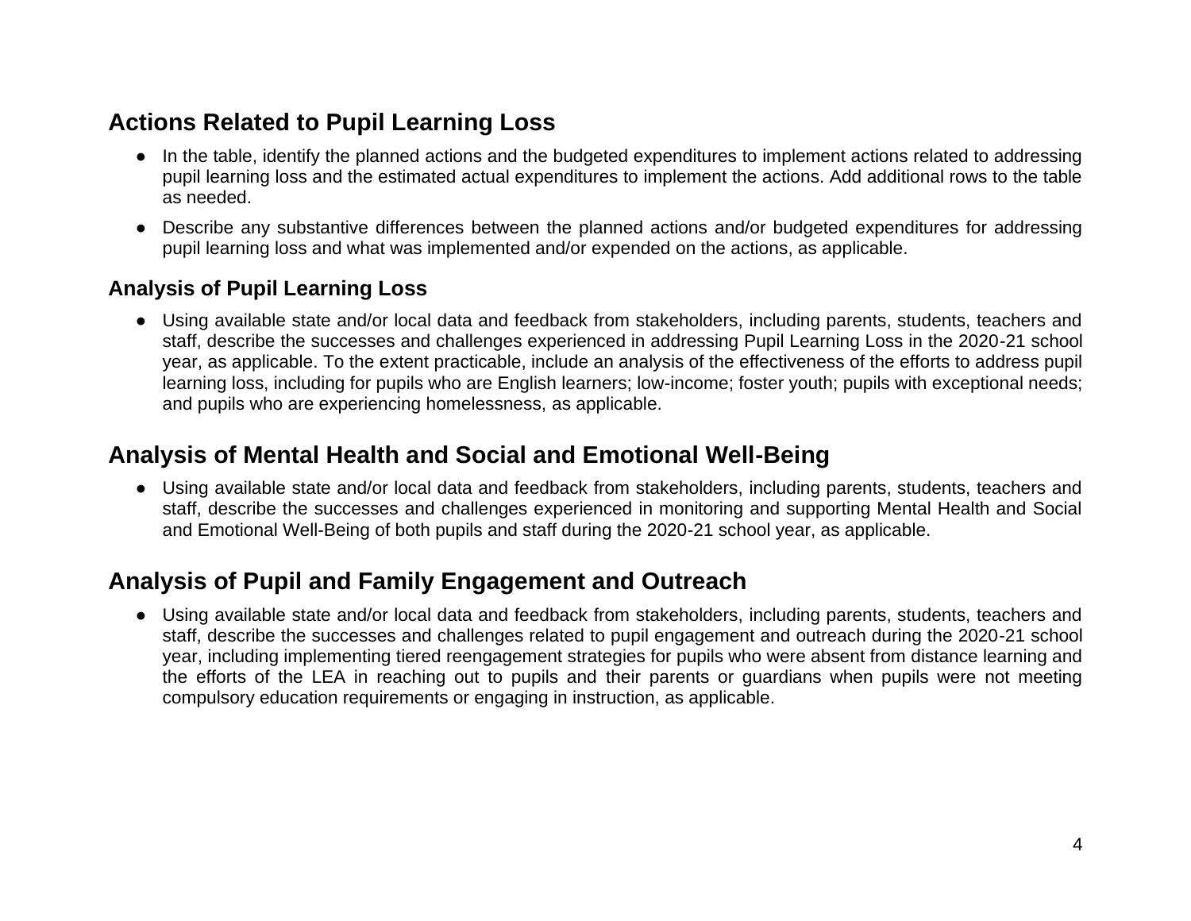## Actions Related to Pupil Learning Loss

- In the table, identify the planned actions and the budgeted expenditures to implement actions related to addressing pupil learning loss and the estimated actual expenditures to implement the actions. Add additional rows to the table as needed.
- Describe any substantive differences between the planned actions and/or budgeted expenditures for addressing pupil learning loss and what was implemented and/or expended on the actions, as applicable.

### Analysis of Pupil Learning Loss

- Using available state and/or local data and feedback from stakeholders, including parents, students, teachers and staff, describe the successes and challenges experienced in addressing Pupil Learning Loss in the 2020-21 school year, as applicable. To the extent practicable, include an analysis of the effectiveness of the efforts to address pupil learning loss, including for pupils who are English learners; low-income; foster youth; pupils with exceptional needs; and pupils who are experiencing homelessness, as applicable.

## Analysis of Mental Health and Social and Emotional Well-Being

- Using available state and/or local data and feedback from stakeholders, including parents, students, teachers and staff, describe the successes and challenges experienced in monitoring and supporting Mental Health and Social and Emotional Well-Being of both pupils and staff during the 2020-21 school year, as applicable.

## Analysis of Pupil and Family Engagement and Outreach

- Using available state and/or local data and feedback from stakeholders, including parents, students, teachers and staff, describe the successes and challenges related to pupil engagement and outreach during the 2020-21 school year, including implementing tiered reengagement strategies for pupils who were absent from distance learning and the efforts of the LEA in reaching out to pupils and their parents or guardians when pupils were not meeting compulsory education requirements or engaging in instruction, as applicable.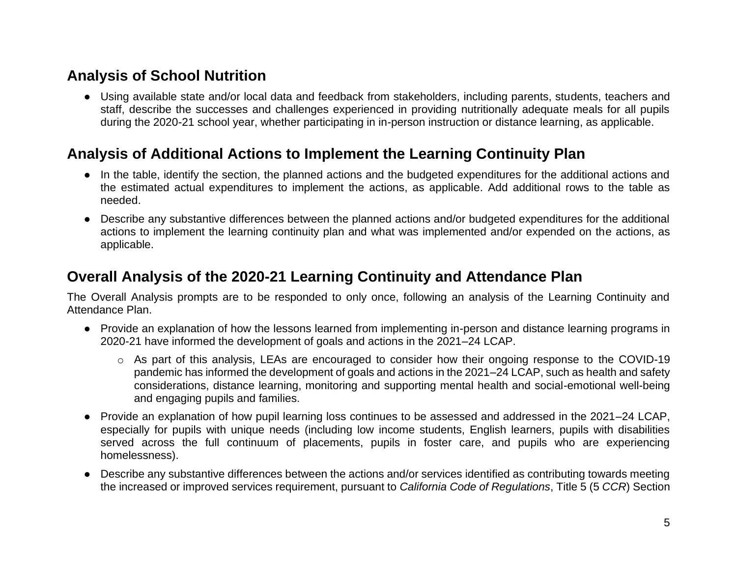## Analysis of School Nutrition

- Using available state and/or local data and feedback from stakeholders, including parents, students, teachers and staff, describe the successes and challenges experienced in providing nutritionally adequate meals for all pupils during the 2020-21 school year, whether participating in in-person instruction or distance learning, as applicable.

## Analysis of Additional Actions to Implement the Learning Continuity Plan

- In the table, identify the section, the planned actions and the budgeted expenditures for the additional actions and the estimated actual expenditures to implement the actions, as applicable. Add additional rows to the table as needed.
- Describe any substantive differences between the planned actions and/or budgeted expenditures for the additional actions to implement the learning continuity plan and what was implemented and/or expended on the actions, as applicable.

## Overall Analysis of the 2020-21 Learning Continuity and Attendance Plan

The Overall Analysis prompts are to be responded to only once, following an analysis of the Learning Continuity and Attendance Plan.

- Provide an explanation of how the lessons learned from implementing in-person and distance learning programs in 2020-21 have informed the development of goals and actions in the 2021–24 LCAP.
  - As part of this analysis, LEAs are encouraged to consider how their ongoing response to the COVID-19 pandemic has informed the development of goals and actions in the 2021–24 LCAP, such as health and safety considerations, distance learning, monitoring and supporting mental health and social-emotional well-being and engaging pupils and families.
- Provide an explanation of how pupil learning loss continues to be assessed and addressed in the 2021–24 LCAP, especially for pupils with unique needs (including low income students, English learners, pupils with disabilities served across the full continuum of placements, pupils in foster care, and pupils who are experiencing homelessness).
- Describe any substantive differences between the actions and/or services identified as contributing towards meeting the increased or improved services requirement, pursuant to *California Code of Regulations*, Title 5 (5 *CCR*) Section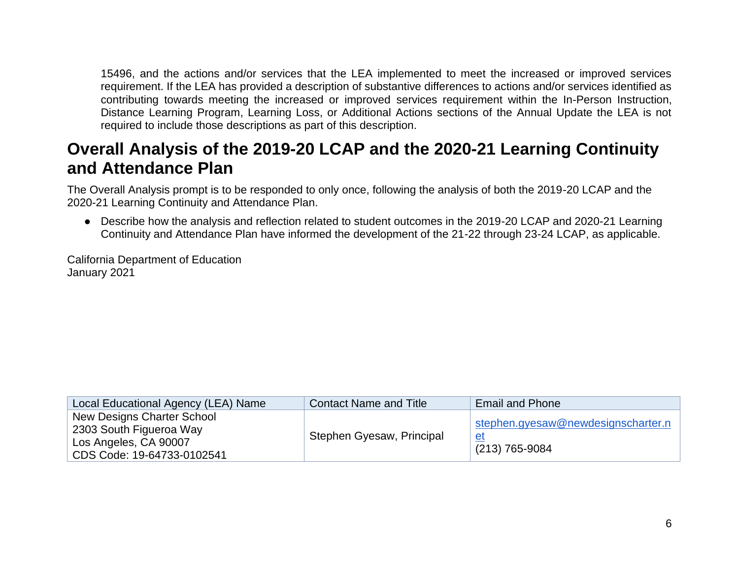15496, and the actions and/or services that the LEA implemented to meet the increased or improved services requirement. If the LEA has provided a description of substantive differences to actions and/or services identified as contributing towards meeting the increased or improved services requirement within the In-Person Instruction, Distance Learning Program, Learning Loss, or Additional Actions sections of the Annual Update the LEA is not required to include those descriptions as part of this description.

## Overall Analysis of the 2019-20 LCAP and the 2020-21 Learning Continuity and Attendance Plan

The Overall Analysis prompt is to be responded to only once, following the analysis of both the 2019-20 LCAP and the 2020-21 Learning Continuity and Attendance Plan.

- Describe how the analysis and reflection related to student outcomes in the 2019-20 LCAP and 2020-21 Learning Continuity and Attendance Plan have informed the development of the 21-22 through 23-24 LCAP, as applicable.

California Department of Education
January 2021

| Local Educational Agency (LEA) Name | Contact Name and Title | Email and Phone |
| --- | --- | --- |
| New Designs Charter School<br>2303 South Figueroa Way<br>Los Angeles, CA 90007<br>CDS Code: 19-64733-0102541 | Stephen Gyesaw, Principal | stephen.gyesaw@newdesignscharter.net<br>(213) 765-9084 |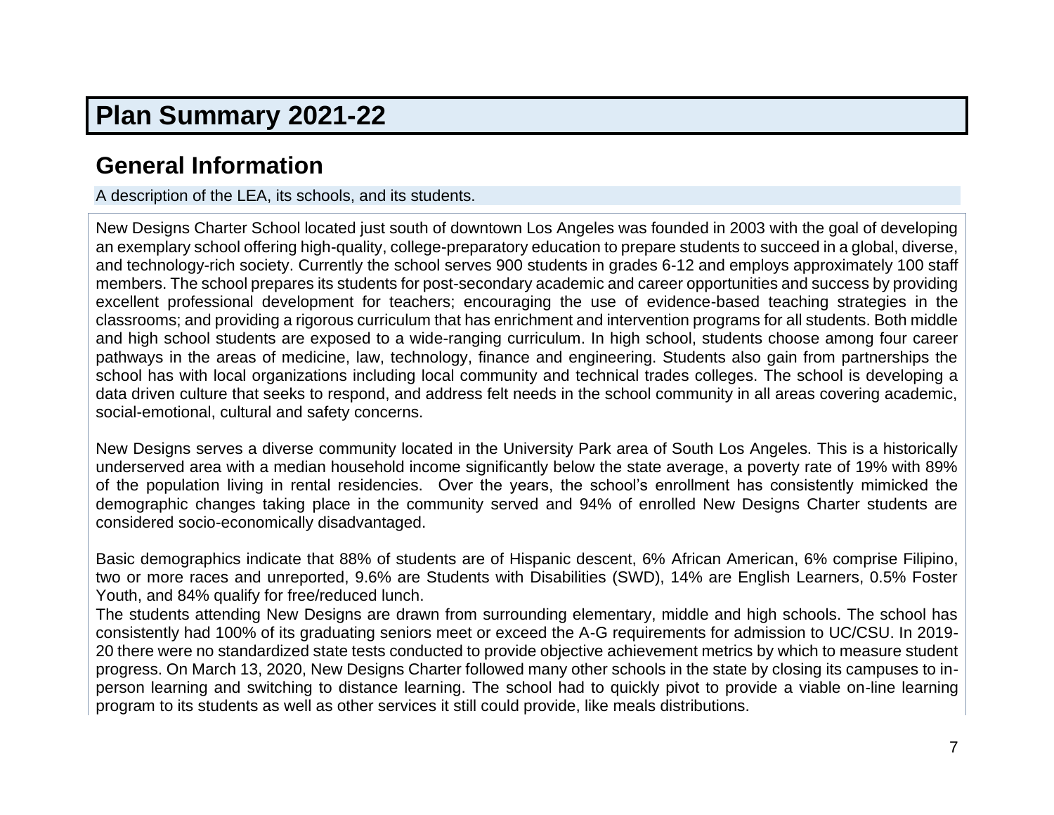# Plan Summary 2021-22

## General Information

A description of the LEA, its schools, and its students.

New Designs Charter School located just south of downtown Los Angeles was founded in 2003 with the goal of developing an exemplary school offering high-quality, college-preparatory education to prepare students to succeed in a global, diverse, and technology-rich society. Currently the school serves 900 students in grades 6-12 and employs approximately 100 staff members. The school prepares its students for post-secondary academic and career opportunities and success by providing excellent professional development for teachers; encouraging the use of evidence-based teaching strategies in the classrooms; and providing a rigorous curriculum that has enrichment and intervention programs for all students. Both middle and high school students are exposed to a wide-ranging curriculum. In high school, students choose among four career pathways in the areas of medicine, law, technology, finance and engineering. Students also gain from partnerships the school has with local organizations including local community and technical trades colleges. The school is developing a data driven culture that seeks to respond, and address felt needs in the school community in all areas covering academic, social-emotional, cultural and safety concerns.

New Designs serves a diverse community located in the University Park area of South Los Angeles. This is a historically underserved area with a median household income significantly below the state average, a poverty rate of 19% with 89% of the population living in rental residencies. Over the years, the school's enrollment has consistently mimicked the demographic changes taking place in the community served and 94% of enrolled New Designs Charter students are considered socio-economically disadvantaged.

Basic demographics indicate that 88% of students are of Hispanic descent, 6% African American, 6% comprise Filipino, two or more races and unreported, 9.6% are Students with Disabilities (SWD), 14% are English Learners, 0.5% Foster Youth, and 84% qualify for free/reduced lunch.
The students attending New Designs are drawn from surrounding elementary, middle and high schools. The school has consistently had 100% of its graduating seniors meet or exceed the A-G requirements for admission to UC/CSU. In 2019-20 there were no standardized state tests conducted to provide objective achievement metrics by which to measure student progress. On March 13, 2020, New Designs Charter followed many other schools in the state by closing its campuses to in-person learning and switching to distance learning. The school had to quickly pivot to provide a viable on-line learning program to its students as well as other services it still could provide, like meals distributions.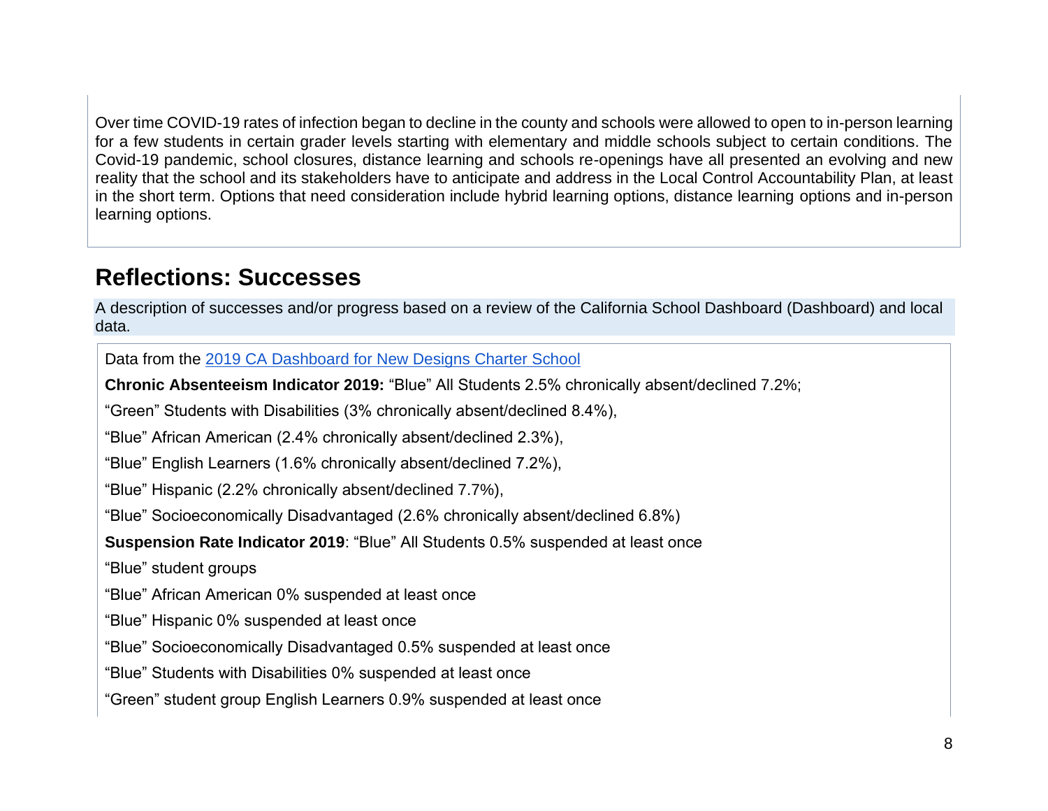Over time COVID-19 rates of infection began to decline in the county and schools were allowed to open to in-person learning for a few students in certain grader levels starting with elementary and middle schools subject to certain conditions. The Covid-19 pandemic, school closures, distance learning and schools re-openings have all presented an evolving and new reality that the school and its stakeholders have to anticipate and address in the Local Control Accountability Plan, at least in the short term. Options that need consideration include hybrid learning options, distance learning options and in-person learning options.

## Reflections: Successes

A description of successes and/or progress based on a review of the California School Dashboard (Dashboard) and local data.

Data from the [2019 CA Dashboard for New Designs Charter School]

**Chronic Absenteeism Indicator 2019:** "Blue" All Students 2.5% chronically absent/declined 7.2%;

"Green" Students with Disabilities (3% chronically absent/declined 8.4%),

"Blue" African American (2.4% chronically absent/declined 2.3%),

"Blue" English Learners (1.6% chronically absent/declined 7.2%),

"Blue" Hispanic (2.2% chronically absent/declined 7.7%),

"Blue" Socioeconomically Disadvantaged (2.6% chronically absent/declined 6.8%)

**Suspension Rate Indicator 2019**: "Blue" All Students 0.5% suspended at least once

"Blue" student groups

"Blue" African American 0% suspended at least once

"Blue" Hispanic 0% suspended at least once

"Blue" Socioeconomically Disadvantaged 0.5% suspended at least once

"Blue" Students with Disabilities 0% suspended at least once

"Green" student group English Learners 0.9% suspended at least once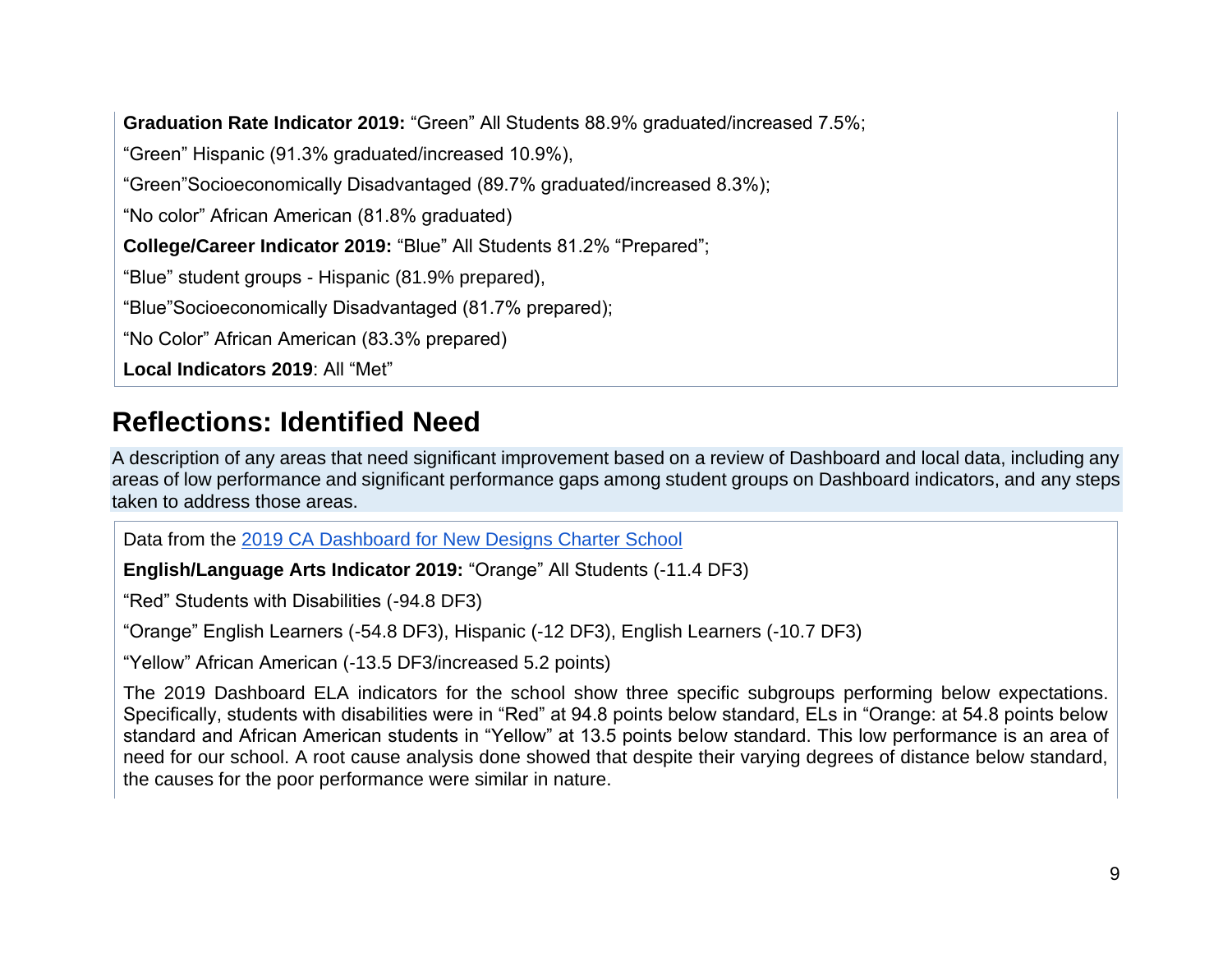**Graduation Rate Indicator 2019:** "Green" All Students 88.9% graduated/increased 7.5%;

"Green" Hispanic (91.3% graduated/increased 10.9%),

"Green"Socioeconomically Disadvantaged (89.7% graduated/increased 8.3%);

"No color" African American (81.8% graduated)

**College/Career Indicator 2019:** "Blue" All Students 81.2% "Prepared";

"Blue" student groups - Hispanic (81.9% prepared),

"Blue"Socioeconomically Disadvantaged (81.7% prepared);

"No Color" African American (83.3% prepared)

**Local Indicators 2019**: All "Met"

## Reflections: Identified Need

A description of any areas that need significant improvement based on a review of Dashboard and local data, including any areas of low performance and significant performance gaps among student groups on Dashboard indicators, and any steps taken to address those areas.

Data from the [2019 CA Dashboard for New Designs Charter School]

**English/Language Arts Indicator 2019:** "Orange" All Students (-11.4 DF3)

"Red" Students with Disabilities (-94.8 DF3)

"Orange" English Learners (-54.8 DF3), Hispanic (-12 DF3), English Learners (-10.7 DF3)

"Yellow" African American (-13.5 DF3/increased 5.2 points)

The 2019 Dashboard ELA indicators for the school show three specific subgroups performing below expectations. Specifically, students with disabilities were in "Red" at 94.8 points below standard, ELs in "Orange: at 54.8 points below standard and African American students in "Yellow" at 13.5 points below standard. This low performance is an area of need for our school. A root cause analysis done showed that despite their varying degrees of distance below standard, the causes for the poor performance were similar in nature.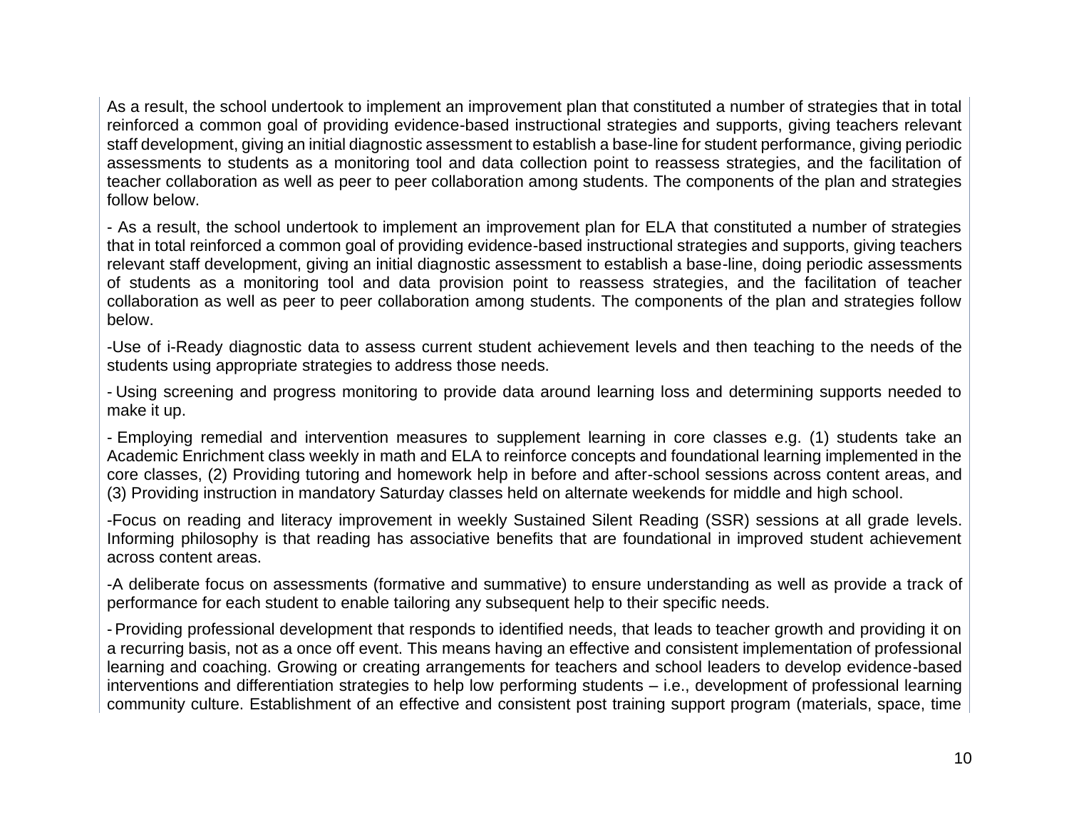As a result, the school undertook to implement an improvement plan that constituted a number of strategies that in total reinforced a common goal of providing evidence-based instructional strategies and supports, giving teachers relevant staff development, giving an initial diagnostic assessment to establish a base-line for student performance, giving periodic assessments to students as a monitoring tool and data collection point to reassess strategies, and the facilitation of teacher collaboration as well as peer to peer collaboration among students. The components of the plan and strategies follow below.

- As a result, the school undertook to implement an improvement plan for ELA that constituted a number of strategies that in total reinforced a common goal of providing evidence-based instructional strategies and supports, giving teachers relevant staff development, giving an initial diagnostic assessment to establish a base-line, doing periodic assessments of students as a monitoring tool and data provision point to reassess strategies, and the facilitation of teacher collaboration as well as peer to peer collaboration among students. The components of the plan and strategies follow below.

-Use of i-Ready diagnostic data to assess current student achievement levels and then teaching to the needs of the students using appropriate strategies to address those needs.

- Using screening and progress monitoring to provide data around learning loss and determining supports needed to make it up.

- Employing remedial and intervention measures to supplement learning in core classes e.g. (1) students take an Academic Enrichment class weekly in math and ELA to reinforce concepts and foundational learning implemented in the core classes, (2) Providing tutoring and homework help in before and after-school sessions across content areas, and (3) Providing instruction in mandatory Saturday classes held on alternate weekends for middle and high school.

-Focus on reading and literacy improvement in weekly Sustained Silent Reading (SSR) sessions at all grade levels. Informing philosophy is that reading has associative benefits that are foundational in improved student achievement across content areas.

-A deliberate focus on assessments (formative and summative) to ensure understanding as well as provide a track of performance for each student to enable tailoring any subsequent help to their specific needs.

- Providing professional development that responds to identified needs, that leads to teacher growth and providing it on a recurring basis, not as a once off event. This means having an effective and consistent implementation of professional learning and coaching. Growing or creating arrangements for teachers and school leaders to develop evidence-based interventions and differentiation strategies to help low performing students – i.e., development of professional learning community culture. Establishment of an effective and consistent post training support program (materials, space, time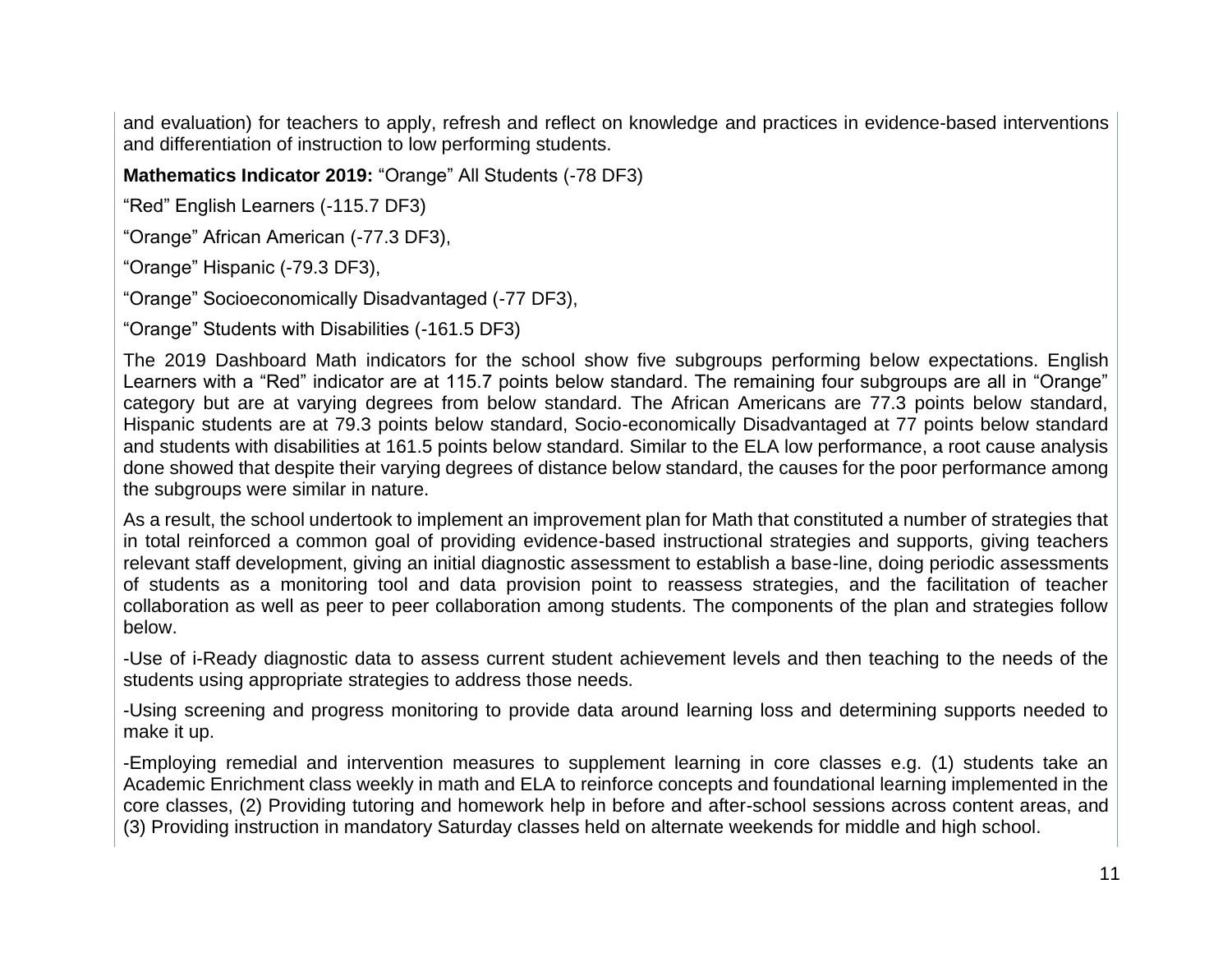and evaluation) for teachers to apply, refresh and reflect on knowledge and practices in evidence-based interventions and differentiation of instruction to low performing students.

**Mathematics Indicator 2019:** “Orange” All Students (-78 DF3)

“Red” English Learners (-115.7 DF3)

“Orange” African American (-77.3 DF3),

“Orange” Hispanic (-79.3 DF3),

“Orange” Socioeconomically Disadvantaged (-77 DF3),

“Orange” Students with Disabilities (-161.5 DF3)

The 2019 Dashboard Math indicators for the school show five subgroups performing below expectations. English Learners with a “Red” indicator are at 115.7 points below standard. The remaining four subgroups are all in “Orange” category but are at varying degrees from below standard. The African Americans are 77.3 points below standard, Hispanic students are at 79.3 points below standard, Socio-economically Disadvantaged at 77 points below standard and students with disabilities at 161.5 points below standard. Similar to the ELA low performance, a root cause analysis done showed that despite their varying degrees of distance below standard, the causes for the poor performance among the subgroups were similar in nature.

As a result, the school undertook to implement an improvement plan for Math that constituted a number of strategies that in total reinforced a common goal of providing evidence-based instructional strategies and supports, giving teachers relevant staff development, giving an initial diagnostic assessment to establish a base-line, doing periodic assessments of students as a monitoring tool and data provision point to reassess strategies, and the facilitation of teacher collaboration as well as peer to peer collaboration among students. The components of the plan and strategies follow below.

-Use of i-Ready diagnostic data to assess current student achievement levels and then teaching to the needs of the students using appropriate strategies to address those needs.

-Using screening and progress monitoring to provide data around learning loss and determining supports needed to make it up.

-Employing remedial and intervention measures to supplement learning in core classes e.g. (1) students take an Academic Enrichment class weekly in math and ELA to reinforce concepts and foundational learning implemented in the core classes, (2) Providing tutoring and homework help in before and after-school sessions across content areas, and (3) Providing instruction in mandatory Saturday classes held on alternate weekends for middle and high school.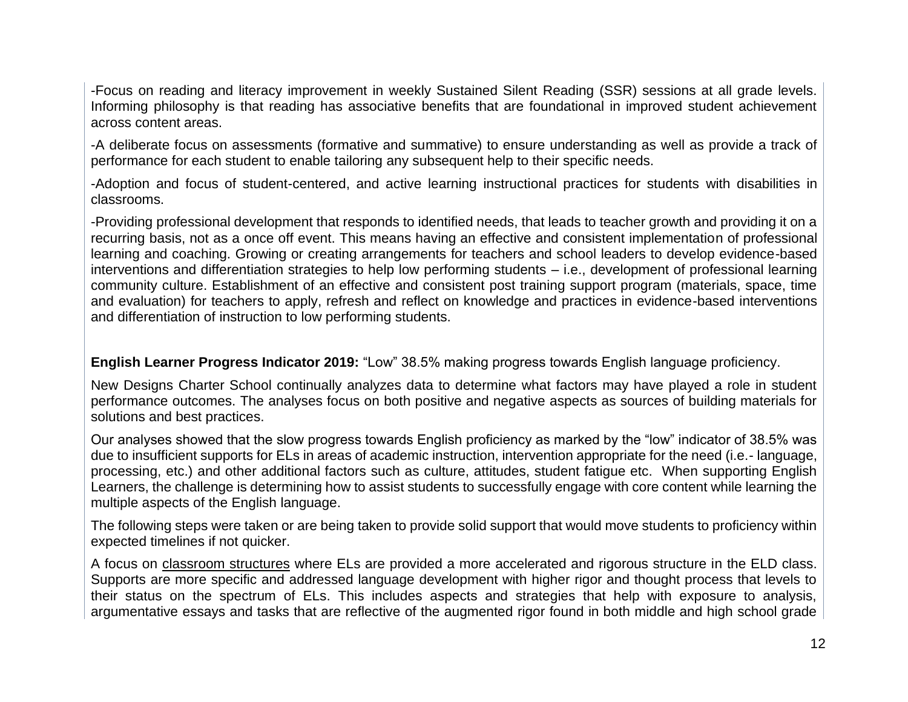-Focus on reading and literacy improvement in weekly Sustained Silent Reading (SSR) sessions at all grade levels. Informing philosophy is that reading has associative benefits that are foundational in improved student achievement across content areas.

-A deliberate focus on assessments (formative and summative) to ensure understanding as well as provide a track of performance for each student to enable tailoring any subsequent help to their specific needs.

-Adoption and focus of student-centered, and active learning instructional practices for students with disabilities in classrooms.

-Providing professional development that responds to identified needs, that leads to teacher growth and providing it on a recurring basis, not as a once off event. This means having an effective and consistent implementation of professional learning and coaching. Growing or creating arrangements for teachers and school leaders to develop evidence-based interventions and differentiation strategies to help low performing students – i.e., development of professional learning community culture. Establishment of an effective and consistent post training support program (materials, space, time and evaluation) for teachers to apply, refresh and reflect on knowledge and practices in evidence-based interventions and differentiation of instruction to low performing students.

**English Learner Progress Indicator 2019:** "Low" 38.5% making progress towards English language proficiency.

New Designs Charter School continually analyzes data to determine what factors may have played a role in student performance outcomes. The analyses focus on both positive and negative aspects as sources of building materials for solutions and best practices.

Our analyses showed that the slow progress towards English proficiency as marked by the "low" indicator of 38.5% was due to insufficient supports for ELs in areas of academic instruction, intervention appropriate for the need (i.e.- language, processing, etc.) and other additional factors such as culture, attitudes, student fatigue etc. When supporting English Learners, the challenge is determining how to assist students to successfully engage with core content while learning the multiple aspects of the English language.

The following steps were taken or are being taken to provide solid support that would move students to proficiency within expected timelines if not quicker.

A focus on <u>classroom structures</u> where ELs are provided a more accelerated and rigorous structure in the ELD class. Supports are more specific and addressed language development with higher rigor and thought process that levels to their status on the spectrum of ELs. This includes aspects and strategies that help with exposure to analysis, argumentative essays and tasks that are reflective of the augmented rigor found in both middle and high school grade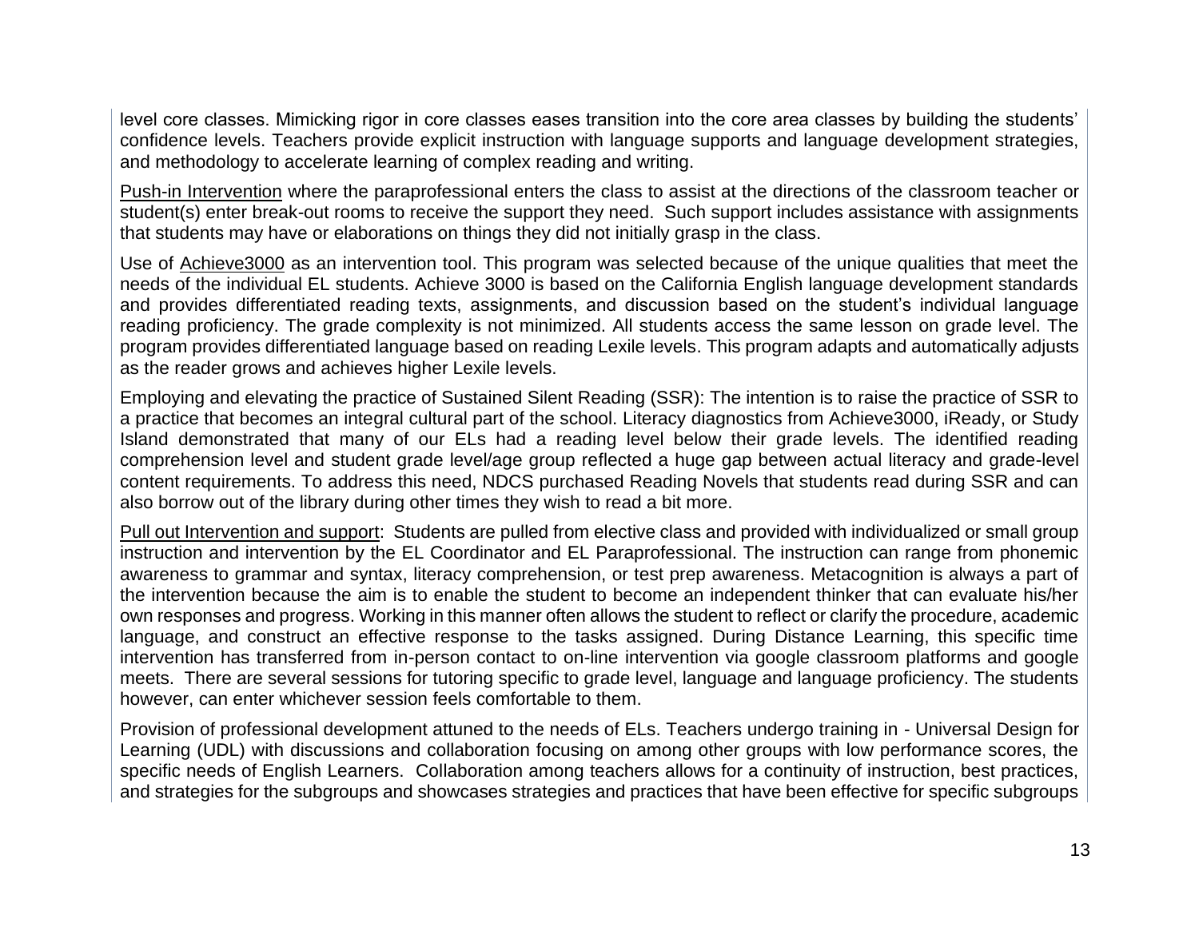level core classes. Mimicking rigor in core classes eases transition into the core area classes by building the students' confidence levels. Teachers provide explicit instruction with language supports and language development strategies, and methodology to accelerate learning of complex reading and writing.

<u>Push-in Intervention</u> where the paraprofessional enters the class to assist at the directions of the classroom teacher or student(s) enter break-out rooms to receive the support they need.  Such support includes assistance with assignments that students may have or elaborations on things they did not initially grasp in the class.

Use of <u>Achieve3000</u> as an intervention tool. This program was selected because of the unique qualities that meet the needs of the individual EL students. Achieve 3000 is based on the California English language development standards and provides differentiated reading texts, assignments, and discussion based on the student's individual language reading proficiency. The grade complexity is not minimized. All students access the same lesson on grade level. The program provides differentiated language based on reading Lexile levels. This program adapts and automatically adjusts as the reader grows and achieves higher Lexile levels.

Employing and elevating the practice of Sustained Silent Reading (SSR): The intention is to raise the practice of SSR to a practice that becomes an integral cultural part of the school. Literacy diagnostics from Achieve3000, iReady, or Study Island demonstrated that many of our ELs had a reading level below their grade levels. The identified reading comprehension level and student grade level/age group reflected a huge gap between actual literacy and grade-level content requirements. To address this need, NDCS purchased Reading Novels that students read during SSR and can also borrow out of the library during other times they wish to read a bit more.

<u>Pull out Intervention and support</u>:  Students are pulled from elective class and provided with individualized or small group instruction and intervention by the EL Coordinator and EL Paraprofessional. The instruction can range from phonemic awareness to grammar and syntax, literacy comprehension, or test prep awareness. Metacognition is always a part of the intervention because the aim is to enable the student to become an independent thinker that can evaluate his/her own responses and progress. Working in this manner often allows the student to reflect or clarify the procedure, academic language, and construct an effective response to the tasks assigned. During Distance Learning, this specific time intervention has transferred from in-person contact to on-line intervention via google classroom platforms and google meets.  There are several sessions for tutoring specific to grade level, language and language proficiency. The students however, can enter whichever session feels comfortable to them.

Provision of professional development attuned to the needs of ELs. Teachers undergo training in - Universal Design for Learning (UDL) with discussions and collaboration focusing on among other groups with low performance scores, the specific needs of English Learners.  Collaboration among teachers allows for a continuity of instruction, best practices, and strategies for the subgroups and showcases strategies and practices that have been effective for specific subgroups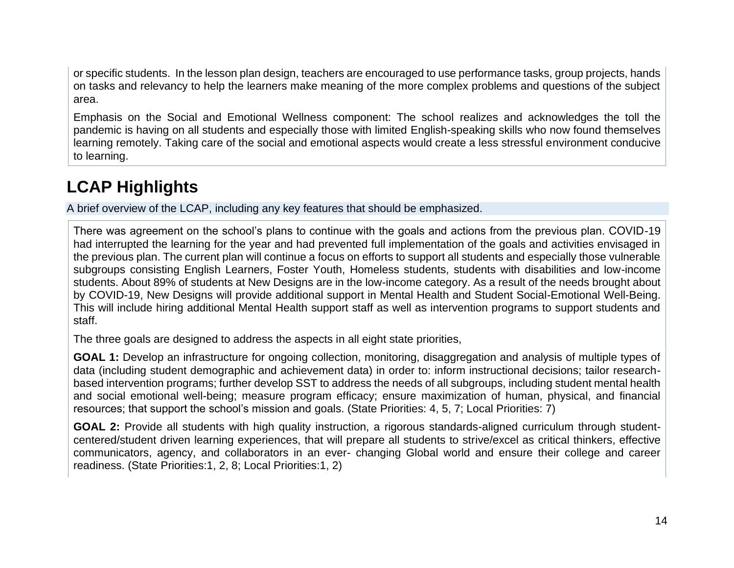or specific students. In the lesson plan design, teachers are encouraged to use performance tasks, group projects, hands on tasks and relevancy to help the learners make meaning of the more complex problems and questions of the subject area.

Emphasis on the Social and Emotional Wellness component: The school realizes and acknowledges the toll the pandemic is having on all students and especially those with limited English-speaking skills who now found themselves learning remotely. Taking care of the social and emotional aspects would create a less stressful environment conducive to learning.

## LCAP Highlights

A brief overview of the LCAP, including any key features that should be emphasized.

There was agreement on the school's plans to continue with the goals and actions from the previous plan. COVID-19 had interrupted the learning for the year and had prevented full implementation of the goals and activities envisaged in the previous plan. The current plan will continue a focus on efforts to support all students and especially those vulnerable subgroups consisting English Learners, Foster Youth, Homeless students, students with disabilities and low-income students. About 89% of students at New Designs are in the low-income category. As a result of the needs brought about by COVID-19, New Designs will provide additional support in Mental Health and Student Social-Emotional Well-Being. This will include hiring additional Mental Health support staff as well as intervention programs to support students and staff.

The three goals are designed to address the aspects in all eight state priorities,

**GOAL 1:** Develop an infrastructure for ongoing collection, monitoring, disaggregation and analysis of multiple types of data (including student demographic and achievement data) in order to: inform instructional decisions; tailor research-based intervention programs; further develop SST to address the needs of all subgroups, including student mental health and social emotional well-being; measure program efficacy; ensure maximization of human, physical, and financial resources; that support the school's mission and goals. (State Priorities: 4, 5, 7; Local Priorities: 7)

**GOAL 2:** Provide all students with high quality instruction, a rigorous standards-aligned curriculum through student-centered/student driven learning experiences, that will prepare all students to strive/excel as critical thinkers, effective communicators, agency, and collaborators in an ever- changing Global world and ensure their college and career readiness. (State Priorities:1, 2, 8; Local Priorities:1, 2)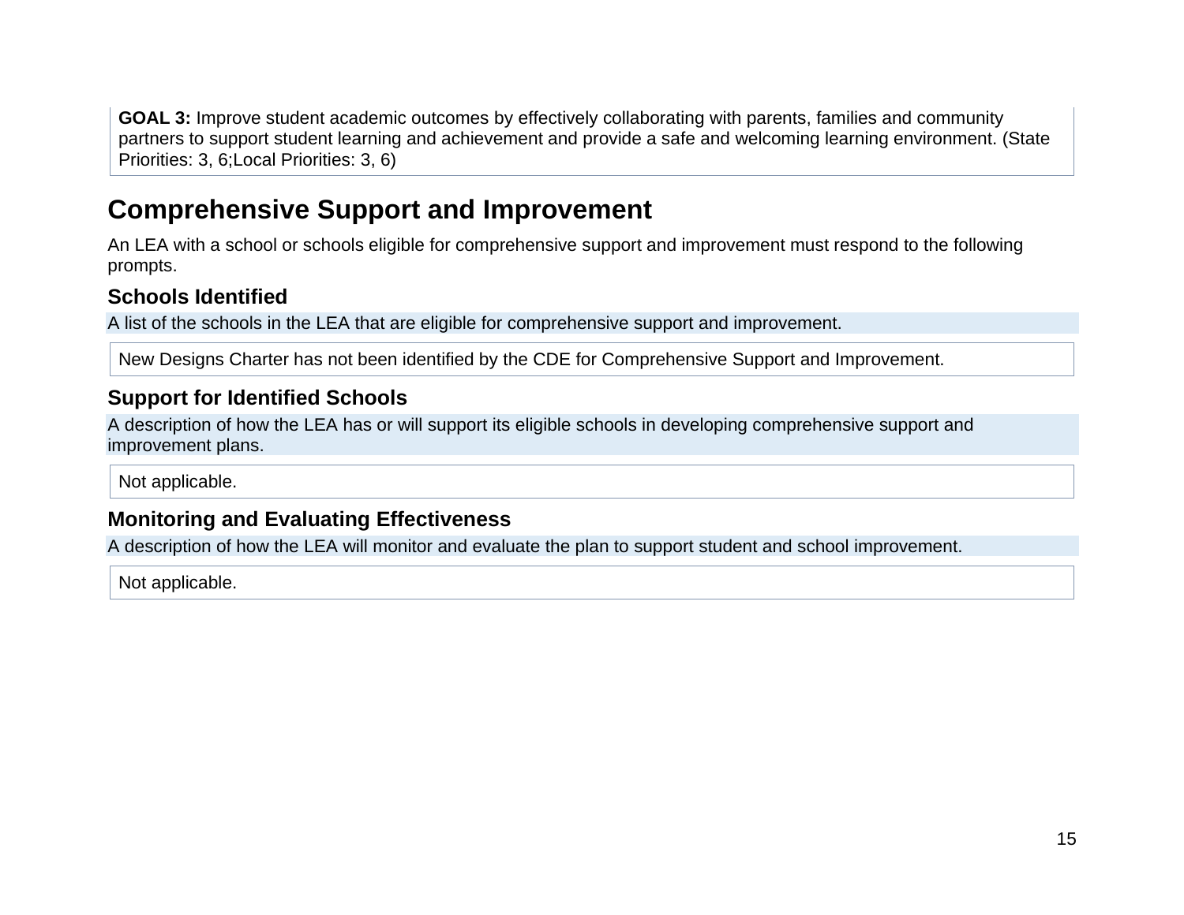**GOAL 3:** Improve student academic outcomes by effectively collaborating with parents, families and community partners to support student learning and achievement and provide a safe and welcoming learning environment. (State Priorities: 3, 6;Local Priorities: 3, 6)

## Comprehensive Support and Improvement

An LEA with a school or schools eligible for comprehensive support and improvement must respond to the following prompts.

### Schools Identified

A list of the schools in the LEA that are eligible for comprehensive support and improvement.

New Designs Charter has not been identified by the CDE for Comprehensive Support and Improvement.

### Support for Identified Schools

A description of how the LEA has or will support its eligible schools in developing comprehensive support and improvement plans.

Not applicable.

### Monitoring and Evaluating Effectiveness

A description of how the LEA will monitor and evaluate the plan to support student and school improvement.

Not applicable.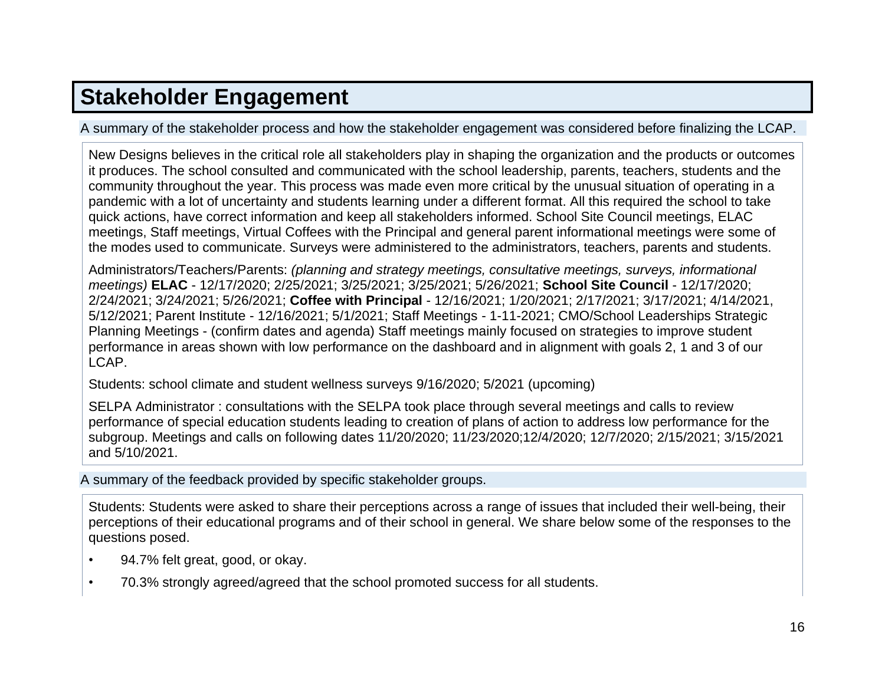## Stakeholder Engagement

A summary of the stakeholder process and how the stakeholder engagement was considered before finalizing the LCAP.

New Designs believes in the critical role all stakeholders play in shaping the organization and the products or outcomes it produces. The school consulted and communicated with the school leadership, parents, teachers, students and the community throughout the year. This process was made even more critical by the unusual situation of operating in a pandemic with a lot of uncertainty and students learning under a different format. All this required the school to take quick actions, have correct information and keep all stakeholders informed. School Site Council meetings, ELAC meetings, Staff meetings, Virtual Coffees with the Principal and general parent informational meetings were some of the modes used to communicate. Surveys were administered to the administrators, teachers, parents and students.

Administrators/Teachers/Parents: *(planning and strategy meetings, consultative meetings, surveys, informational meetings)* **ELAC** - 12/17/2020; 2/25/2021; 3/25/2021; 3/25/2021; 5/26/2021; **School Site Council** - 12/17/2020; 2/24/2021; 3/24/2021; 5/26/2021; **Coffee with Principal** - 12/16/2021; 1/20/2021; 2/17/2021; 3/17/2021; 4/14/2021, 5/12/2021; Parent Institute - 12/16/2021; 5/1/2021; Staff Meetings - 1-11-2021; CMO/School Leaderships Strategic Planning Meetings - (confirm dates and agenda) Staff meetings mainly focused on strategies to improve student performance in areas shown with low performance on the dashboard and in alignment with goals 2, 1 and 3 of our LCAP.

Students: school climate and student wellness surveys 9/16/2020; 5/2021 (upcoming)

SELPA Administrator : consultations with the SELPA took place through several meetings and calls to review performance of special education students leading to creation of plans of action to address low performance for the subgroup. Meetings and calls on following dates 11/20/2020; 11/23/2020;12/4/2020; 12/7/2020; 2/15/2021; 3/15/2021 and 5/10/2021.

A summary of the feedback provided by specific stakeholder groups.

Students: Students were asked to share their perceptions across a range of issues that included their well-being, their perceptions of their educational programs and of their school in general. We share below some of the responses to the questions posed.

- 94.7% felt great, good, or okay.
- 70.3% strongly agreed/agreed that the school promoted success for all students.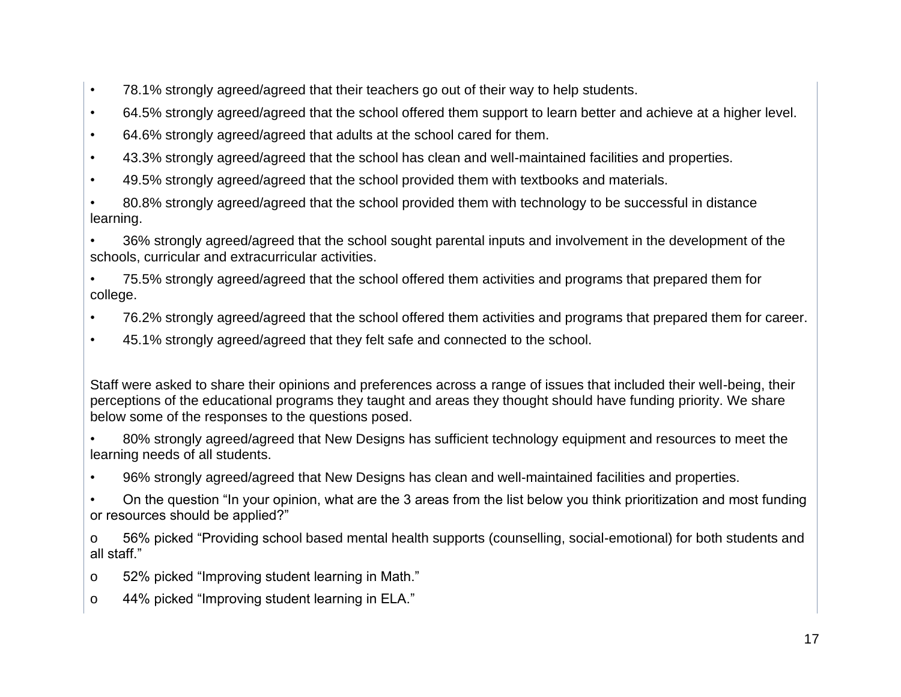- 78.1% strongly agreed/agreed that their teachers go out of their way to help students.
- 64.5% strongly agreed/agreed that the school offered them support to learn better and achieve at a higher level.
- 64.6% strongly agreed/agreed that adults at the school cared for them.
- 43.3% strongly agreed/agreed that the school has clean and well-maintained facilities and properties.
- 49.5% strongly agreed/agreed that the school provided them with textbooks and materials.
- 80.8% strongly agreed/agreed that the school provided them with technology to be successful in distance learning.
- 36% strongly agreed/agreed that the school sought parental inputs and involvement in the development of the schools, curricular and extracurricular activities.
- 75.5% strongly agreed/agreed that the school offered them activities and programs that prepared them for college.
- 76.2% strongly agreed/agreed that the school offered them activities and programs that prepared them for career.
- 45.1% strongly agreed/agreed that they felt safe and connected to the school.

Staff were asked to share their opinions and preferences across a range of issues that included their well-being, their perceptions of the educational programs they taught and areas they thought should have funding priority. We share below some of the responses to the questions posed.

- 80% strongly agreed/agreed that New Designs has sufficient technology equipment and resources to meet the learning needs of all students.
- 96% strongly agreed/agreed that New Designs has clean and well-maintained facilities and properties.
- On the question "In your opinion, what are the 3 areas from the list below you think prioritization and most funding or resources should be applied?"
    - 56% picked "Providing school based mental health supports (counselling, social-emotional) for both students and all staff."
    - 52% picked "Improving student learning in Math."
    - 44% picked "Improving student learning in ELA."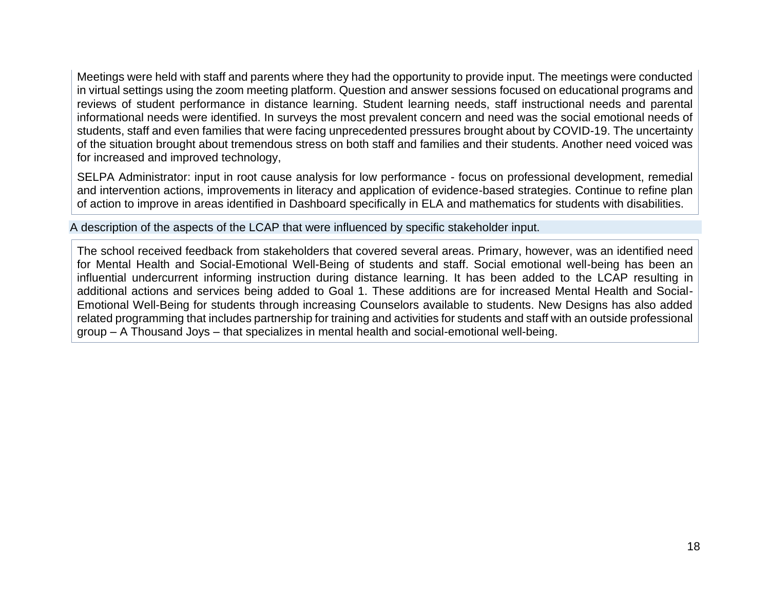Meetings were held with staff and parents where they had the opportunity to provide input. The meetings were conducted in virtual settings using the zoom meeting platform. Question and answer sessions focused on educational programs and reviews of student performance in distance learning. Student learning needs, staff instructional needs and parental informational needs were identified. In surveys the most prevalent concern and need was the social emotional needs of students, staff and even families that were facing unprecedented pressures brought about by COVID-19. The uncertainty of the situation brought about tremendous stress on both staff and families and their students. Another need voiced was for increased and improved technology,

SELPA Administrator: input in root cause analysis for low performance - focus on professional development, remedial and intervention actions, improvements in literacy and application of evidence-based strategies. Continue to refine plan of action to improve in areas identified in Dashboard specifically in ELA and mathematics for students with disabilities.

## A description of the aspects of the LCAP that were influenced by specific stakeholder input.

The school received feedback from stakeholders that covered several areas. Primary, however, was an identified need for Mental Health and Social-Emotional Well-Being of students and staff. Social emotional well-being has been an influential undercurrent informing instruction during distance learning. It has been added to the LCAP resulting in additional actions and services being added to Goal 1. These additions are for increased Mental Health and Social-Emotional Well-Being for students through increasing Counselors available to students. New Designs has also added related programming that includes partnership for training and activities for students and staff with an outside professional group – A Thousand Joys – that specializes in mental health and social-emotional well-being.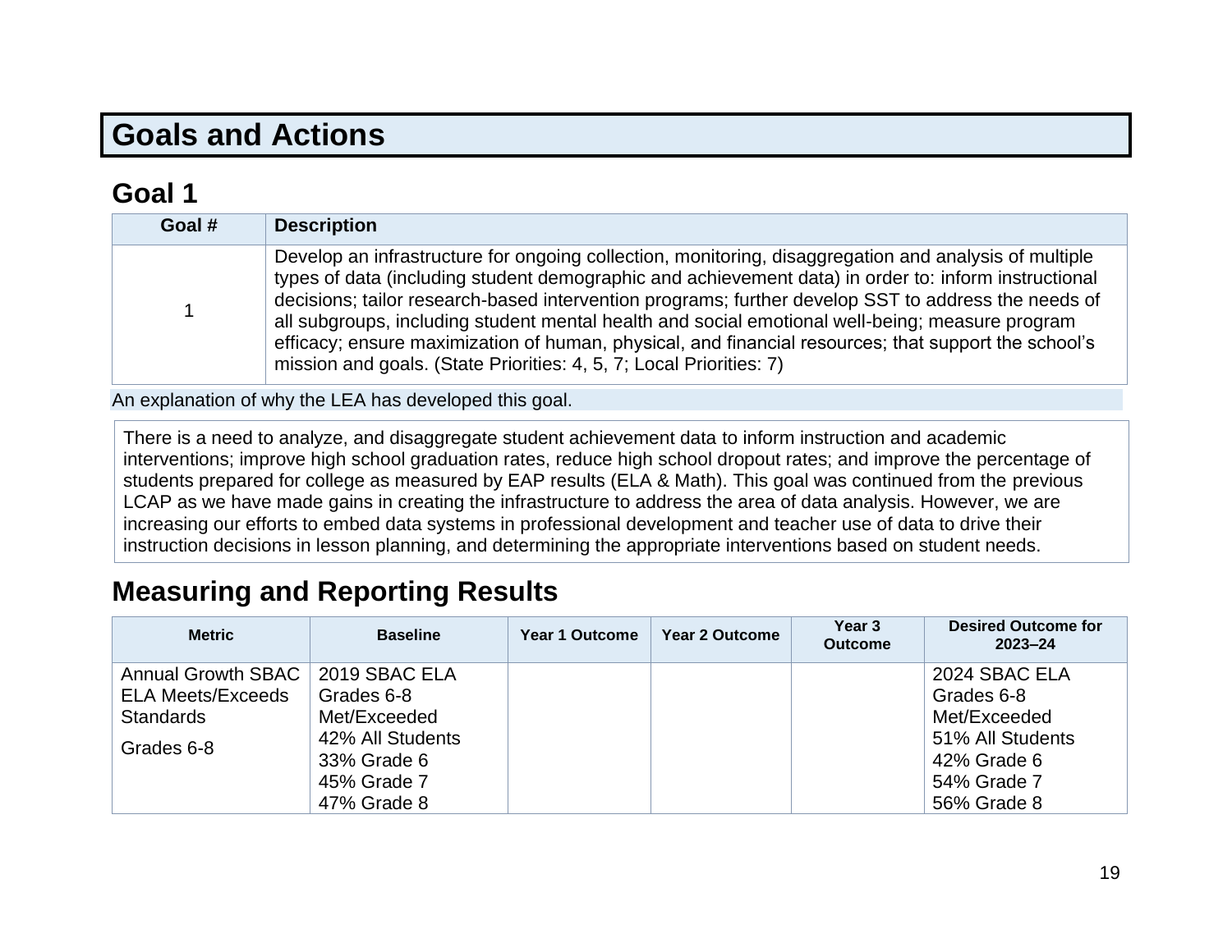# Goals and Actions

## Goal 1

| Goal # | Description |
|---|---|
| 1 | Develop an infrastructure for ongoing collection, monitoring, disaggregation and analysis of multiple types of data (including student demographic and achievement data) in order to: inform instructional decisions; tailor research-based intervention programs; further develop SST to address the needs of all subgroups, including student mental health and social emotional well-being; measure program efficacy; ensure maximization of human, physical, and financial resources; that support the school's mission and goals. (State Priorities: 4, 5, 7; Local Priorities: 7) |

An explanation of why the LEA has developed this goal.

There is a need to analyze, and disaggregate student achievement data to inform instruction and academic interventions; improve high school graduation rates, reduce high school dropout rates; and improve the percentage of students prepared for college as measured by EAP results (ELA & Math). This goal was continued from the previous LCAP as we have made gains in creating the infrastructure to address the area of data analysis. However, we are increasing our efforts to embed data systems in professional development and teacher use of data to drive their instruction decisions in lesson planning, and determining the appropriate interventions based on student needs.

## Measuring and Reporting Results

| Metric | Baseline | Year 1 Outcome | Year 2 Outcome | Year 3 Outcome | Desired Outcome for 2023–24 |
|---|---|---|---|---|---|
| Annual Growth SBAC ELA Meets/Exceeds Standards<br><br>Grades 6-8 | 2019 SBAC ELA Grades 6-8 Met/Exceeded<br>42% All Students<br>33% Grade 6<br>45% Grade 7<br>47% Grade 8 | | | | 2024 SBAC ELA Grades 6-8 Met/Exceeded<br>51% All Students<br>42% Grade 6<br>54% Grade 7<br>56% Grade 8 |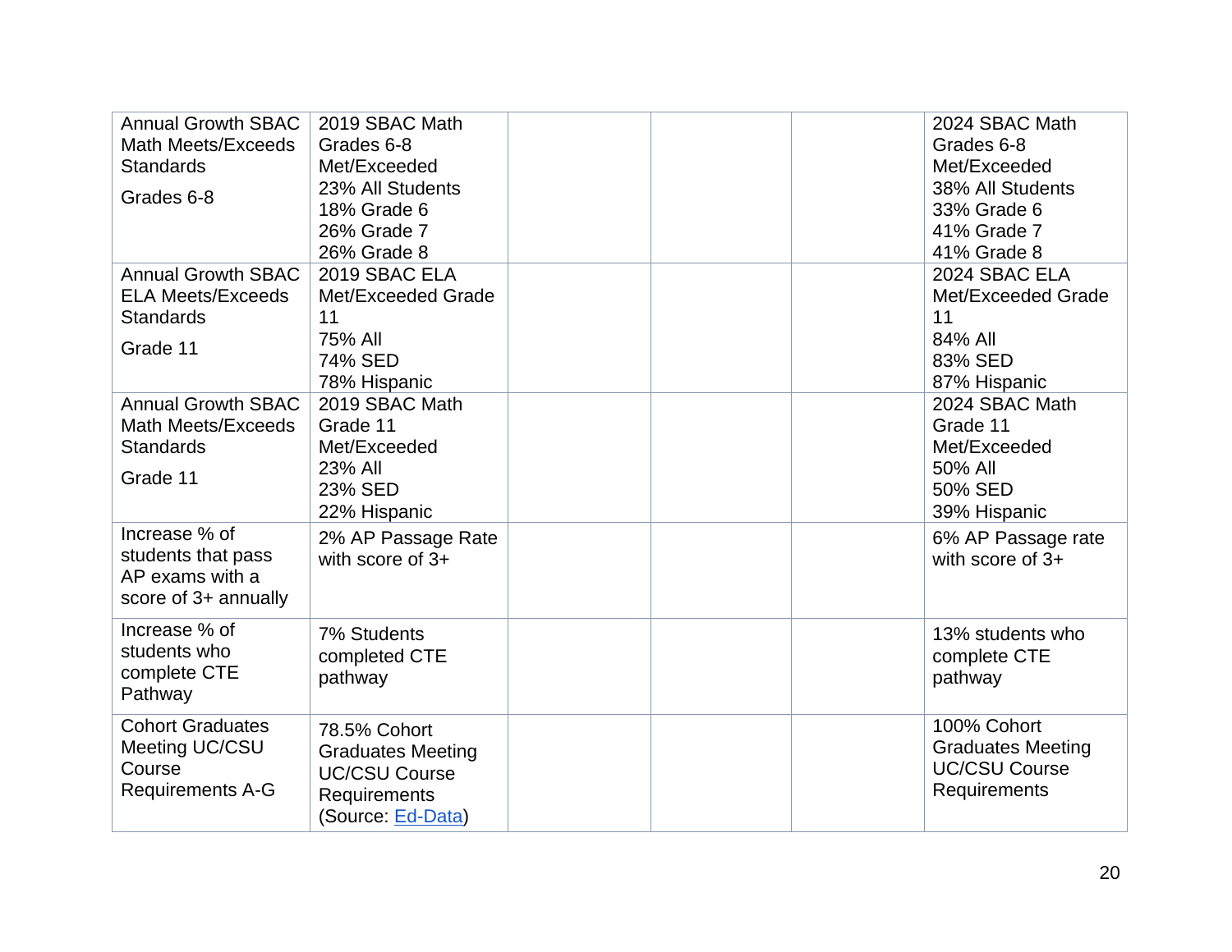| Annual Growth SBAC Math Meets/Exceeds Standards<br><br>Grades 6-8 | 2019 SBAC Math Grades 6-8 Met/Exceeded<br>23% All Students<br>18% Grade 6<br>26% Grade 7<br>26% Grade 8 | | | | 2024 SBAC Math Grades 6-8 Met/Exceeded<br>38% All Students<br>33% Grade 6<br>41% Grade 7<br>41% Grade 8 |
|---|---|---|---|---|---|
| Annual Growth SBAC ELA Meets/Exceeds Standards<br><br>Grade 11 | 2019 SBAC ELA Met/Exceeded Grade 11<br>75% All<br>74% SED<br>78% Hispanic | | | | 2024 SBAC ELA Met/Exceeded Grade 11<br>84% All<br>83% SED<br>87% Hispanic |
| Annual Growth SBAC Math Meets/Exceeds Standards<br><br>Grade 11 | 2019 SBAC Math Grade 11 Met/Exceeded<br>23% All<br>23% SED<br>22% Hispanic | | | | 2024 SBAC Math Grade 11 Met/Exceeded<br>50% All<br>50% SED<br>39% Hispanic |
| Increase % of students that pass AP exams with a score of 3+ annually | 2% AP Passage Rate with score of 3+ | | | | 6% AP Passage rate with score of 3+ |
| Increase % of students who complete CTE Pathway | 7% Students completed CTE pathway | | | | 13% students who complete CTE pathway |
| Cohort Graduates Meeting UC/CSU Course Requirements A-G | 78.5% Cohort Graduates Meeting UC/CSU Course Requirements (Source: Ed-Data) | | | | 100% Cohort Graduates Meeting UC/CSU Course Requirements |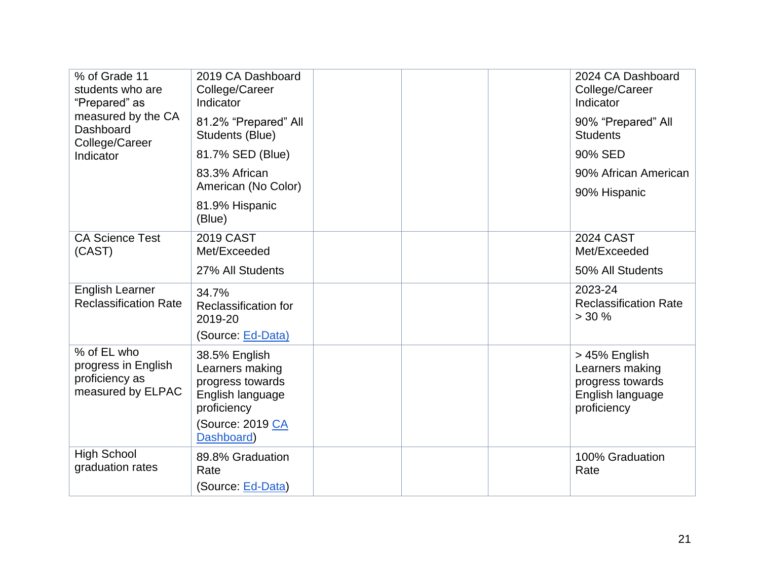| | | | | | |
|---|---|---|---|---|---|
| % of Grade 11 students who are "Prepared" as measured by the CA Dashboard College/Career Indicator | 2019 CA Dashboard College/Career Indicator<br><br>81.2% "Prepared" All Students (Blue)<br><br>81.7% SED (Blue)<br><br>83.3% African American (No Color)<br><br>81.9% Hispanic (Blue) | | | | 2024 CA Dashboard College/Career Indicator<br><br>90% "Prepared" All Students<br><br>90% SED<br><br>90% African American<br><br>90% Hispanic |
| CA Science Test (CAST) | 2019 CAST Met/Exceeded<br><br>27% All Students | | | | 2024 CAST Met/Exceeded<br><br>50% All Students |
| English Learner Reclassification Rate | 34.7% Reclassification for 2019-20<br><br>(Source: Ed-Data) | | | | 2023-24 Reclassification Rate > 30 % |
| % of EL who progress in English proficiency as measured by ELPAC | 38.5% English Learners making progress towards English language proficiency<br><br>(Source: 2019 CA Dashboard) | | | | > 45% English Learners making progress towards English language proficiency |
| High School graduation rates | 89.8% Graduation Rate<br><br>(Source: Ed-Data) | | | | 100% Graduation Rate |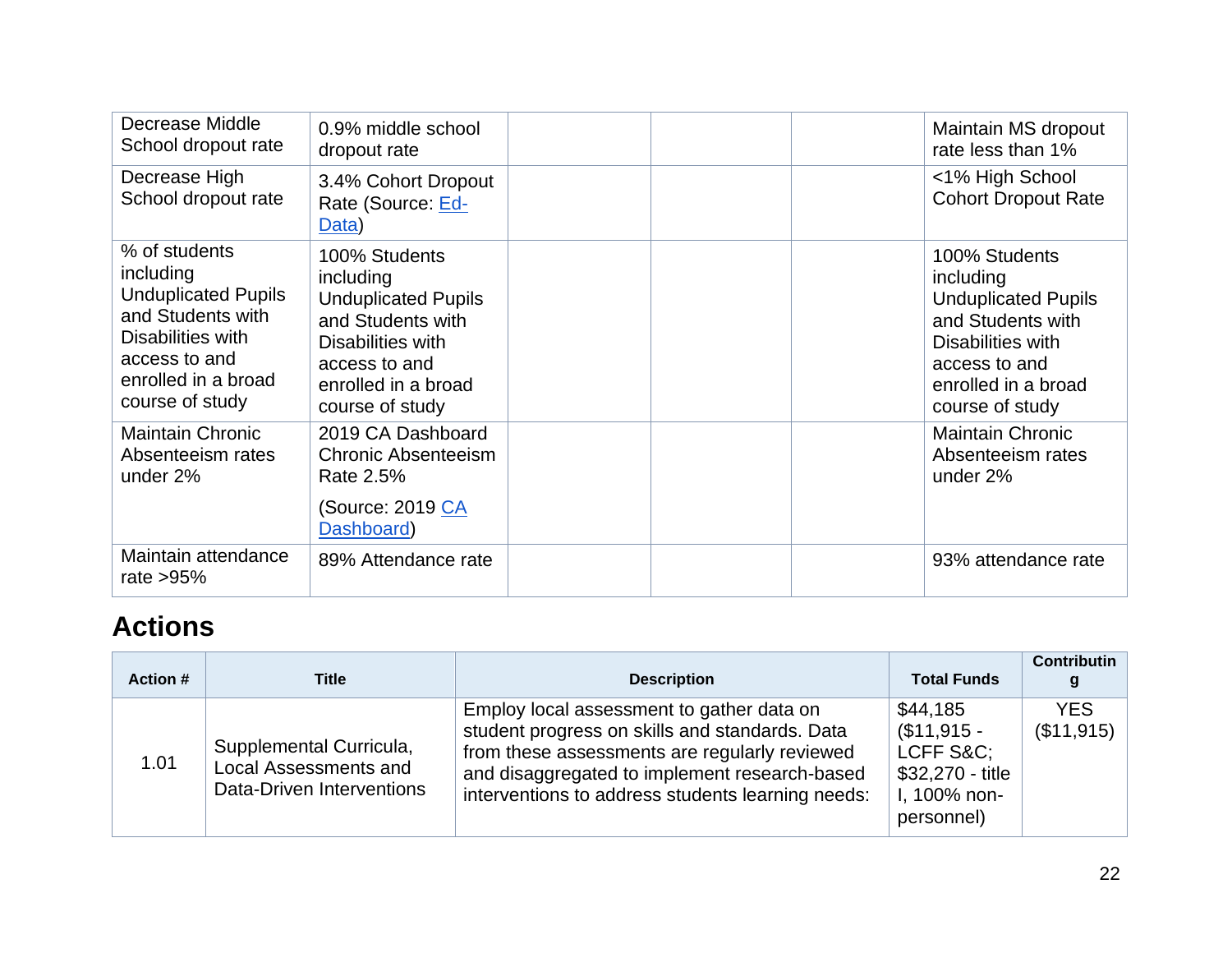| | | | | | |
|---|---|---|---|---|---|
| Decrease Middle School dropout rate | 0.9% middle school dropout rate | | | | Maintain MS dropout rate less than 1% |
| Decrease High School dropout rate | 3.4% Cohort Dropout Rate (Source: Ed-Data) | | | | <1% High School Cohort Dropout Rate |
| % of students including Unduplicated Pupils and Students with Disabilities with access to and enrolled in a broad course of study | 100% Students including Unduplicated Pupils and Students with Disabilities with access to and enrolled in a broad course of study | | | | 100% Students including Unduplicated Pupils and Students with Disabilities with access to and enrolled in a broad course of study |
| Maintain Chronic Absenteeism rates under 2% | 2019 CA Dashboard Chronic Absenteeism Rate 2.5%<br><br>(Source: 2019 CA Dashboard) | | | | Maintain Chronic Absenteeism rates under 2% |
| Maintain attendance rate >95% | 89% Attendance rate | | | | 93% attendance rate |

## Actions

| Action # | Title | Description | Total Funds | Contributing |
|---|---|---|---|---|
| 1.01 | Supplemental Curricula, Local Assessments and Data-Driven Interventions | Employ local assessment to gather data on student progress on skills and standards. Data from these assessments are regularly reviewed and disaggregated to implement research-based interventions to address students learning needs: | $44,185 ($11,915 - LCFF S&C; $32,270 - title I, 100% non-personnel) | YES ($11,915) |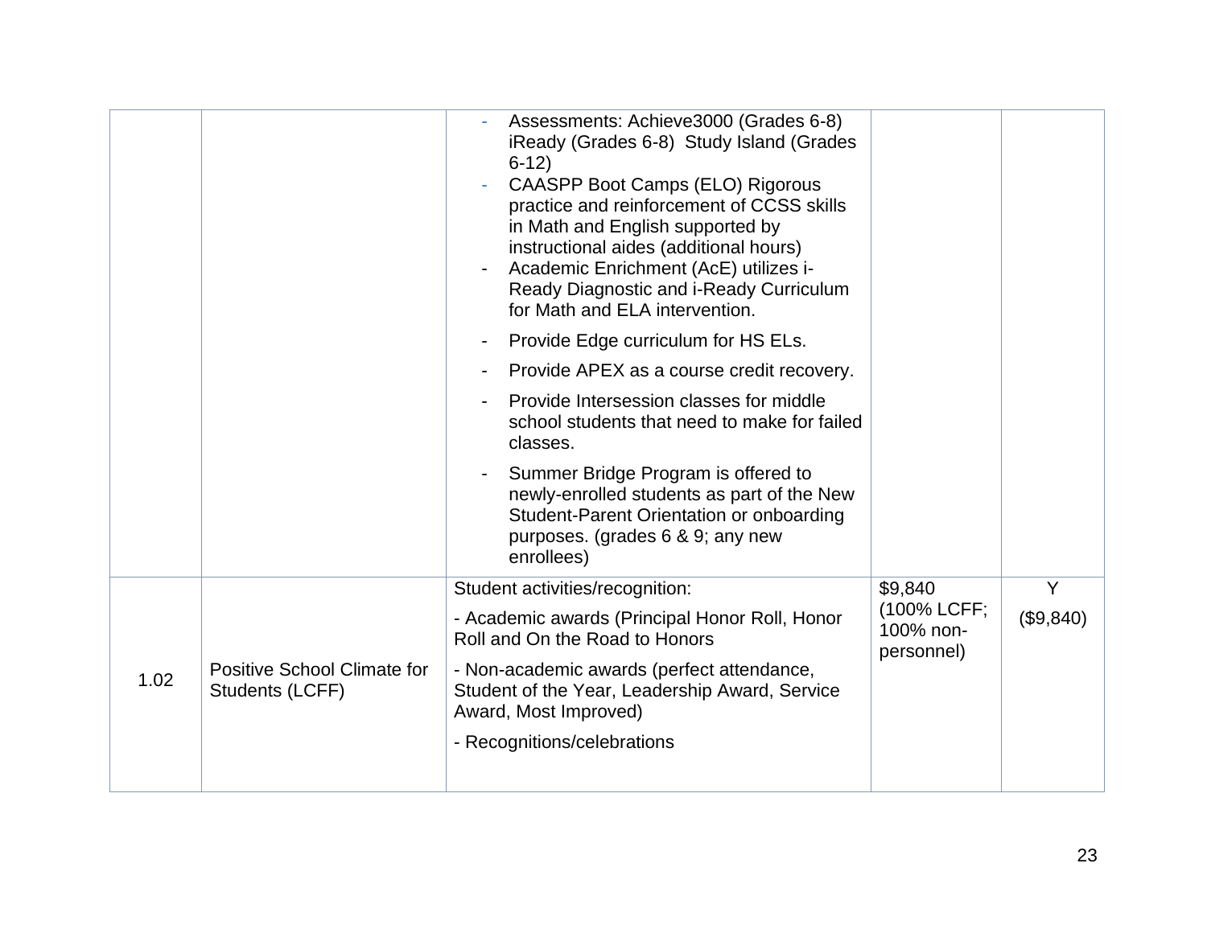| | | | | |
|---|---|---|---|---|
| | | - Assessments: Achieve3000 (Grades 6-8) iReady (Grades 6-8) Study Island (Grades 6-12)<br>- CAASPP Boot Camps (ELO) Rigorous practice and reinforcement of CCSS skills in Math and English supported by instructional aides (additional hours)<br>- Academic Enrichment (AcE) utilizes i-Ready Diagnostic and i-Ready Curriculum for Math and ELA intervention.<br>- Provide Edge curriculum for HS ELs.<br>- Provide APEX as a course credit recovery.<br>- Provide Intersession classes for middle school students that need to make for failed classes.<br>- Summer Bridge Program is offered to newly-enrolled students as part of the New Student-Parent Orientation or onboarding purposes. (grades 6 & 9; any new enrollees) | | |
| 1.02 | Positive School Climate for Students (LCFF) | Student activities/recognition:<br>- Academic awards (Principal Honor Roll, Honor Roll and On the Road to Honors<br>- Non-academic awards (perfect attendance, Student of the Year, Leadership Award, Service Award, Most Improved)<br>- Recognitions/celebrations | $9,840 (100% LCFF; 100% non-personnel) | Y ($9,840) |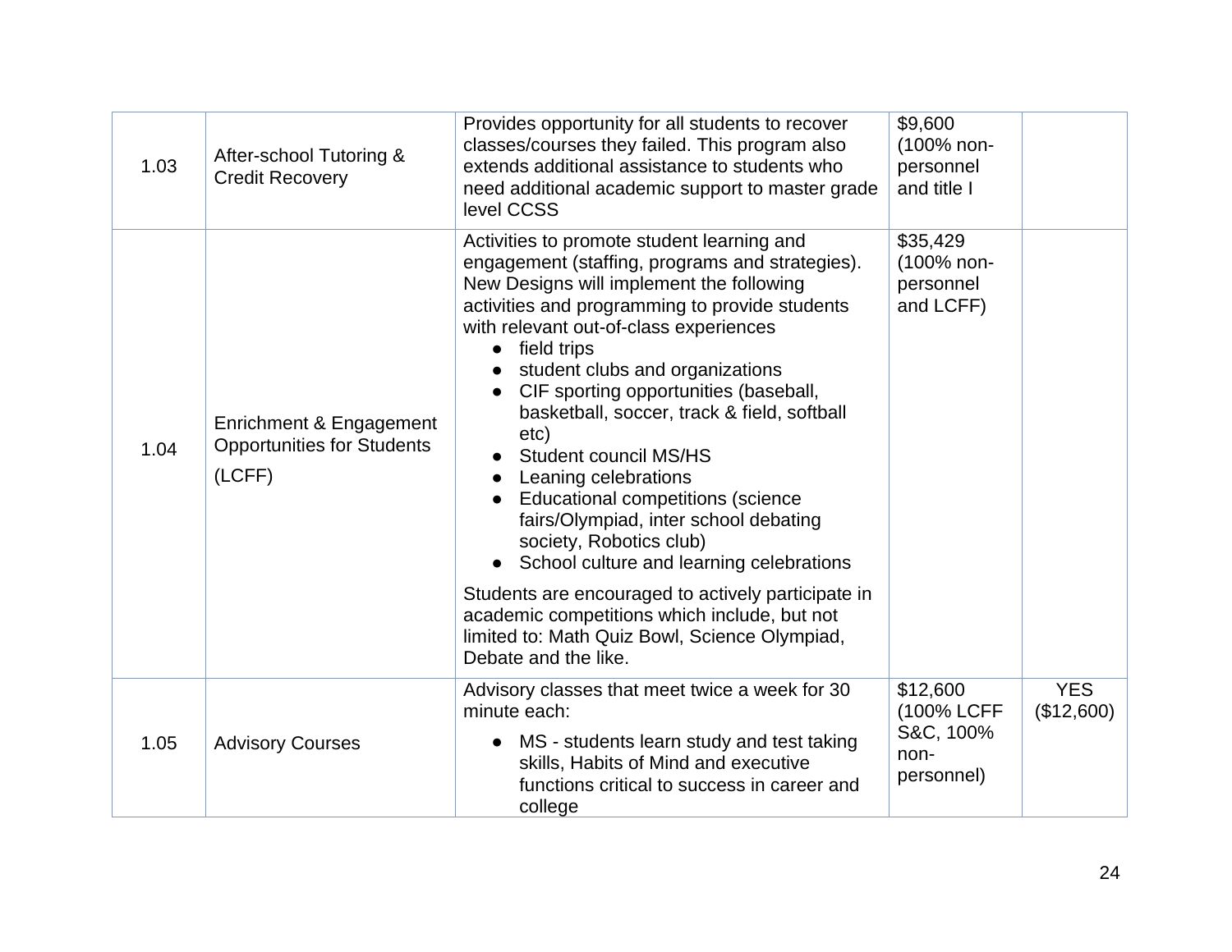| 1.03 | After-school Tutoring & Credit Recovery | Provides opportunity for all students to recover classes/courses they failed. This program also extends additional assistance to students who need additional academic support to master grade level CCSS | \$9,600 (100% non-personnel and title I | |
|---|---|---|---|---|
| 1.04 | Enrichment & Engagement Opportunities for Students (LCFF) | Activities to promote student learning and engagement (staffing, programs and strategies). New Designs will implement the following activities and programming to provide students with relevant out-of-class experiences<br>● field trips<br>● student clubs and organizations<br>● CIF sporting opportunities (baseball, basketball, soccer, track & field, softball etc)<br>● Student council MS/HS<br>● Leaning celebrations<br>● Educational competitions (science fairs/Olympiad, inter school debating society, Robotics club)<br>● School culture and learning celebrations<br><br>Students are encouraged to actively participate in academic competitions which include, but not limited to: Math Quiz Bowl, Science Olympiad, Debate and the like. | \$35,429 (100% non-personnel and LCFF) | |
| 1.05 | Advisory Courses | Advisory classes that meet twice a week for 30 minute each:<br>● MS - students learn study and test taking skills, Habits of Mind and executive functions critical to success in career and college | \$12,600 (100% LCFF S&C, 100% non-personnel) | YES (\$12,600) |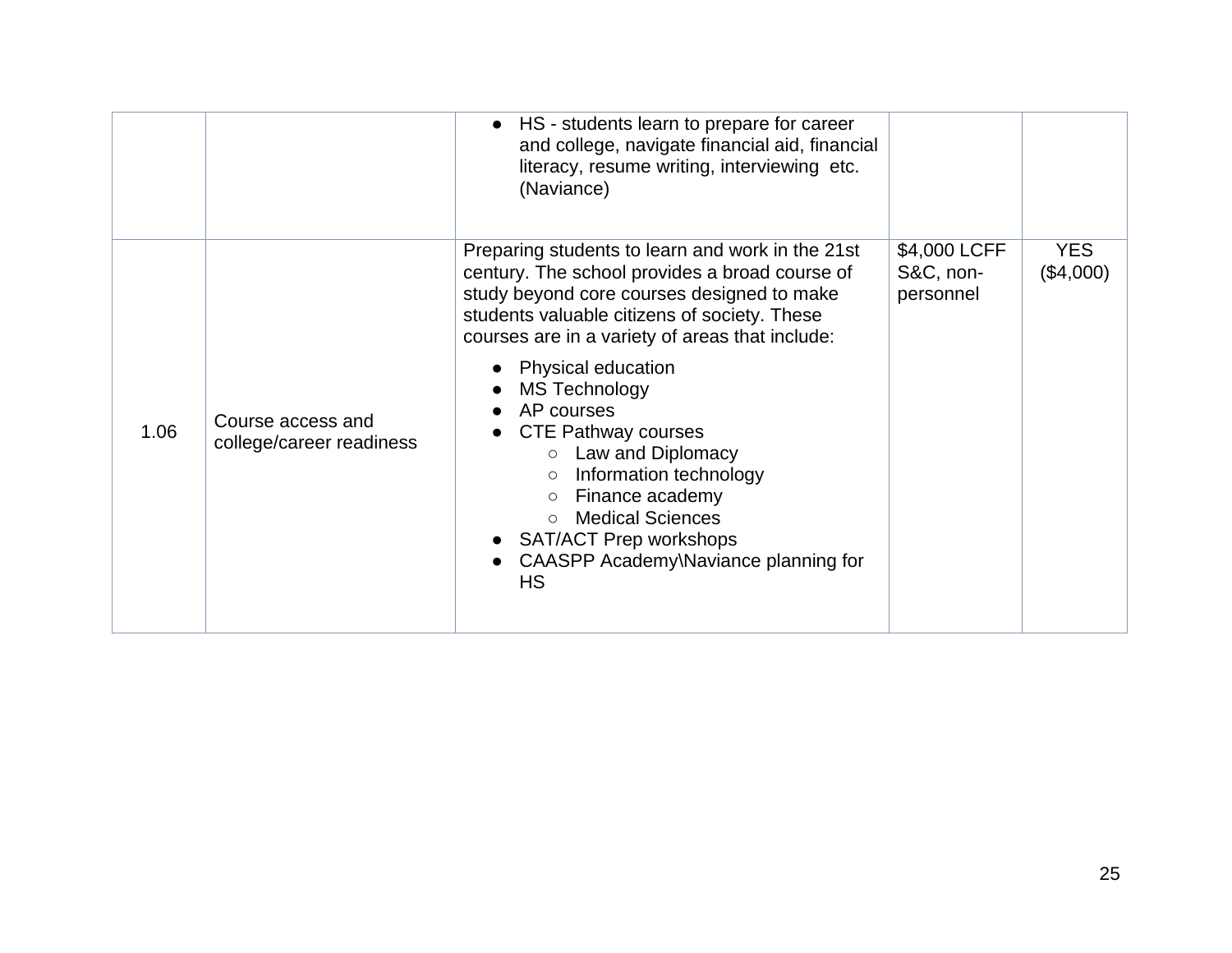|  |  |  |  |  |
|---|---|---|---|---|
|  |  | ● HS - students learn to prepare for career and college, navigate financial aid, financial literacy, resume writing, interviewing etc. (Naviance) |  |  |
| 1.06 | Course access and college/career readiness | Preparing students to learn and work in the 21st century. The school provides a broad course of study beyond core courses designed to make students valuable citizens of society. These courses are in a variety of areas that include:<br>● Physical education<br>● MS Technology<br>● AP courses<br>● CTE Pathway courses<br>○ Law and Diplomacy<br>○ Information technology<br>○ Finance academy<br>○ Medical Sciences<br>● SAT/ACT Prep workshops<br>● CAASPP Academy\Naviance planning for HS | $4,000 LCFF S&C, non-personnel | YES ($4,000) |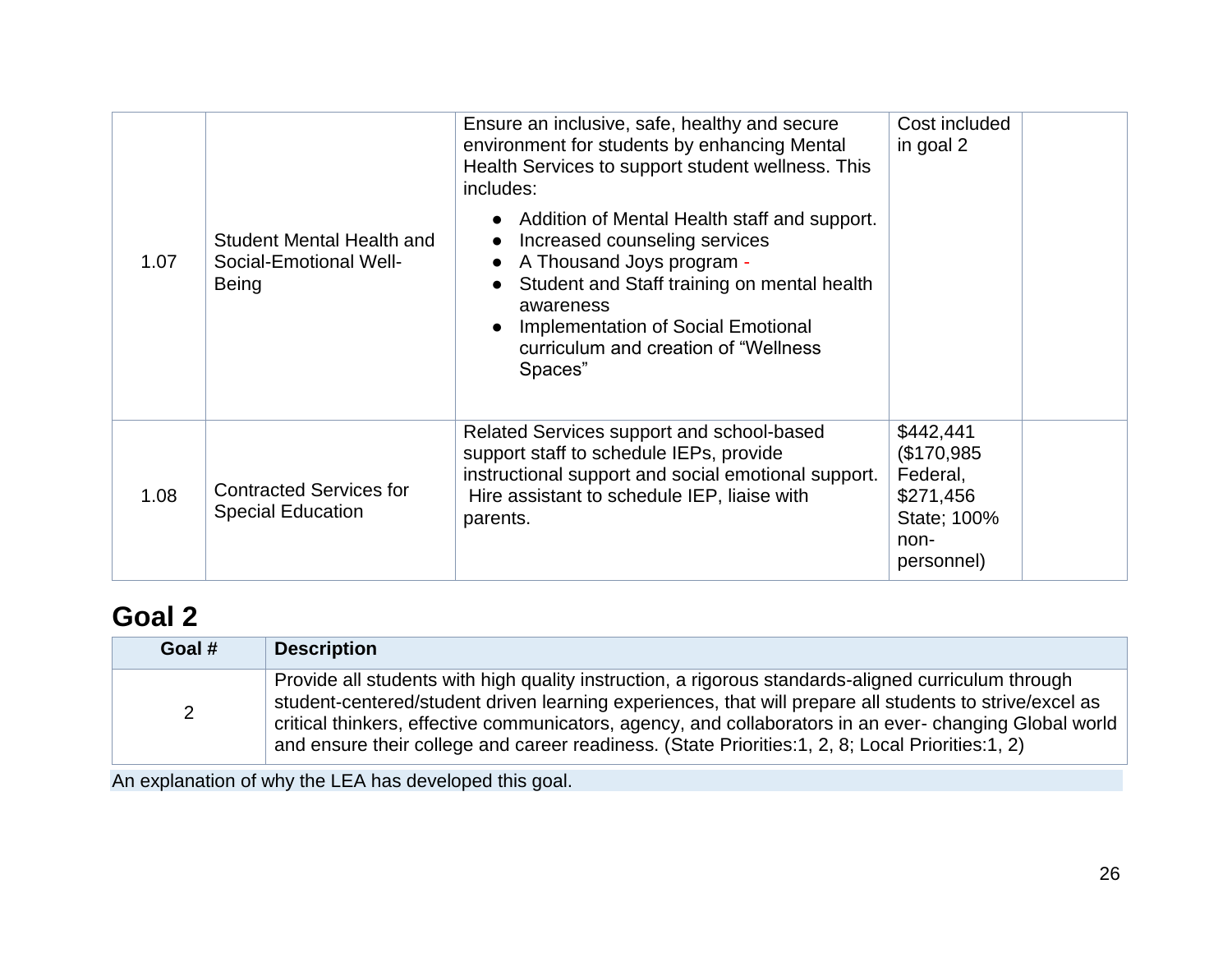| | | | | |
|---|---|---|---|---|
| 1.07 | Student Mental Health and Social-Emotional Well-Being | Ensure an inclusive, safe, healthy and secure environment for students by enhancing Mental Health Services to support student wellness. This includes:<br>• Addition of Mental Health staff and support.<br>• Increased counseling services<br>• A Thousand Joys program -<br>• Student and Staff training on mental health awareness<br>• Implementation of Social Emotional curriculum and creation of "Wellness Spaces" | Cost included in goal 2 | |
| 1.08 | Contracted Services for Special Education | Related Services support and school-based support staff to schedule IEPs, provide instructional support and social emotional support. Hire assistant to schedule IEP, liaise with parents. | $442,441 ($170,985 Federal, $271,456 State; 100% non-personnel) | |

## Goal 2

| Goal # | Description |
|---|---|
| 2 | Provide all students with high quality instruction, a rigorous standards-aligned curriculum through student-centered/student driven learning experiences, that will prepare all students to strive/excel as critical thinkers, effective communicators, agency, and collaborators in an ever- changing Global world and ensure their college and career readiness. (State Priorities:1, 2, 8; Local Priorities:1, 2) |

An explanation of why the LEA has developed this goal.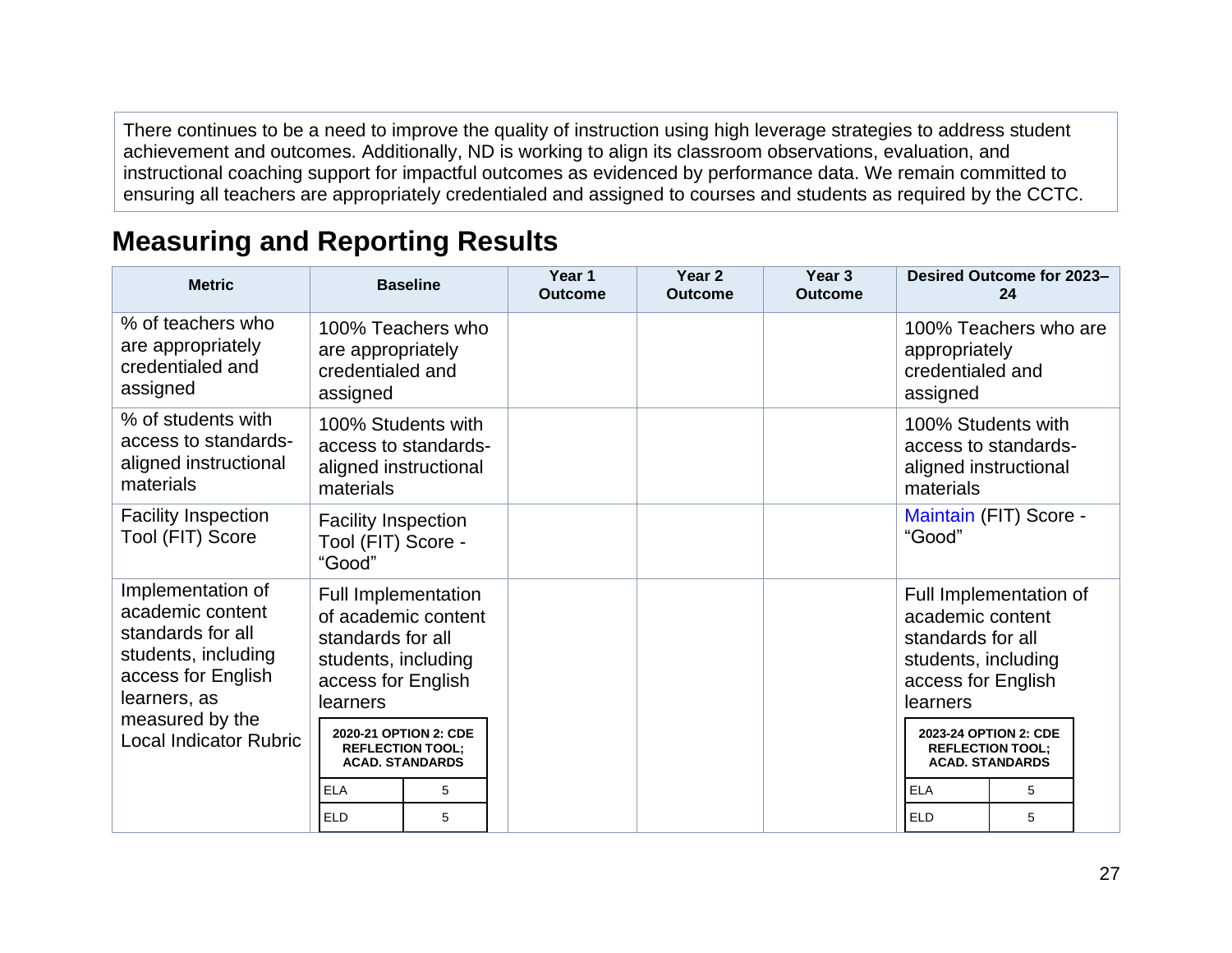There continues to be a need to improve the quality of instruction using high leverage strategies to address student achievement and outcomes. Additionally, ND is working to align its classroom observations, evaluation, and instructional coaching support for impactful outcomes as evidenced by performance data. We remain committed to ensuring all teachers are appropriately credentialed and assigned to courses and students as required by the CCTC.

## Measuring and Reporting Results

| Metric | Baseline | Year 1 Outcome | Year 2 Outcome | Year 3 Outcome | Desired Outcome for 2023–24 |
|---|---|---|---|---|---|
| % of teachers who are appropriately credentialed and assigned | 100% Teachers who are appropriately credentialed and assigned | | | | 100% Teachers who are appropriately credentialed and assigned |
| % of students with access to standards-aligned instructional materials | 100% Students with access to standards-aligned instructional materials | | | | 100% Students with access to standards-aligned instructional materials |
| Facility Inspection Tool (FIT) Score | Facility Inspection Tool (FIT) Score - “Good” | | | | Maintain (FIT) Score - “Good” |
| Implementation of academic content standards for all students, including access for English learners, as measured by the Local Indicator Rubric | Full Implementation of academic content standards for all students, including access for English learners<br><br>**2020-21 OPTION 2: CDE REFLECTION TOOL; ACAD. STANDARDS**<br>ELA: 5<br>ELD: 5 | | | | Full Implementation of academic content standards for all students, including access for English learners<br><br>**2023-24 OPTION 2: CDE REFLECTION TOOL; ACAD. STANDARDS**<br>ELA: 5<br>ELD: 5 |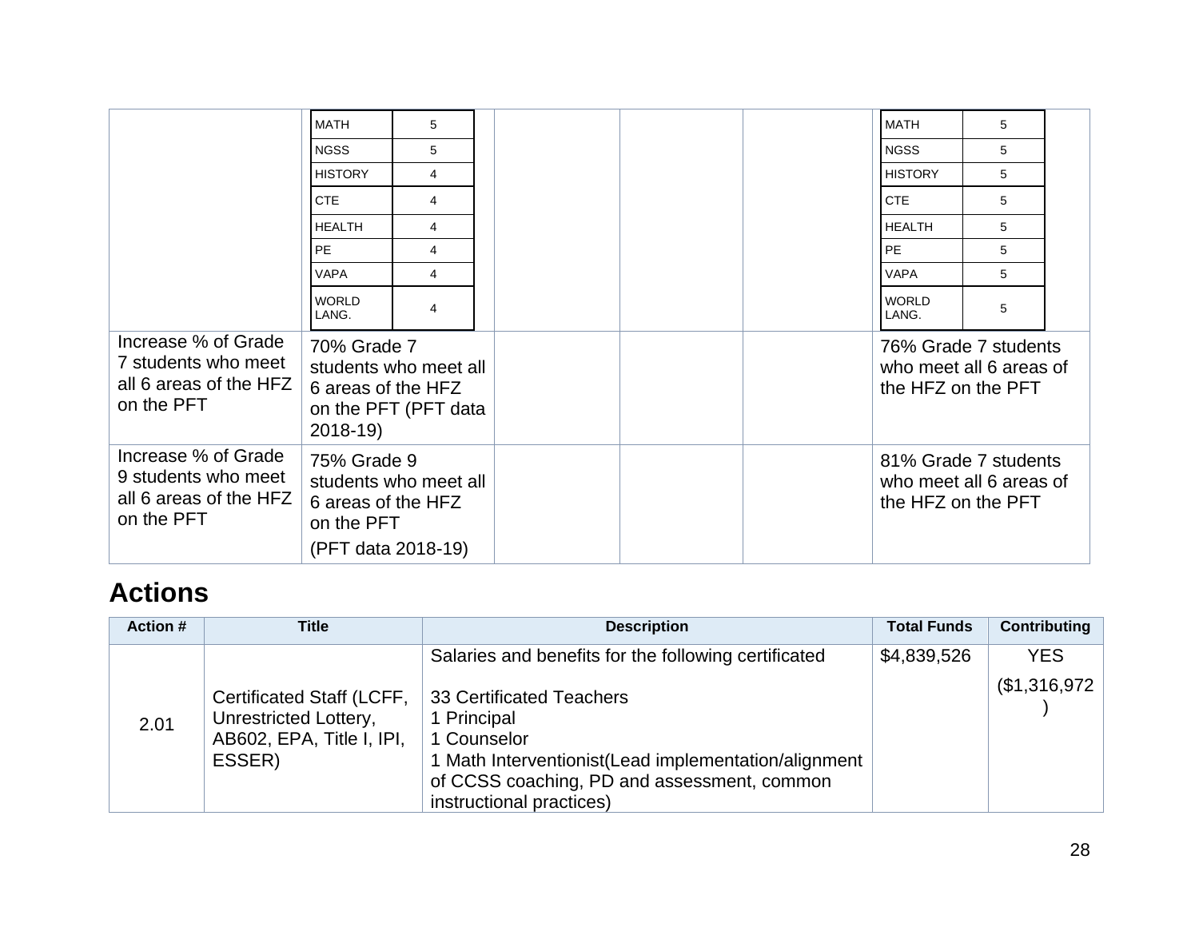| | | | | | |
|---|---|---|---|---|---|
| | MATH 5<br>NGSS 5<br>HISTORY 4<br>CTE 4<br>HEALTH 4<br>PE 4<br>VAPA 4<br>WORLD LANG. 4 | | | | MATH 5<br>NGSS 5<br>HISTORY 5<br>CTE 5<br>HEALTH 5<br>PE 5<br>VAPA 5<br>WORLD LANG. 5 |
| Increase % of Grade 7 students who meet all 6 areas of the HFZ on the PFT | 70% Grade 7 students who meet all 6 areas of the HFZ on the PFT (PFT data 2018-19) | | | | 76% Grade 7 students who meet all 6 areas of the HFZ on the PFT |
| Increase % of Grade 9 students who meet all 6 areas of the HFZ on the PFT | 75% Grade 9 students who meet all 6 areas of the HFZ on the PFT<br>(PFT data 2018-19) | | | | 81% Grade 7 students who meet all 6 areas of the HFZ on the PFT |

## Actions

| Action # | Title | Description | Total Funds | Contributing |
|---|---|---|---|---|
| 2.01 | Certificated Staff (LCFF, Unrestricted Lottery, AB602, EPA, Title I, IPI, ESSER) | Salaries and benefits for the following certificated<br><br>33 Certificated Teachers<br>1 Principal<br>1 Counselor<br>1 Math Interventionist(Lead implementation/alignment of CCSS coaching, PD and assessment, common instructional practices) | $4,839,526 | YES<br>($1,316,972) |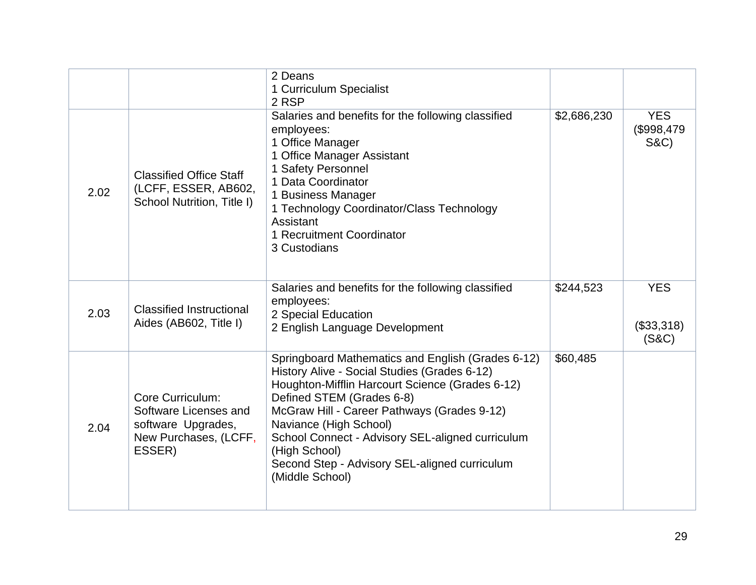| | | | | |
|---|---|---|---|---|
| | | 2 Deans<br>1 Curriculum Specialist<br>2 RSP | | |
| 2.02 | Classified Office Staff (LCFF, ESSER, AB602, School Nutrition, Title I) | Salaries and benefits for the following classified employees:<br>1 Office Manager<br>1 Office Manager Assistant<br>1 Safety Personnel<br>1 Data Coordinator<br>1 Business Manager<br>1 Technology Coordinator/Class Technology Assistant<br>1 Recruitment Coordinator<br>3 Custodians | $2,686,230 | YES ($998,479 S&C) |
| 2.03 | Classified Instructional Aides (AB602, Title I) | Salaries and benefits for the following classified employees:<br>2 Special Education<br>2 English Language Development | $244,523 | YES<br><br>($33,318) (S&C) |
| 2.04 | Core Curriculum: Software Licenses and software Upgrades, New Purchases, (LCFF, ESSER) | Springboard Mathematics and English (Grades 6-12)<br>History Alive - Social Studies (Grades 6-12)<br>Houghton-Mifflin Harcourt Science (Grades 6-12)<br>Defined STEM (Grades 6-8)<br>McGraw Hill - Career Pathways (Grades 9-12)<br>Naviance (High School)<br>School Connect - Advisory SEL-aligned curriculum (High School)<br>Second Step - Advisory SEL-aligned curriculum (Middle School) | $60,485 | |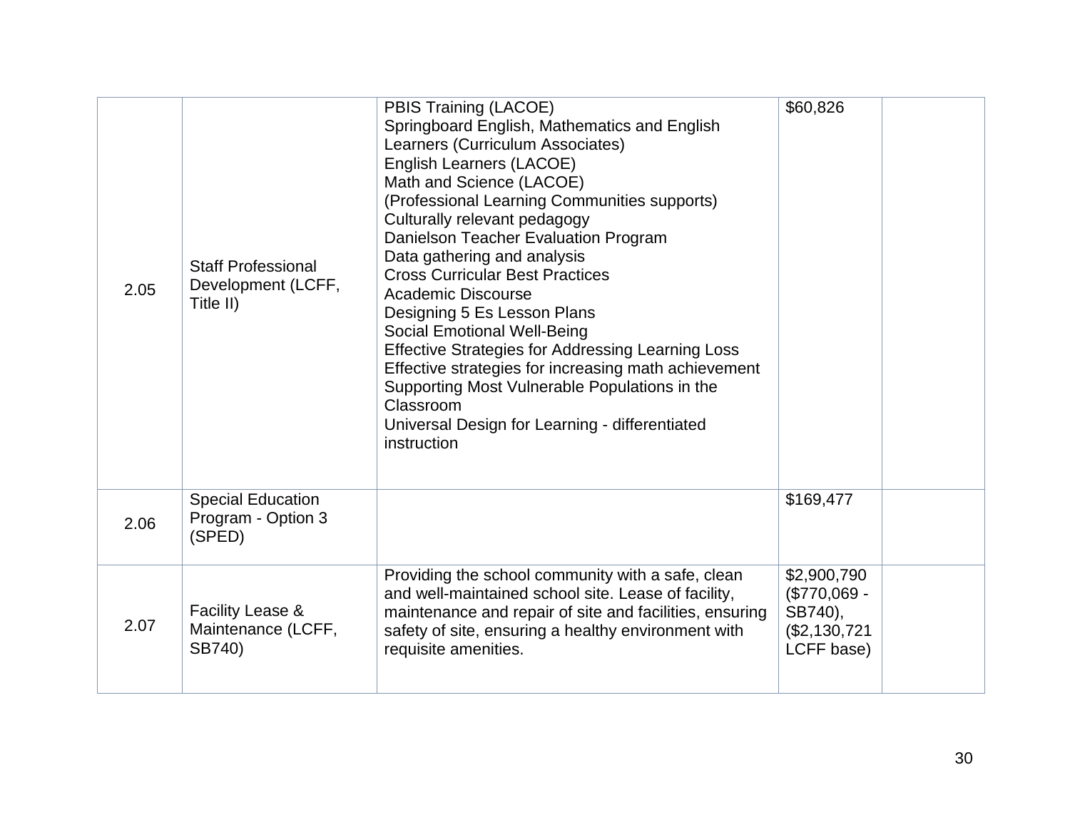| | | | | |
|---|---|---|---|---|
| 2.05 | Staff Professional Development (LCFF, Title II) | PBIS Training (LACOE)<br>Springboard English, Mathematics and English Learners (Curriculum Associates)<br>English Learners (LACOE)<br>Math and Science (LACOE)<br>(Professional Learning Communities supports)<br>Culturally relevant pedagogy<br>Danielson Teacher Evaluation Program<br>Data gathering and analysis<br>Cross Curricular Best Practices<br>Academic Discourse<br>Designing 5 Es Lesson Plans<br>Social Emotional Well-Being<br>Effective Strategies for Addressing Learning Loss<br>Effective strategies for increasing math achievement<br>Supporting Most Vulnerable Populations in the Classroom<br>Universal Design for Learning - differentiated instruction | $60,826 | |
| 2.06 | Special Education Program - Option 3 (SPED) | | $169,477 | |
| 2.07 | Facility Lease & Maintenance (LCFF, SB740) | Providing the school community with a safe, clean and well-maintained school site. Lease of facility, maintenance and repair of site and facilities, ensuring safety of site, ensuring a healthy environment with requisite amenities. | $2,900,790 ($770,069 - SB740), ($2,130,721 LCFF base) | |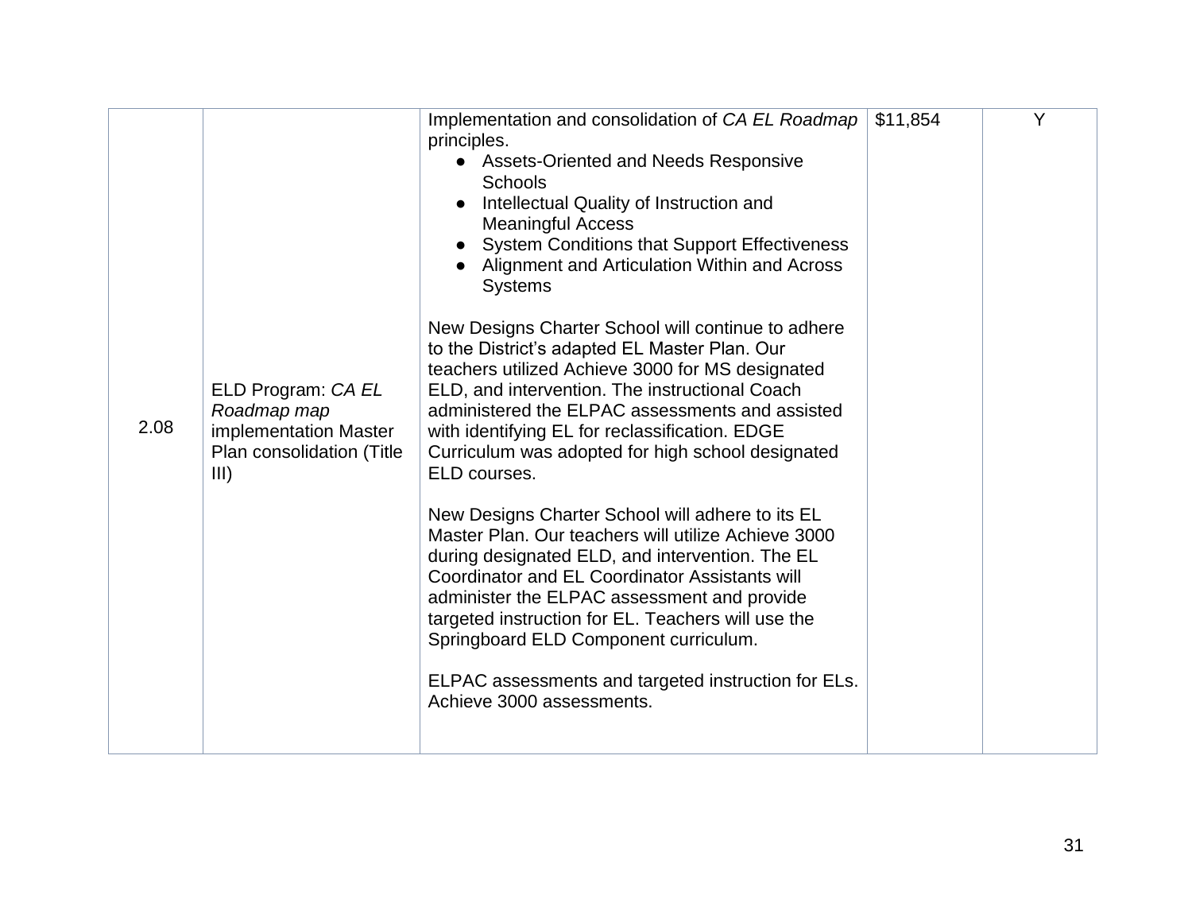| | | | | |
|---|---|---|---|---|
| 2.08 | ELD Program: *CA EL Roadmap map* implementation Master Plan consolidation (Title III) | Implementation and consolidation of *CA EL Roadmap* principles.<br>• Assets-Oriented and Needs Responsive Schools<br>• Intellectual Quality of Instruction and Meaningful Access<br>• System Conditions that Support Effectiveness<br>• Alignment and Articulation Within and Across Systems<br><br>New Designs Charter School will continue to adhere to the District's adapted EL Master Plan. Our teachers utilized Achieve 3000 for MS designated ELD, and intervention. The instructional Coach administered the ELPAC assessments and assisted with identifying EL for reclassification. EDGE Curriculum was adopted for high school designated ELD courses.<br><br>New Designs Charter School will adhere to its EL Master Plan. Our teachers will utilize Achieve 3000 during designated ELD, and intervention. The EL Coordinator and EL Coordinator Assistants will administer the ELPAC assessment and provide targeted instruction for EL. Teachers will use the Springboard ELD Component curriculum.<br><br>ELPAC assessments and targeted instruction for ELs. Achieve 3000 assessments. | $11,854 | Y |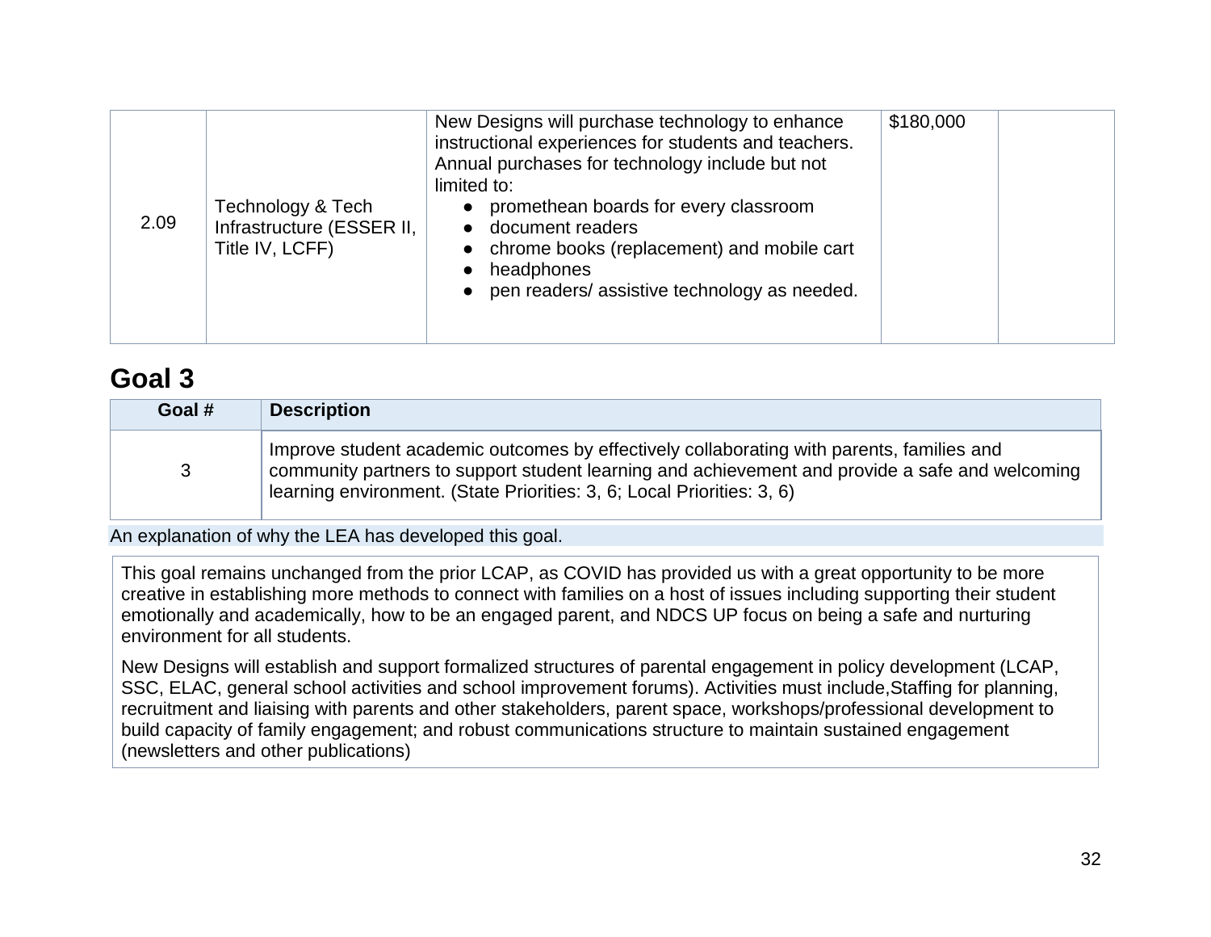| 2.09 | Technology & Tech Infrastructure (ESSER II, Title IV, LCFF) | New Designs will purchase technology to enhance instructional experiences for students and teachers. Annual purchases for technology include but not limited to:<br>● promethean boards for every classroom<br>● document readers<br>● chrome books (replacement) and mobile cart<br>● headphones<br>● pen readers/ assistive technology as needed. | $180,000 | |
|---|---|---|---|---|

## Goal 3

| Goal # | Description |
|---|---|
| 3 | Improve student academic outcomes by effectively collaborating with parents, families and community partners to support student learning and achievement and provide a safe and welcoming learning environment. (State Priorities: 3, 6; Local Priorities: 3, 6) |

An explanation of why the LEA has developed this goal.

This goal remains unchanged from the prior LCAP, as COVID has provided us with a great opportunity to be more creative in establishing more methods to connect with families on a host of issues including supporting their student emotionally and academically, how to be an engaged parent, and NDCS UP focus on being a safe and nurturing environment for all students.

New Designs will establish and support formalized structures of parental engagement in policy development (LCAP, SSC, ELAC, general school activities and school improvement forums). Activities must include,Staffing for planning, recruitment and liaising with parents and other stakeholders, parent space, workshops/professional development to build capacity of family engagement; and robust communications structure to maintain sustained engagement (newsletters and other publications)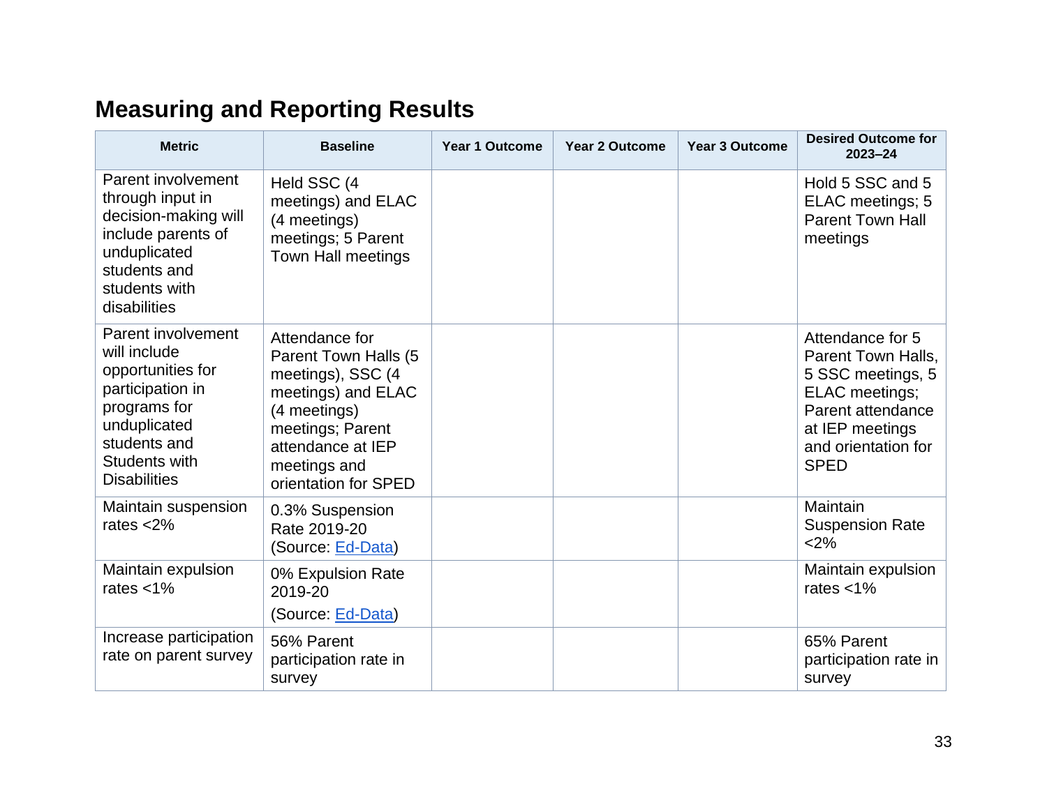## Measuring and Reporting Results

| Metric | Baseline | Year 1 Outcome | Year 2 Outcome | Year 3 Outcome | Desired Outcome for 2023–24 |
|---|---|---|---|---|---|
| Parent involvement through input in decision-making will include parents of unduplicated students and students with disabilities | Held SSC (4 meetings) and ELAC (4 meetings) meetings; 5 Parent Town Hall meetings | | | | Hold 5 SSC and 5 ELAC meetings; 5 Parent Town Hall meetings |
| Parent involvement will include opportunities for participation in programs for unduplicated students and Students with Disabilities | Attendance for Parent Town Halls (5 meetings), SSC (4 meetings) and ELAC (4 meetings) meetings; Parent attendance at IEP meetings and orientation for SPED | | | | Attendance for 5 Parent Town Halls, 5 SSC meetings, 5 ELAC meetings; Parent attendance at IEP meetings and orientation for SPED |
| Maintain suspension rates <2% | 0.3% Suspension Rate 2019-20 (Source: Ed-Data) | | | | Maintain Suspension Rate <2% |
| Maintain expulsion rates <1% | 0% Expulsion Rate 2019-20 (Source: Ed-Data) | | | | Maintain expulsion rates <1% |
| Increase participation rate on parent survey | 56% Parent participation rate in survey | | | | 65% Parent participation rate in survey |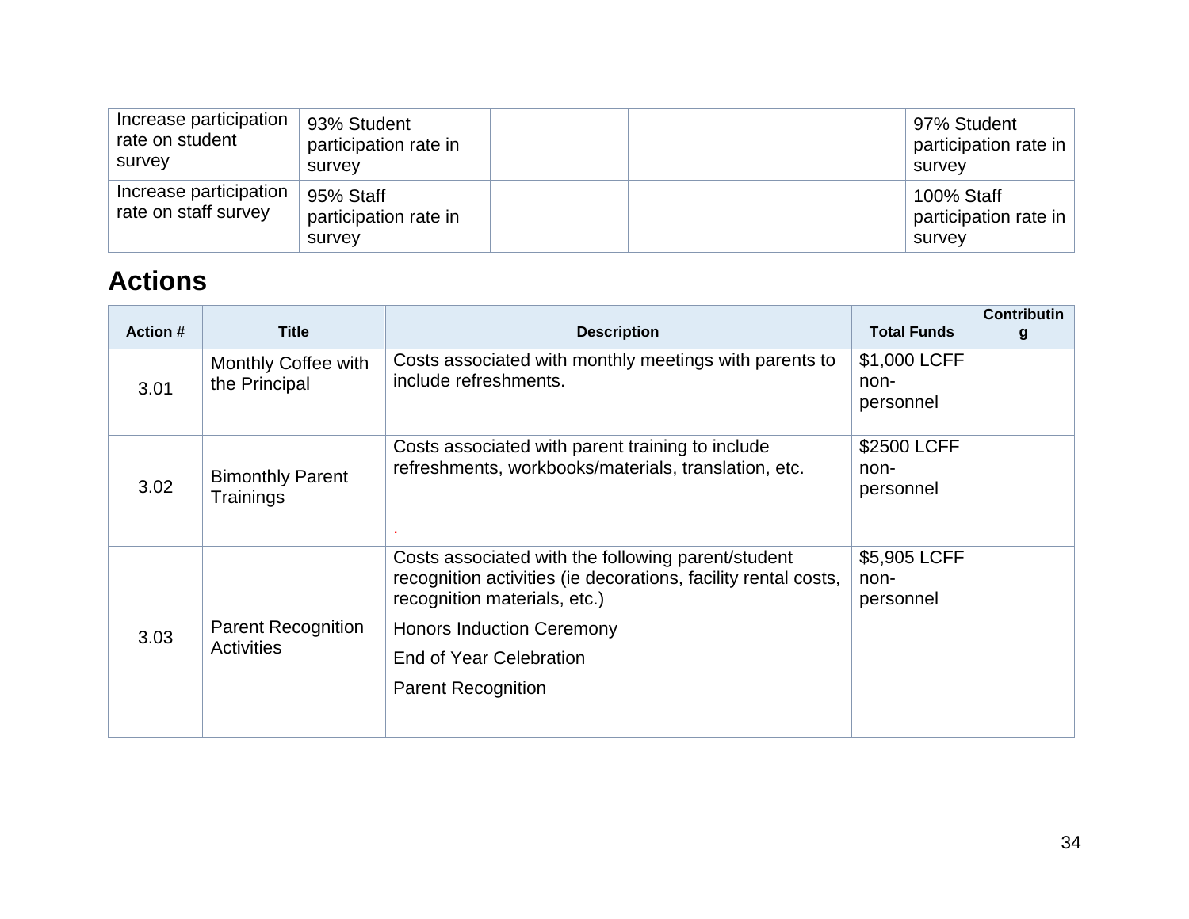| Increase participation rate on student survey | 93% Student participation rate in survey | | | | 97% Student participation rate in survey |
|---|---|---|---|---|---|
| Increase participation rate on staff survey | 95% Staff participation rate in survey | | | | 100% Staff participation rate in survey |

## Actions

| Action # | Title | Description | Total Funds | Contributing |
|---|---|---|---|---|
| 3.01 | Monthly Coffee with the Principal | Costs associated with monthly meetings with parents to include refreshments. | $1,000 LCFF non-personnel | |
| 3.02 | Bimonthly Parent Trainings | Costs associated with parent training to include refreshments, workbooks/materials, translation, etc. . | $2500 LCFF non-personnel | |
| 3.03 | Parent Recognition Activities | Costs associated with the following parent/student recognition activities (ie decorations, facility rental costs, recognition materials, etc.)<br>Honors Induction Ceremony<br>End of Year Celebration<br>Parent Recognition | $5,905 LCFF non-personnel | |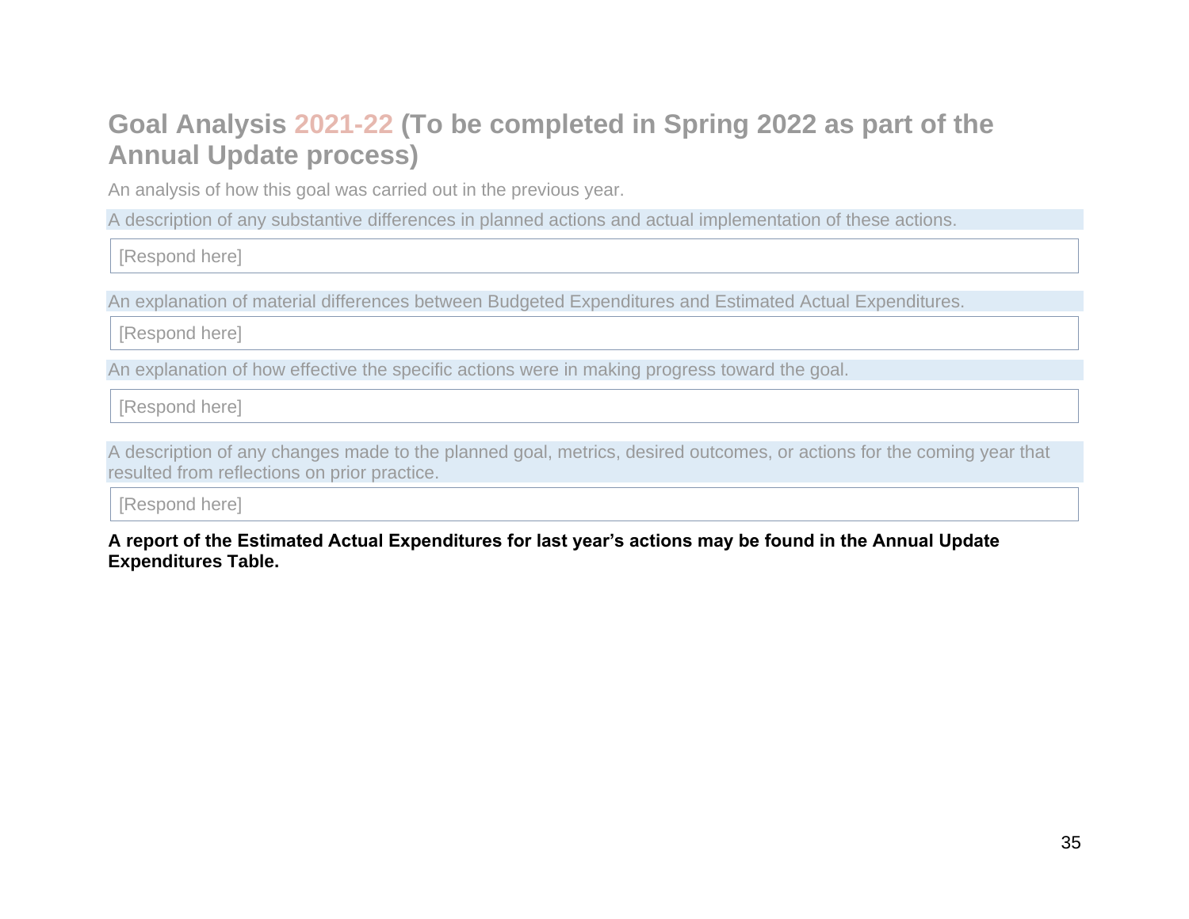## Goal Analysis 2021-22 (To be completed in Spring 2022 as part of the Annual Update process)

An analysis of how this goal was carried out in the previous year.

| A description of any substantive differences in planned actions and actual implementation of these actions. |
| --- |
| [Respond here] |

| An explanation of material differences between Budgeted Expenditures and Estimated Actual Expenditures. |
| --- |
| [Respond here] |

| An explanation of how effective the specific actions were in making progress toward the goal. |
| --- |
| [Respond here] |

| A description of any changes made to the planned goal, metrics, desired outcomes, or actions for the coming year that resulted from reflections on prior practice. |
| --- |
| [Respond here] |

**A report of the Estimated Actual Expenditures for last year's actions may be found in the Annual Update Expenditures Table.**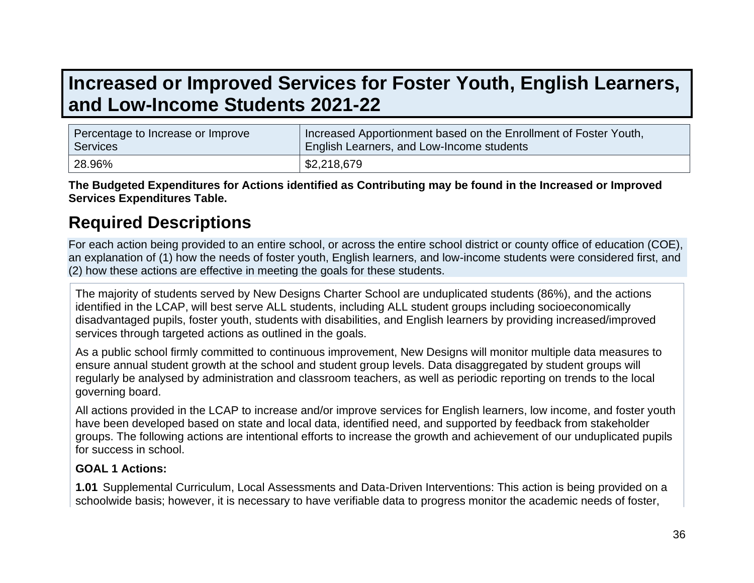# Increased or Improved Services for Foster Youth, English Learners, and Low-Income Students 2021-22

| Percentage to Increase or Improve Services | Increased Apportionment based on the Enrollment of Foster Youth, English Learners, and Low-Income students |
|---|---|
| 28.96% | $2,218,679 |

**The Budgeted Expenditures for Actions identified as Contributing may be found in the Increased or Improved Services Expenditures Table.**

## Required Descriptions

For each action being provided to an entire school, or across the entire school district or county office of education (COE), an explanation of (1) how the needs of foster youth, English learners, and low-income students were considered first, and (2) how these actions are effective in meeting the goals for these students.

The majority of students served by New Designs Charter School are unduplicated students (86%), and the actions identified in the LCAP, will best serve ALL students, including ALL student groups including socioeconomically disadvantaged pupils, foster youth, students with disabilities, and English learners by providing increased/improved services through targeted actions as outlined in the goals.

As a public school firmly committed to continuous improvement, New Designs will monitor multiple data measures to ensure annual student growth at the school and student group levels. Data disaggregated by student groups will regularly be analysed by administration and classroom teachers, as well as periodic reporting on trends to the local governing board.

All actions provided in the LCAP to increase and/or improve services for English learners, low income, and foster youth have been developed based on state and local data, identified need, and supported by feedback from stakeholder groups. The following actions are intentional efforts to increase the growth and achievement of our unduplicated pupils for success in school.

**GOAL 1 Actions:**

**1.01** Supplemental Curriculum, Local Assessments and Data-Driven Interventions: This action is being provided on a schoolwide basis; however, it is necessary to have verifiable data to progress monitor the academic needs of foster,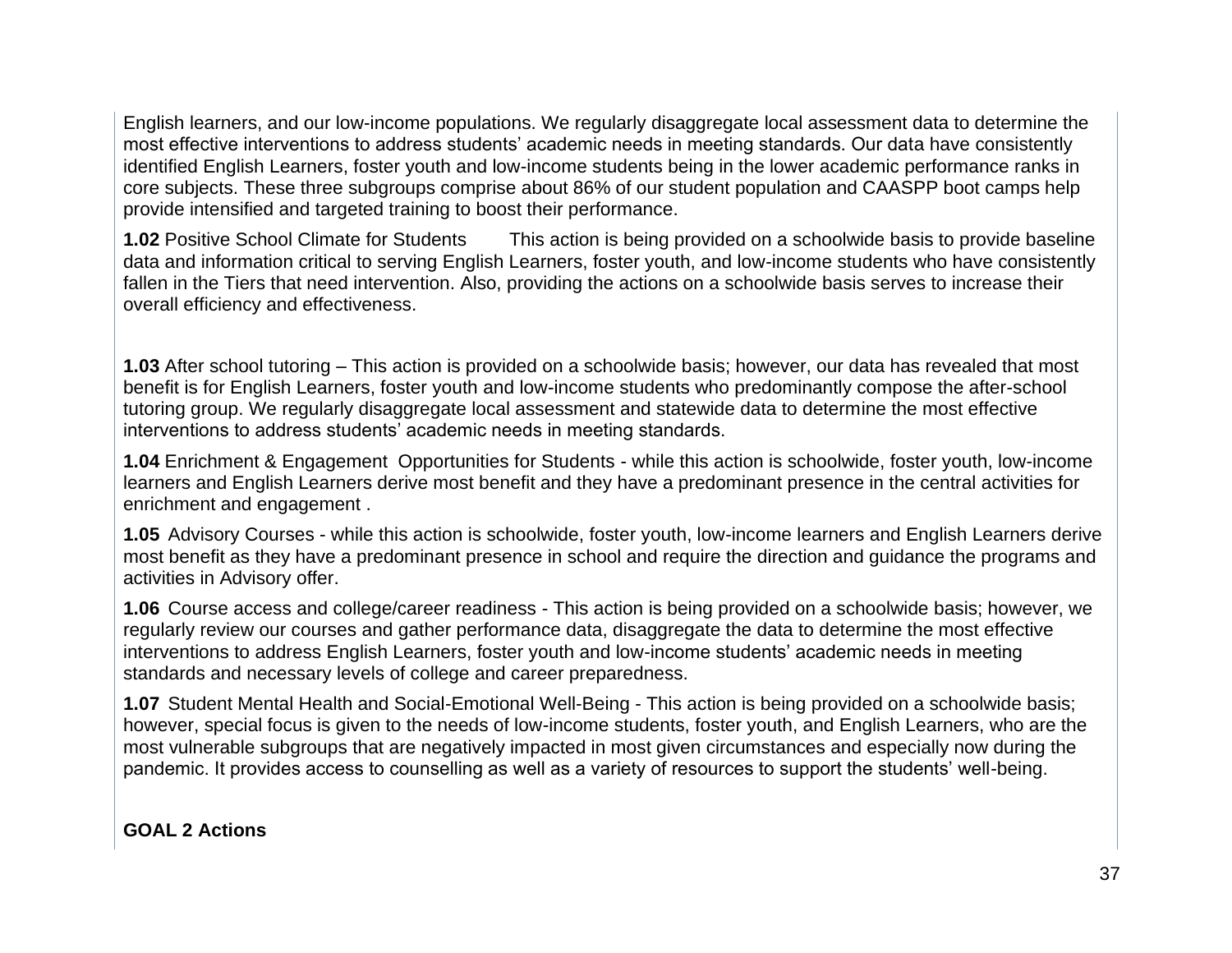English learners, and our low-income populations. We regularly disaggregate local assessment data to determine the most effective interventions to address students' academic needs in meeting standards. Our data have consistently identified English Learners, foster youth and low-income students being in the lower academic performance ranks in core subjects. These three subgroups comprise about 86% of our student population and CAASPP boot camps help provide intensified and targeted training to boost their performance.

**1.02** Positive School Climate for Students  This action is being provided on a schoolwide basis to provide baseline data and information critical to serving English Learners, foster youth, and low-income students who have consistently fallen in the Tiers that need intervention. Also, providing the actions on a schoolwide basis serves to increase their overall efficiency and effectiveness.

**1.03** After school tutoring – This action is provided on a schoolwide basis; however, our data has revealed that most benefit is for English Learners, foster youth and low-income students who predominantly compose the after-school tutoring group. We regularly disaggregate local assessment and statewide data to determine the most effective interventions to address students' academic needs in meeting standards.

**1.04** Enrichment & Engagement Opportunities for Students - while this action is schoolwide, foster youth, low-income learners and English Learners derive most benefit and they have a predominant presence in the central activities for enrichment and engagement .

**1.05** Advisory Courses - while this action is schoolwide, foster youth, low-income learners and English Learners derive most benefit as they have a predominant presence in school and require the direction and guidance the programs and activities in Advisory offer.

**1.06** Course access and college/career readiness - This action is being provided on a schoolwide basis; however, we regularly review our courses and gather performance data, disaggregate the data to determine the most effective interventions to address English Learners, foster youth and low-income students' academic needs in meeting standards and necessary levels of college and career preparedness.

**1.07** Student Mental Health and Social-Emotional Well-Being - This action is being provided on a schoolwide basis; however, special focus is given to the needs of low-income students, foster youth, and English Learners, who are the most vulnerable subgroups that are negatively impacted in most given circumstances and especially now during the pandemic. It provides access to counselling as well as a variety of resources to support the students' well-being.

**GOAL 2 Actions**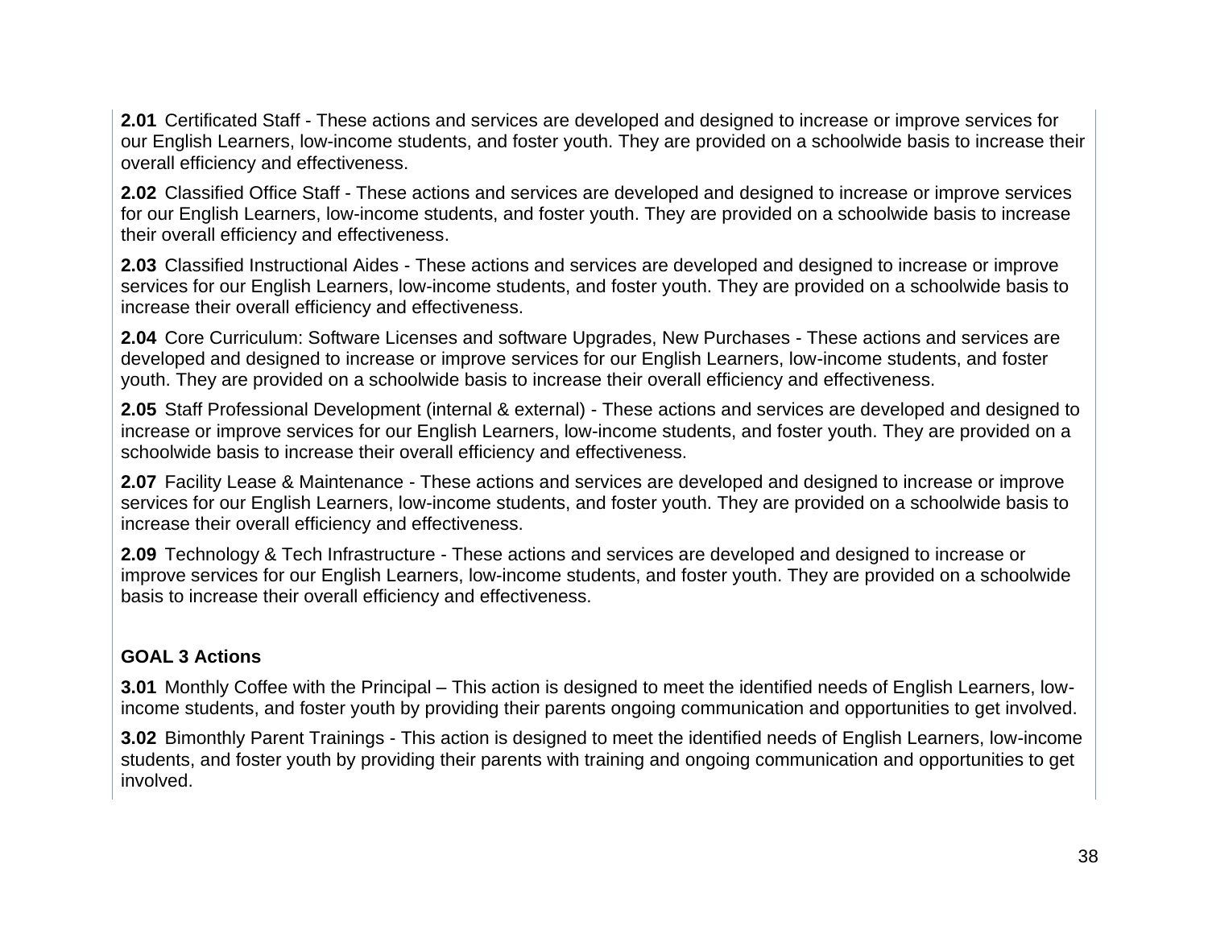**2.01** Certificated Staff - These actions and services are developed and designed to increase or improve services for our English Learners, low-income students, and foster youth. They are provided on a schoolwide basis to increase their overall efficiency and effectiveness.

**2.02** Classified Office Staff - These actions and services are developed and designed to increase or improve services for our English Learners, low-income students, and foster youth. They are provided on a schoolwide basis to increase their overall efficiency and effectiveness.

**2.03** Classified Instructional Aides - These actions and services are developed and designed to increase or improve services for our English Learners, low-income students, and foster youth. They are provided on a schoolwide basis to increase their overall efficiency and effectiveness.

**2.04** Core Curriculum: Software Licenses and software Upgrades, New Purchases - These actions and services are developed and designed to increase or improve services for our English Learners, low-income students, and foster youth. They are provided on a schoolwide basis to increase their overall efficiency and effectiveness.

**2.05** Staff Professional Development (internal & external) - These actions and services are developed and designed to increase or improve services for our English Learners, low-income students, and foster youth. They are provided on a schoolwide basis to increase their overall efficiency and effectiveness.

**2.07** Facility Lease & Maintenance - These actions and services are developed and designed to increase or improve services for our English Learners, low-income students, and foster youth. They are provided on a schoolwide basis to increase their overall efficiency and effectiveness.

**2.09** Technology & Tech Infrastructure - These actions and services are developed and designed to increase or improve services for our English Learners, low-income students, and foster youth. They are provided on a schoolwide basis to increase their overall efficiency and effectiveness.

**GOAL 3 Actions**

**3.01** Monthly Coffee with the Principal – This action is designed to meet the identified needs of English Learners, low-income students, and foster youth by providing their parents ongoing communication and opportunities to get involved.

**3.02** Bimonthly Parent Trainings - This action is designed to meet the identified needs of English Learners, low-income students, and foster youth by providing their parents with training and ongoing communication and opportunities to get involved.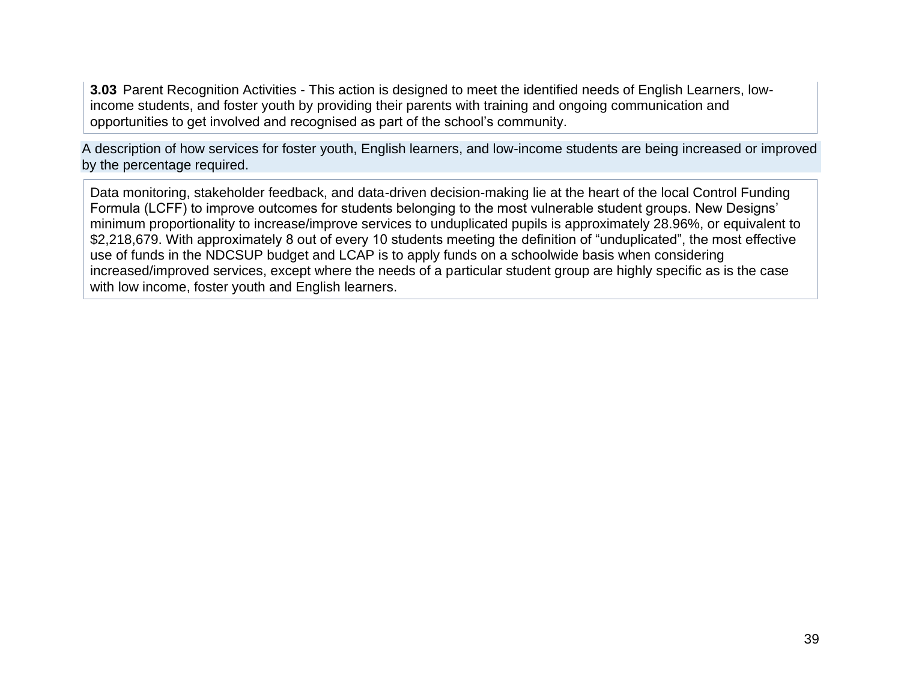**3.03** Parent Recognition Activities - This action is designed to meet the identified needs of English Learners, low-income students, and foster youth by providing their parents with training and ongoing communication and opportunities to get involved and recognised as part of the school's community.

A description of how services for foster youth, English learners, and low-income students are being increased or improved by the percentage required.

Data monitoring, stakeholder feedback, and data-driven decision-making lie at the heart of the local Control Funding Formula (LCFF) to improve outcomes for students belonging to the most vulnerable student groups. New Designs' minimum proportionality to increase/improve services to unduplicated pupils is approximately 28.96%, or equivalent to $2,218,679. With approximately 8 out of every 10 students meeting the definition of "unduplicated", the most effective use of funds in the NDCSUP budget and LCAP is to apply funds on a schoolwide basis when considering increased/improved services, except where the needs of a particular student group are highly specific as is the case with low income, foster youth and English learners.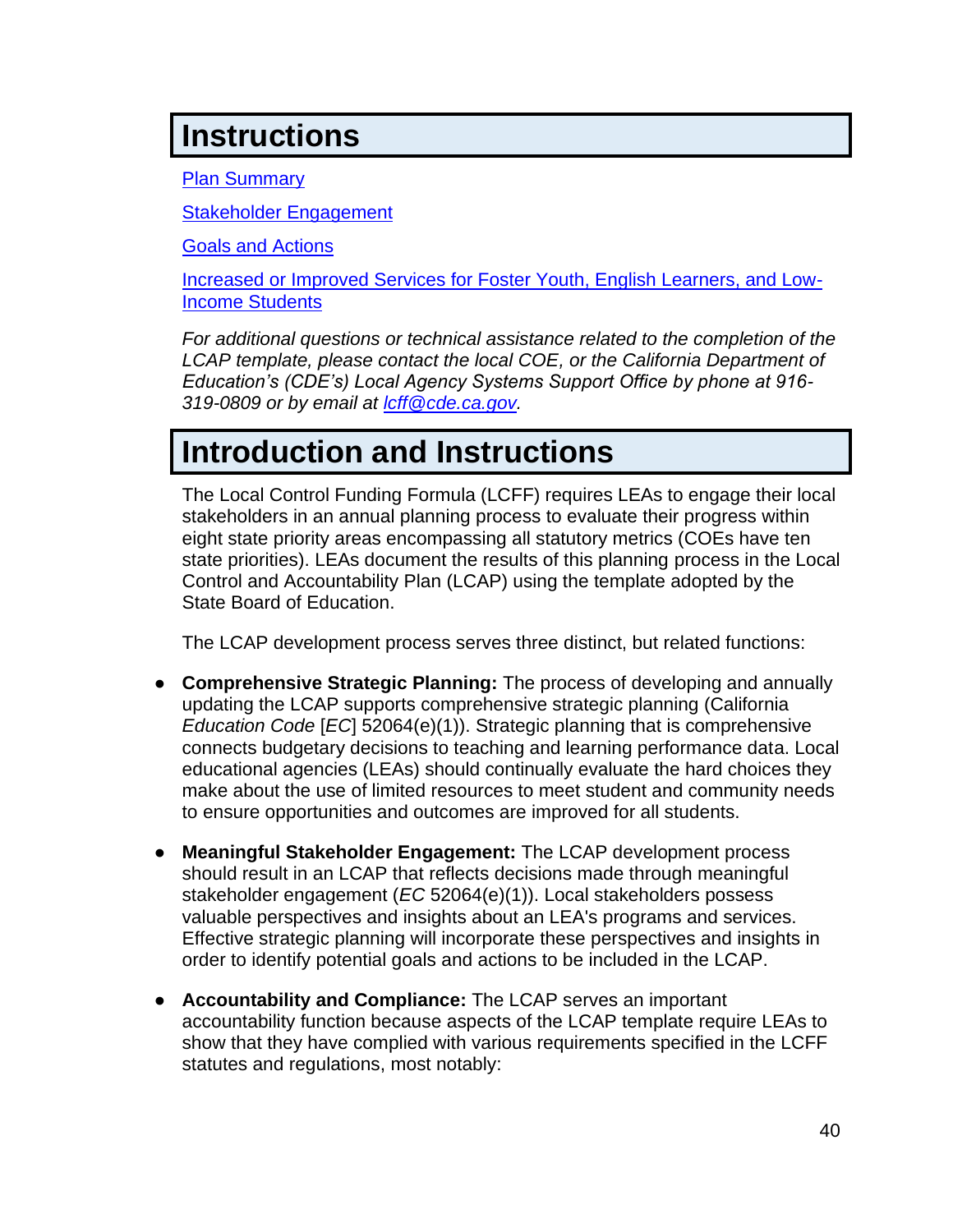# Instructions

[Plan Summary](#)

[Stakeholder Engagement](#)

[Goals and Actions](#)

[Increased or Improved Services for Foster Youth, English Learners, and Low-Income Students](#)

*For additional questions or technical assistance related to the completion of the LCAP template, please contact the local COE, or the California Department of Education's (CDE's) Local Agency Systems Support Office by phone at 916-319-0809 or by email at [lcff@cde.ca.gov](mailto:lcff@cde.ca.gov).*

# Introduction and Instructions

The Local Control Funding Formula (LCFF) requires LEAs to engage their local stakeholders in an annual planning process to evaluate their progress within eight state priority areas encompassing all statutory metrics (COEs have ten state priorities). LEAs document the results of this planning process in the Local Control and Accountability Plan (LCAP) using the template adopted by the State Board of Education.

The LCAP development process serves three distinct, but related functions:

- **Comprehensive Strategic Planning:** The process of developing and annually updating the LCAP supports comprehensive strategic planning (California *Education Code* [*EC*] 52064(e)(1)). Strategic planning that is comprehensive connects budgetary decisions to teaching and learning performance data. Local educational agencies (LEAs) should continually evaluate the hard choices they make about the use of limited resources to meet student and community needs to ensure opportunities and outcomes are improved for all students.
- **Meaningful Stakeholder Engagement:** The LCAP development process should result in an LCAP that reflects decisions made through meaningful stakeholder engagement (*EC* 52064(e)(1)). Local stakeholders possess valuable perspectives and insights about an LEA's programs and services. Effective strategic planning will incorporate these perspectives and insights in order to identify potential goals and actions to be included in the LCAP.
- **Accountability and Compliance:** The LCAP serves an important accountability function because aspects of the LCAP template require LEAs to show that they have complied with various requirements specified in the LCFF statutes and regulations, most notably: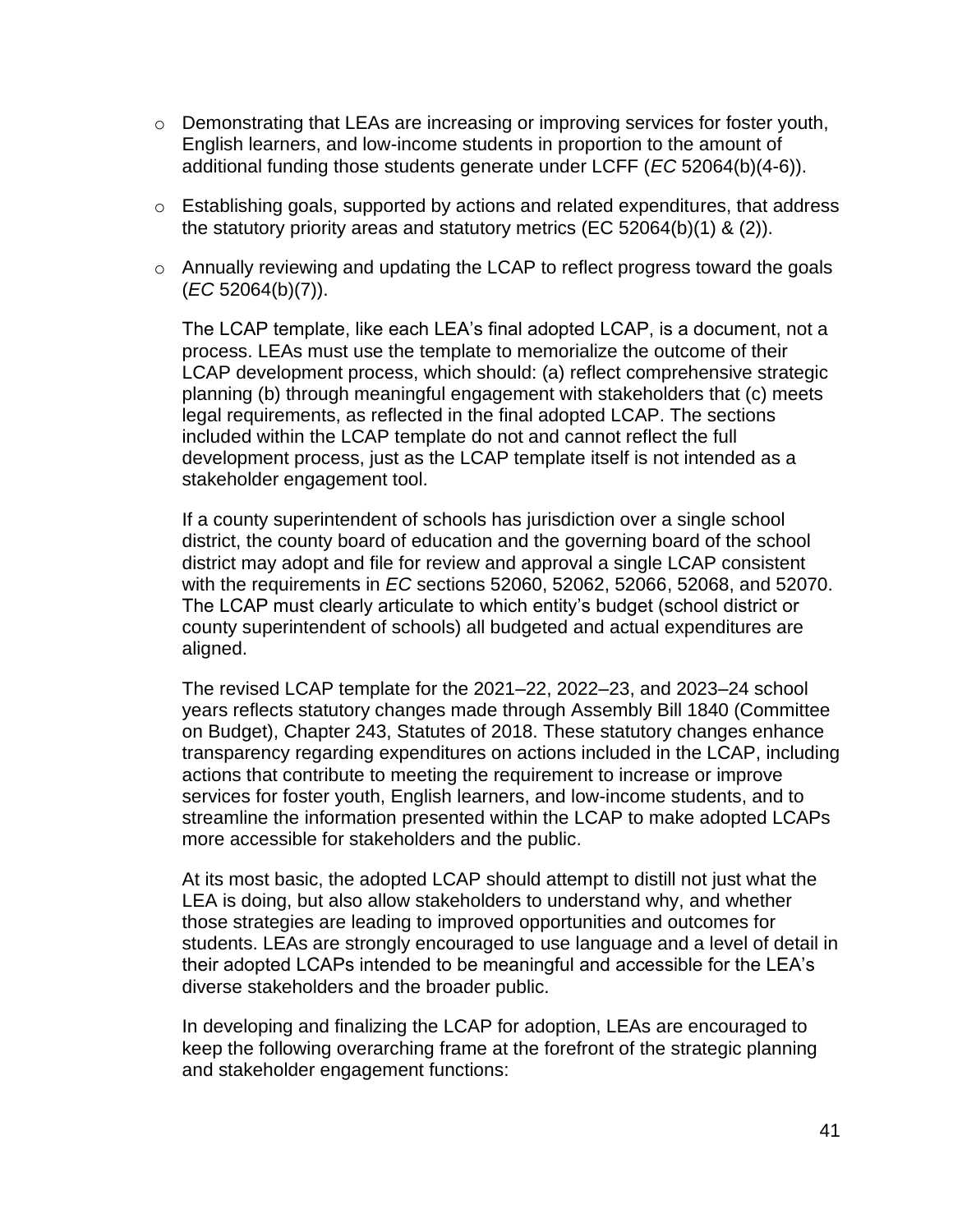- Demonstrating that LEAs are increasing or improving services for foster youth, English learners, and low-income students in proportion to the amount of additional funding those students generate under LCFF (*EC* 52064(b)(4-6)).
- Establishing goals, supported by actions and related expenditures, that address the statutory priority areas and statutory metrics (EC 52064(b)(1) & (2)).
- Annually reviewing and updating the LCAP to reflect progress toward the goals (*EC* 52064(b)(7)).

The LCAP template, like each LEA's final adopted LCAP, is a document, not a process. LEAs must use the template to memorialize the outcome of their LCAP development process, which should: (a) reflect comprehensive strategic planning (b) through meaningful engagement with stakeholders that (c) meets legal requirements, as reflected in the final adopted LCAP. The sections included within the LCAP template do not and cannot reflect the full development process, just as the LCAP template itself is not intended as a stakeholder engagement tool.

If a county superintendent of schools has jurisdiction over a single school district, the county board of education and the governing board of the school district may adopt and file for review and approval a single LCAP consistent with the requirements in *EC* sections 52060, 52062, 52066, 52068, and 52070. The LCAP must clearly articulate to which entity's budget (school district or county superintendent of schools) all budgeted and actual expenditures are aligned.

The revised LCAP template for the 2021–22, 2022–23, and 2023–24 school years reflects statutory changes made through Assembly Bill 1840 (Committee on Budget), Chapter 243, Statutes of 2018. These statutory changes enhance transparency regarding expenditures on actions included in the LCAP, including actions that contribute to meeting the requirement to increase or improve services for foster youth, English learners, and low-income students, and to streamline the information presented within the LCAP to make adopted LCAPs more accessible for stakeholders and the public.

At its most basic, the adopted LCAP should attempt to distill not just what the LEA is doing, but also allow stakeholders to understand why, and whether those strategies are leading to improved opportunities and outcomes for students. LEAs are strongly encouraged to use language and a level of detail in their adopted LCAPs intended to be meaningful and accessible for the LEA's diverse stakeholders and the broader public.

In developing and finalizing the LCAP for adoption, LEAs are encouraged to keep the following overarching frame at the forefront of the strategic planning and stakeholder engagement functions: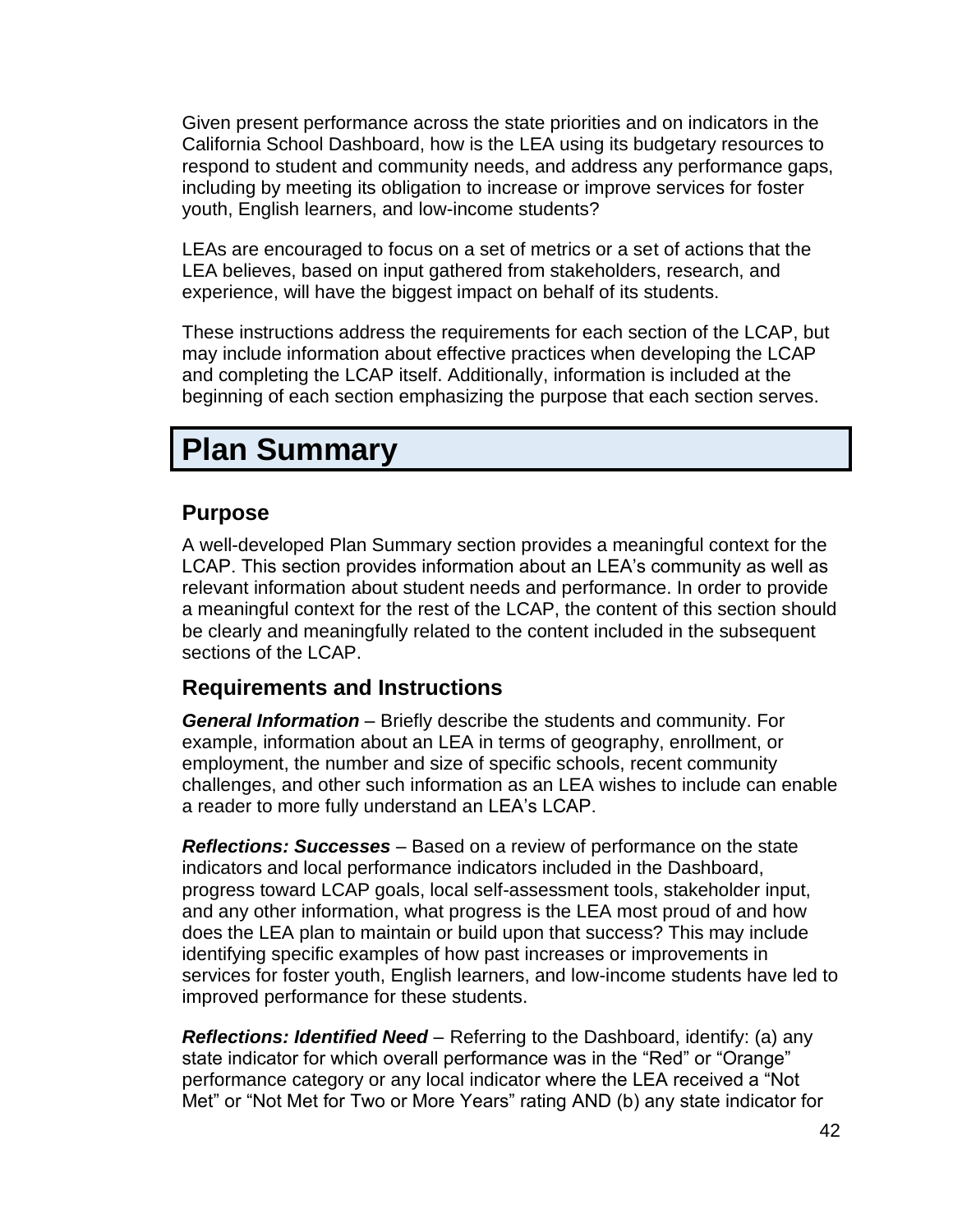Given present performance across the state priorities and on indicators in the California School Dashboard, how is the LEA using its budgetary resources to respond to student and community needs, and address any performance gaps, including by meeting its obligation to increase or improve services for foster youth, English learners, and low-income students?

LEAs are encouraged to focus on a set of metrics or a set of actions that the LEA believes, based on input gathered from stakeholders, research, and experience, will have the biggest impact on behalf of its students.

These instructions address the requirements for each section of the LCAP, but may include information about effective practices when developing the LCAP and completing the LCAP itself. Additionally, information is included at the beginning of each section emphasizing the purpose that each section serves.

# Plan Summary

## Purpose

A well-developed Plan Summary section provides a meaningful context for the LCAP. This section provides information about an LEA's community as well as relevant information about student needs and performance. In order to provide a meaningful context for the rest of the LCAP, the content of this section should be clearly and meaningfully related to the content included in the subsequent sections of the LCAP.

## Requirements and Instructions

***General Information*** – Briefly describe the students and community. For example, information about an LEA in terms of geography, enrollment, or employment, the number and size of specific schools, recent community challenges, and other such information as an LEA wishes to include can enable a reader to more fully understand an LEA's LCAP.

***Reflections: Successes*** – Based on a review of performance on the state indicators and local performance indicators included in the Dashboard, progress toward LCAP goals, local self-assessment tools, stakeholder input, and any other information, what progress is the LEA most proud of and how does the LEA plan to maintain or build upon that success? This may include identifying specific examples of how past increases or improvements in services for foster youth, English learners, and low-income students have led to improved performance for these students.

***Reflections: Identified Need*** – Referring to the Dashboard, identify: (a) any state indicator for which overall performance was in the "Red" or "Orange" performance category or any local indicator where the LEA received a "Not Met" or "Not Met for Two or More Years" rating AND (b) any state indicator for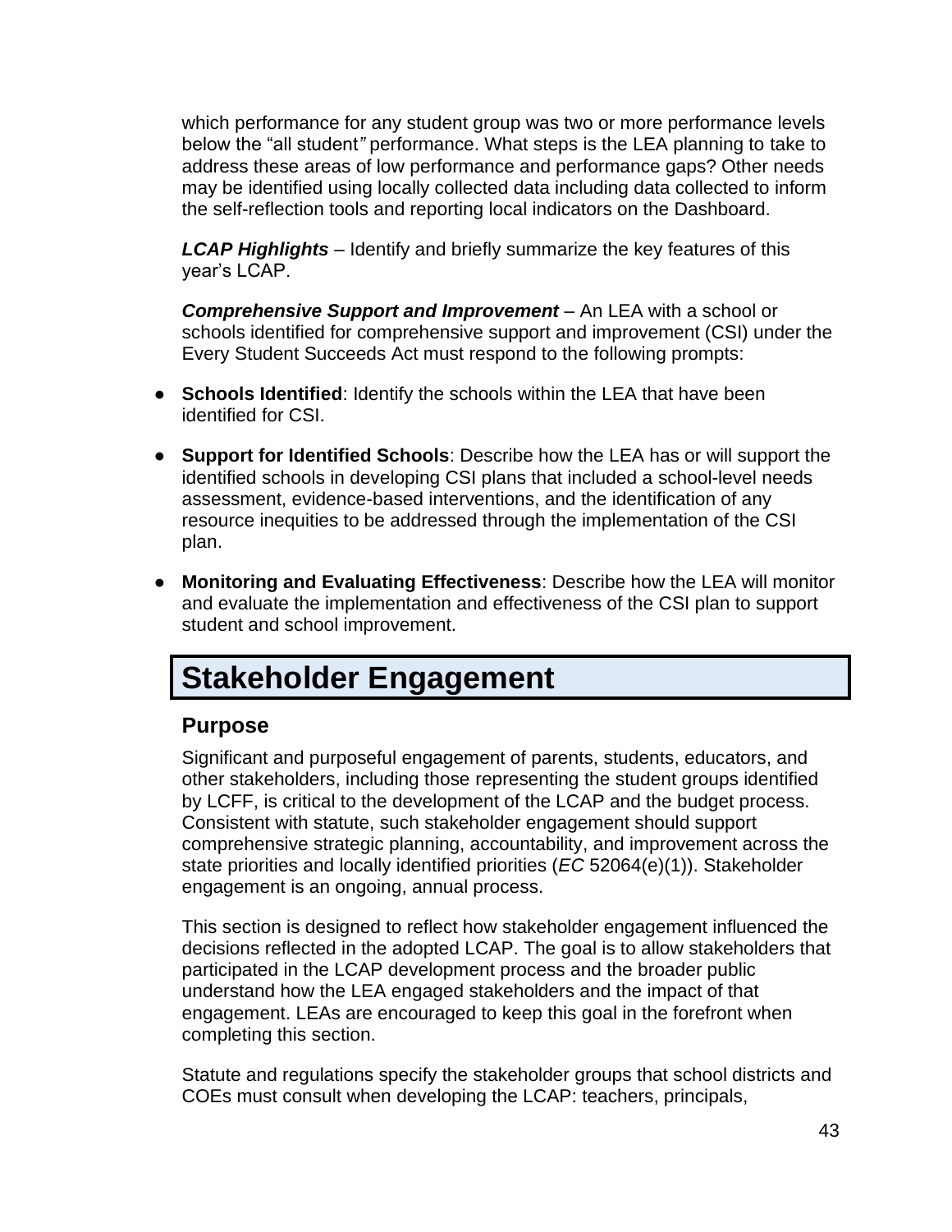which performance for any student group was two or more performance levels below the "all student" performance. What steps is the LEA planning to take to address these areas of low performance and performance gaps? Other needs may be identified using locally collected data including data collected to inform the self-reflection tools and reporting local indicators on the Dashboard.

***LCAP Highlights*** – Identify and briefly summarize the key features of this year's LCAP.

***Comprehensive Support and Improvement*** – An LEA with a school or schools identified for comprehensive support and improvement (CSI) under the Every Student Succeeds Act must respond to the following prompts:

- **Schools Identified**: Identify the schools within the LEA that have been identified for CSI.
- **Support for Identified Schools**: Describe how the LEA has or will support the identified schools in developing CSI plans that included a school-level needs assessment, evidence-based interventions, and the identification of any resource inequities to be addressed through the implementation of the CSI plan.
- **Monitoring and Evaluating Effectiveness**: Describe how the LEA will monitor and evaluate the implementation and effectiveness of the CSI plan to support student and school improvement.

# Stakeholder Engagement

## Purpose

Significant and purposeful engagement of parents, students, educators, and other stakeholders, including those representing the student groups identified by LCFF, is critical to the development of the LCAP and the budget process. Consistent with statute, such stakeholder engagement should support comprehensive strategic planning, accountability, and improvement across the state priorities and locally identified priorities (*EC* 52064(e)(1)). Stakeholder engagement is an ongoing, annual process.

This section is designed to reflect how stakeholder engagement influenced the decisions reflected in the adopted LCAP. The goal is to allow stakeholders that participated in the LCAP development process and the broader public understand how the LEA engaged stakeholders and the impact of that engagement. LEAs are encouraged to keep this goal in the forefront when completing this section.

Statute and regulations specify the stakeholder groups that school districts and COEs must consult when developing the LCAP: teachers, principals,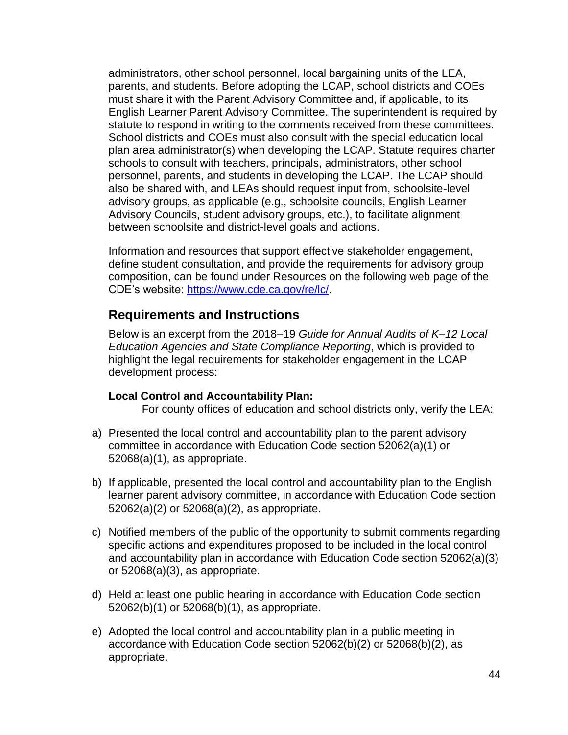administrators, other school personnel, local bargaining units of the LEA, parents, and students. Before adopting the LCAP, school districts and COEs must share it with the Parent Advisory Committee and, if applicable, to its English Learner Parent Advisory Committee. The superintendent is required by statute to respond in writing to the comments received from these committees. School districts and COEs must also consult with the special education local plan area administrator(s) when developing the LCAP. Statute requires charter schools to consult with teachers, principals, administrators, other school personnel, parents, and students in developing the LCAP. The LCAP should also be shared with, and LEAs should request input from, schoolsite-level advisory groups, as applicable (e.g., schoolsite councils, English Learner Advisory Councils, student advisory groups, etc.), to facilitate alignment between schoolsite and district-level goals and actions.

Information and resources that support effective stakeholder engagement, define student consultation, and provide the requirements for advisory group composition, can be found under Resources on the following web page of the CDE's website: https://www.cde.ca.gov/re/lc/.

## Requirements and Instructions

Below is an excerpt from the 2018–19 *Guide for Annual Audits of K–12 Local Education Agencies and State Compliance Reporting*, which is provided to highlight the legal requirements for stakeholder engagement in the LCAP development process:

**Local Control and Accountability Plan:**

For county offices of education and school districts only, verify the LEA:

a) Presented the local control and accountability plan to the parent advisory committee in accordance with Education Code section 52062(a)(1) or 52068(a)(1), as appropriate.

b) If applicable, presented the local control and accountability plan to the English learner parent advisory committee, in accordance with Education Code section 52062(a)(2) or 52068(a)(2), as appropriate.

c) Notified members of the public of the opportunity to submit comments regarding specific actions and expenditures proposed to be included in the local control and accountability plan in accordance with Education Code section 52062(a)(3) or 52068(a)(3), as appropriate.

d) Held at least one public hearing in accordance with Education Code section 52062(b)(1) or 52068(b)(1), as appropriate.

e) Adopted the local control and accountability plan in a public meeting in accordance with Education Code section 52062(b)(2) or 52068(b)(2), as appropriate.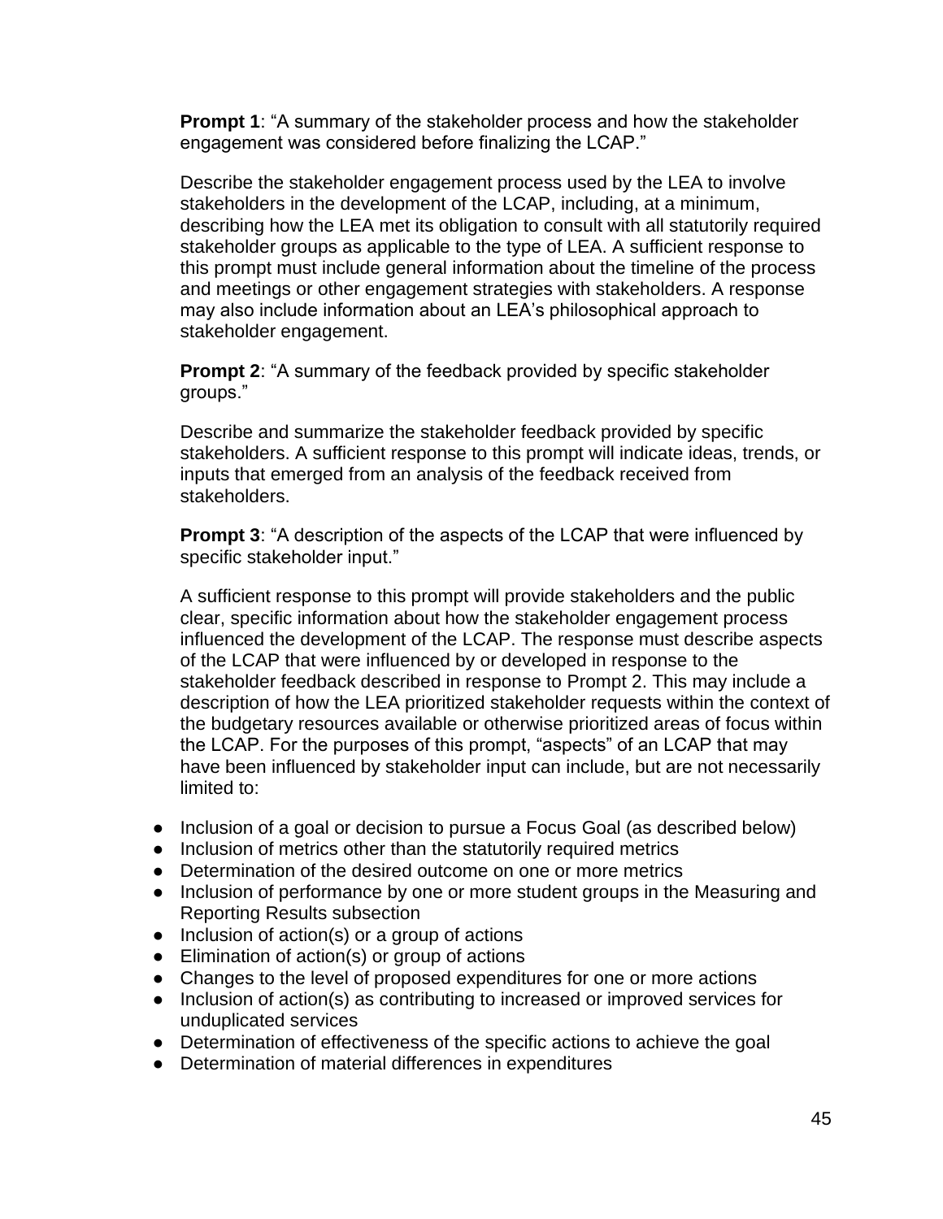**Prompt 1**: "A summary of the stakeholder process and how the stakeholder engagement was considered before finalizing the LCAP."

Describe the stakeholder engagement process used by the LEA to involve stakeholders in the development of the LCAP, including, at a minimum, describing how the LEA met its obligation to consult with all statutorily required stakeholder groups as applicable to the type of LEA. A sufficient response to this prompt must include general information about the timeline of the process and meetings or other engagement strategies with stakeholders. A response may also include information about an LEA's philosophical approach to stakeholder engagement.

**Prompt 2**: "A summary of the feedback provided by specific stakeholder groups."

Describe and summarize the stakeholder feedback provided by specific stakeholders. A sufficient response to this prompt will indicate ideas, trends, or inputs that emerged from an analysis of the feedback received from stakeholders.

**Prompt 3**: "A description of the aspects of the LCAP that were influenced by specific stakeholder input."

A sufficient response to this prompt will provide stakeholders and the public clear, specific information about how the stakeholder engagement process influenced the development of the LCAP. The response must describe aspects of the LCAP that were influenced by or developed in response to the stakeholder feedback described in response to Prompt 2. This may include a description of how the LEA prioritized stakeholder requests within the context of the budgetary resources available or otherwise prioritized areas of focus within the LCAP. For the purposes of this prompt, "aspects" of an LCAP that may have been influenced by stakeholder input can include, but are not necessarily limited to:

- Inclusion of a goal or decision to pursue a Focus Goal (as described below)
- Inclusion of metrics other than the statutorily required metrics
- Determination of the desired outcome on one or more metrics
- Inclusion of performance by one or more student groups in the Measuring and Reporting Results subsection
- Inclusion of action(s) or a group of actions
- Elimination of action(s) or group of actions
- Changes to the level of proposed expenditures for one or more actions
- Inclusion of action(s) as contributing to increased or improved services for unduplicated services
- Determination of effectiveness of the specific actions to achieve the goal
- Determination of material differences in expenditures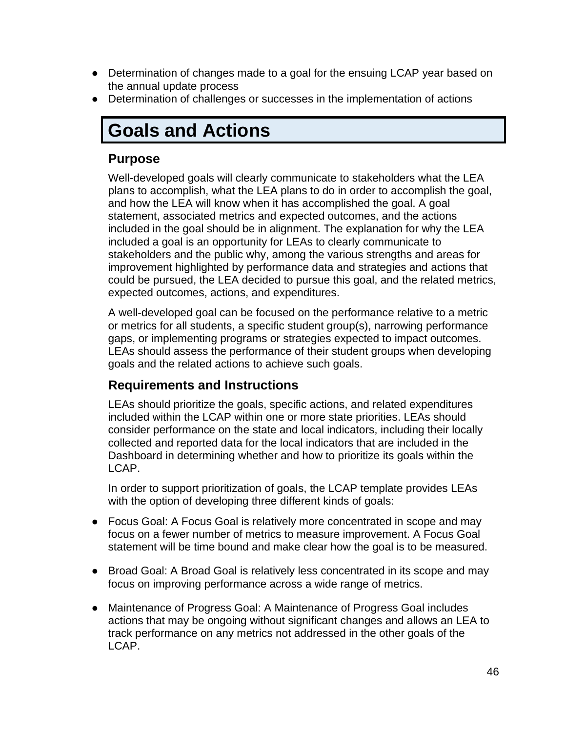- Determination of changes made to a goal for the ensuing LCAP year based on the annual update process
- Determination of challenges or successes in the implementation of actions

# Goals and Actions

## Purpose

Well-developed goals will clearly communicate to stakeholders what the LEA plans to accomplish, what the LEA plans to do in order to accomplish the goal, and how the LEA will know when it has accomplished the goal. A goal statement, associated metrics and expected outcomes, and the actions included in the goal should be in alignment. The explanation for why the LEA included a goal is an opportunity for LEAs to clearly communicate to stakeholders and the public why, among the various strengths and areas for improvement highlighted by performance data and strategies and actions that could be pursued, the LEA decided to pursue this goal, and the related metrics, expected outcomes, actions, and expenditures.

A well-developed goal can be focused on the performance relative to a metric or metrics for all students, a specific student group(s), narrowing performance gaps, or implementing programs or strategies expected to impact outcomes. LEAs should assess the performance of their student groups when developing goals and the related actions to achieve such goals.

## Requirements and Instructions

LEAs should prioritize the goals, specific actions, and related expenditures included within the LCAP within one or more state priorities. LEAs should consider performance on the state and local indicators, including their locally collected and reported data for the local indicators that are included in the Dashboard in determining whether and how to prioritize its goals within the LCAP.

In order to support prioritization of goals, the LCAP template provides LEAs with the option of developing three different kinds of goals:

- Focus Goal: A Focus Goal is relatively more concentrated in scope and may focus on a fewer number of metrics to measure improvement. A Focus Goal statement will be time bound and make clear how the goal is to be measured.
- Broad Goal: A Broad Goal is relatively less concentrated in its scope and may focus on improving performance across a wide range of metrics.
- Maintenance of Progress Goal: A Maintenance of Progress Goal includes actions that may be ongoing without significant changes and allows an LEA to track performance on any metrics not addressed in the other goals of the LCAP.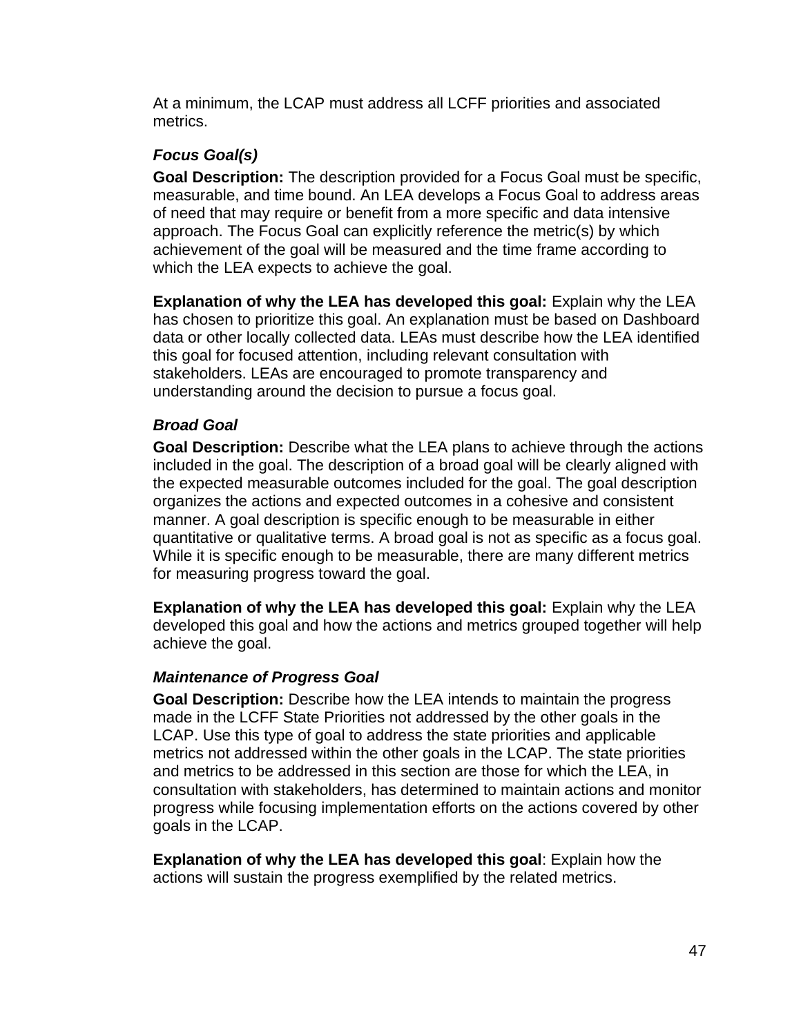At a minimum, the LCAP must address all LCFF priorities and associated metrics.

### *Focus Goal(s)*

**Goal Description:** The description provided for a Focus Goal must be specific, measurable, and time bound. An LEA develops a Focus Goal to address areas of need that may require or benefit from a more specific and data intensive approach. The Focus Goal can explicitly reference the metric(s) by which achievement of the goal will be measured and the time frame according to which the LEA expects to achieve the goal.

**Explanation of why the LEA has developed this goal:** Explain why the LEA has chosen to prioritize this goal. An explanation must be based on Dashboard data or other locally collected data. LEAs must describe how the LEA identified this goal for focused attention, including relevant consultation with stakeholders. LEAs are encouraged to promote transparency and understanding around the decision to pursue a focus goal.

### *Broad Goal*

**Goal Description:** Describe what the LEA plans to achieve through the actions included in the goal. The description of a broad goal will be clearly aligned with the expected measurable outcomes included for the goal. The goal description organizes the actions and expected outcomes in a cohesive and consistent manner. A goal description is specific enough to be measurable in either quantitative or qualitative terms. A broad goal is not as specific as a focus goal. While it is specific enough to be measurable, there are many different metrics for measuring progress toward the goal.

**Explanation of why the LEA has developed this goal:** Explain why the LEA developed this goal and how the actions and metrics grouped together will help achieve the goal.

### *Maintenance of Progress Goal*

**Goal Description:** Describe how the LEA intends to maintain the progress made in the LCFF State Priorities not addressed by the other goals in the LCAP. Use this type of goal to address the state priorities and applicable metrics not addressed within the other goals in the LCAP. The state priorities and metrics to be addressed in this section are those for which the LEA, in consultation with stakeholders, has determined to maintain actions and monitor progress while focusing implementation efforts on the actions covered by other goals in the LCAP.

**Explanation of why the LEA has developed this goal**: Explain how the actions will sustain the progress exemplified by the related metrics.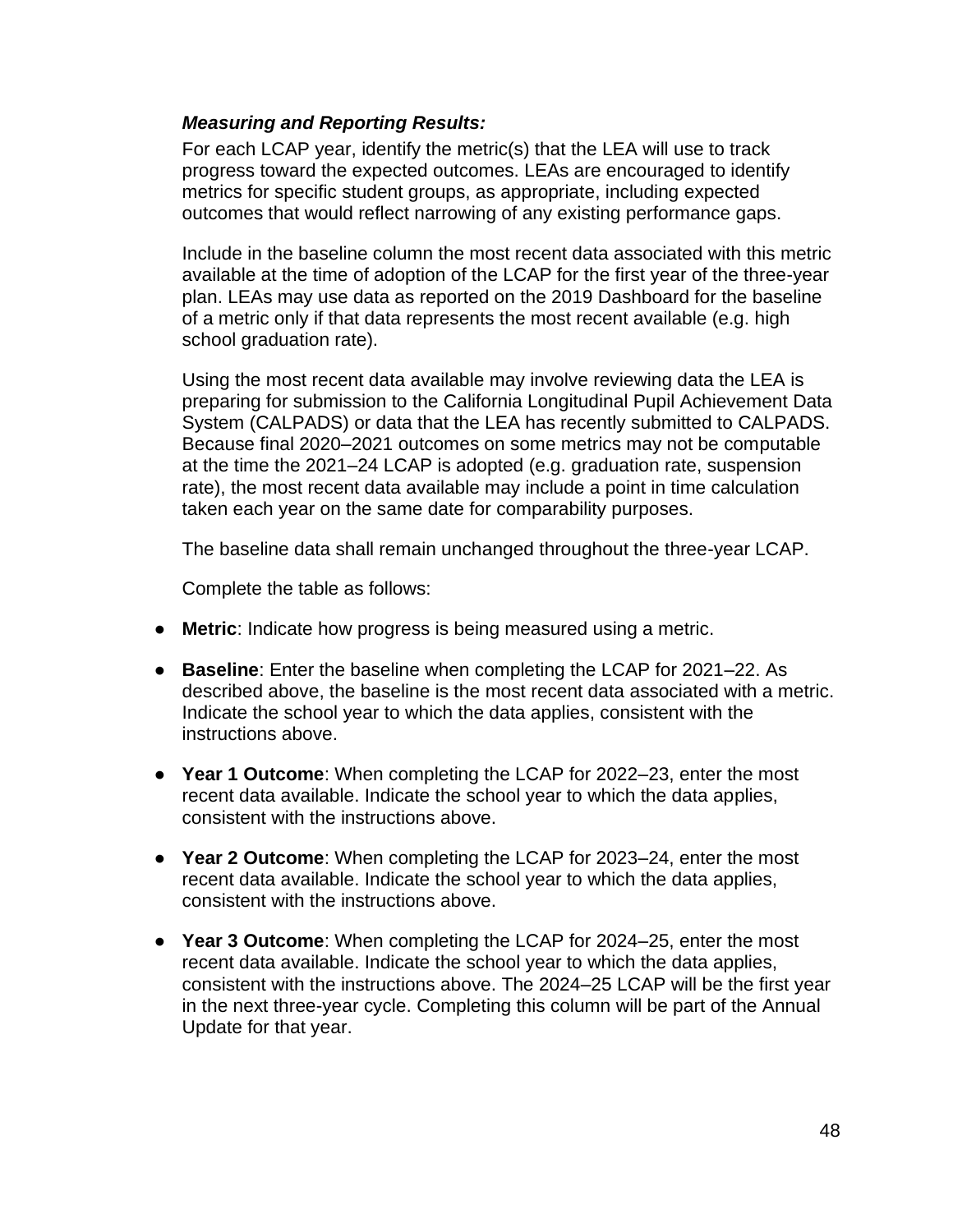***Measuring and Reporting Results:***

For each LCAP year, identify the metric(s) that the LEA will use to track progress toward the expected outcomes. LEAs are encouraged to identify metrics for specific student groups, as appropriate, including expected outcomes that would reflect narrowing of any existing performance gaps.

Include in the baseline column the most recent data associated with this metric available at the time of adoption of the LCAP for the first year of the three-year plan. LEAs may use data as reported on the 2019 Dashboard for the baseline of a metric only if that data represents the most recent available (e.g. high school graduation rate).

Using the most recent data available may involve reviewing data the LEA is preparing for submission to the California Longitudinal Pupil Achievement Data System (CALPADS) or data that the LEA has recently submitted to CALPADS. Because final 2020–2021 outcomes on some metrics may not be computable at the time the 2021–24 LCAP is adopted (e.g. graduation rate, suspension rate), the most recent data available may include a point in time calculation taken each year on the same date for comparability purposes.

The baseline data shall remain unchanged throughout the three-year LCAP.

Complete the table as follows:

- **Metric**: Indicate how progress is being measured using a metric.
- **Baseline**: Enter the baseline when completing the LCAP for 2021–22. As described above, the baseline is the most recent data associated with a metric. Indicate the school year to which the data applies, consistent with the instructions above.
- **Year 1 Outcome**: When completing the LCAP for 2022–23, enter the most recent data available. Indicate the school year to which the data applies, consistent with the instructions above.
- **Year 2 Outcome**: When completing the LCAP for 2023–24, enter the most recent data available. Indicate the school year to which the data applies, consistent with the instructions above.
- **Year 3 Outcome**: When completing the LCAP for 2024–25, enter the most recent data available. Indicate the school year to which the data applies, consistent with the instructions above. The 2024–25 LCAP will be the first year in the next three-year cycle. Completing this column will be part of the Annual Update for that year.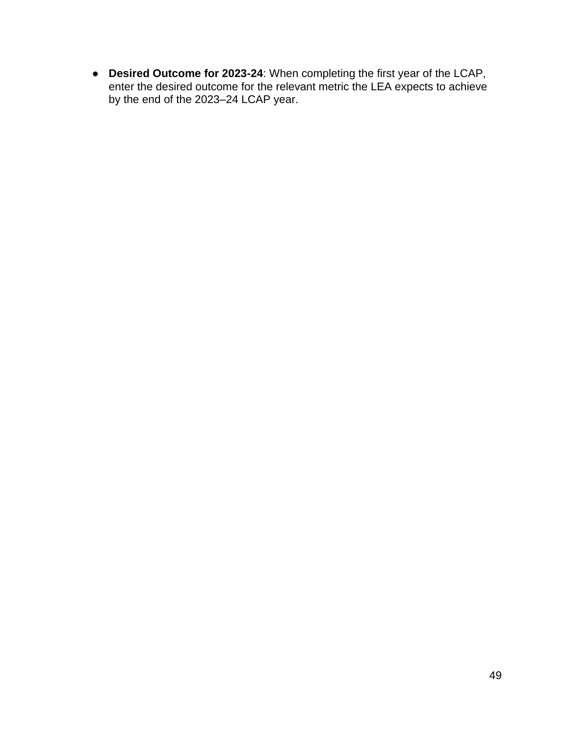- **Desired Outcome for 2023-24**: When completing the first year of the LCAP, enter the desired outcome for the relevant metric the LEA expects to achieve by the end of the 2023–24 LCAP year.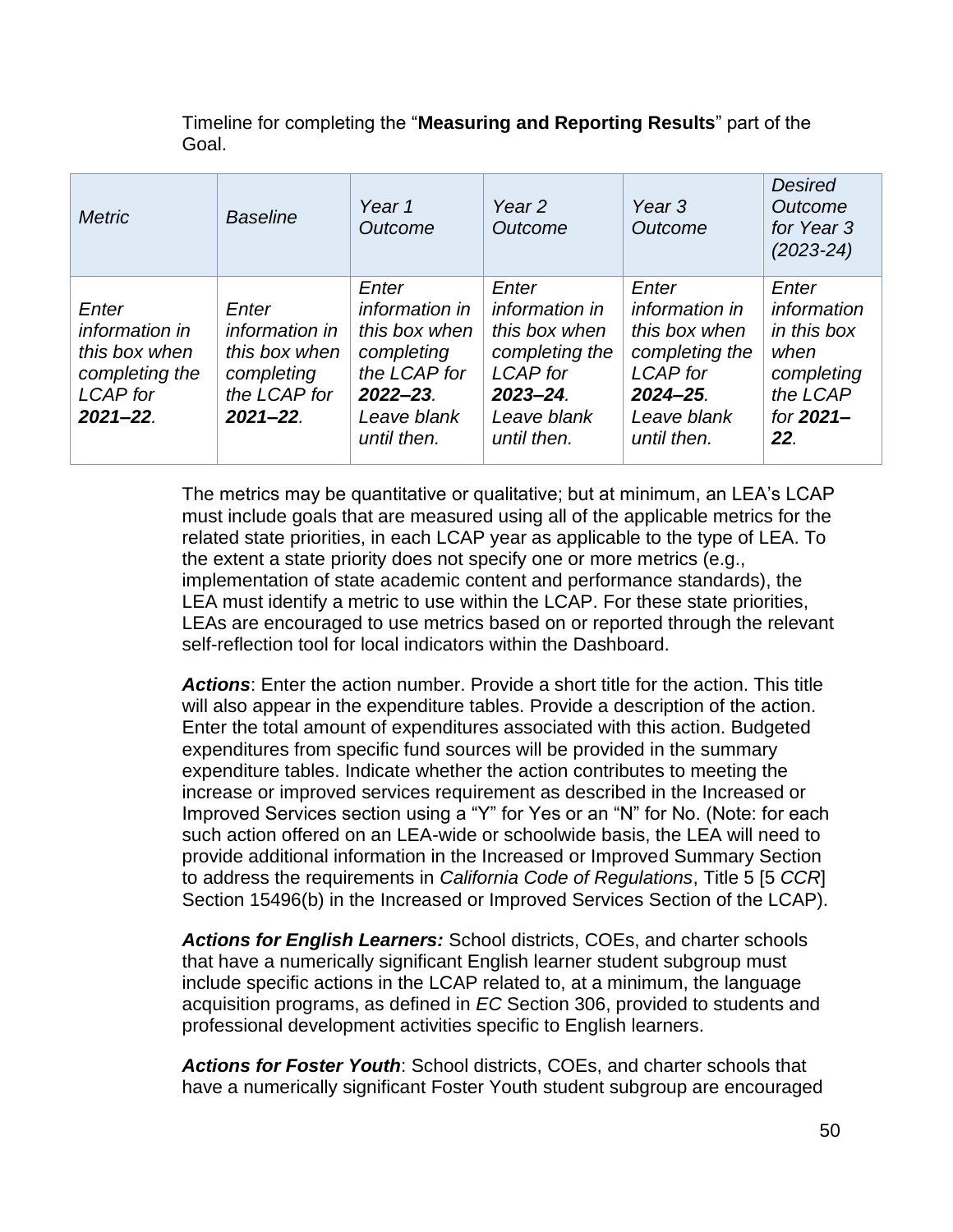Timeline for completing the "**Measuring and Reporting Results**" part of the Goal.

| *Metric* | *Baseline* | *Year 1 Outcome* | *Year 2 Outcome* | *Year 3 Outcome* | *Desired Outcome for Year 3 (2023-24)* |
|---|---|---|---|---|---|
| *Enter information in this box when completing the LCAP for **2021–22**.* | *Enter information in this box when completing the LCAP for **2021–22**.* | *Enter information in this box when completing the LCAP for **2022–23**. Leave blank until then.* | *Enter information in this box when completing the LCAP for **2023–24**. Leave blank until then.* | *Enter information in this box when completing the LCAP for **2024–25**. Leave blank until then.* | *Enter information in this box when completing the LCAP for **2021–22**.* |

The metrics may be quantitative or qualitative; but at minimum, an LEA's LCAP must include goals that are measured using all of the applicable metrics for the related state priorities, in each LCAP year as applicable to the type of LEA. To the extent a state priority does not specify one or more metrics (e.g., implementation of state academic content and performance standards), the LEA must identify a metric to use within the LCAP. For these state priorities, LEAs are encouraged to use metrics based on or reported through the relevant self-reflection tool for local indicators within the Dashboard.

***Actions***: Enter the action number. Provide a short title for the action. This title will also appear in the expenditure tables. Provide a description of the action. Enter the total amount of expenditures associated with this action. Budgeted expenditures from specific fund sources will be provided in the summary expenditure tables. Indicate whether the action contributes to meeting the increase or improved services requirement as described in the Increased or Improved Services section using a "Y" for Yes or an "N" for No. (Note: for each such action offered on an LEA-wide or schoolwide basis, the LEA will need to provide additional information in the Increased or Improved Summary Section to address the requirements in *California Code of Regulations*, Title 5 [5 *CCR*] Section 15496(b) in the Increased or Improved Services Section of the LCAP).

***Actions for English Learners:*** School districts, COEs, and charter schools that have a numerically significant English learner student subgroup must include specific actions in the LCAP related to, at a minimum, the language acquisition programs, as defined in *EC* Section 306, provided to students and professional development activities specific to English learners.

***Actions for Foster Youth***: School districts, COEs, and charter schools that have a numerically significant Foster Youth student subgroup are encouraged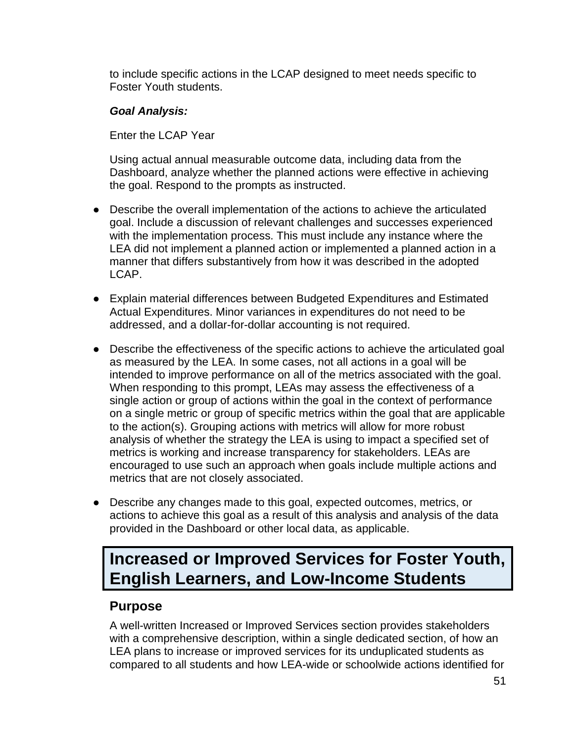to include specific actions in the LCAP designed to meet needs specific to Foster Youth students.

***Goal Analysis:***

Enter the LCAP Year

Using actual annual measurable outcome data, including data from the Dashboard, analyze whether the planned actions were effective in achieving the goal. Respond to the prompts as instructed.

- Describe the overall implementation of the actions to achieve the articulated goal. Include a discussion of relevant challenges and successes experienced with the implementation process. This must include any instance where the LEA did not implement a planned action or implemented a planned action in a manner that differs substantively from how it was described in the adopted LCAP.
- Explain material differences between Budgeted Expenditures and Estimated Actual Expenditures. Minor variances in expenditures do not need to be addressed, and a dollar-for-dollar accounting is not required.
- Describe the effectiveness of the specific actions to achieve the articulated goal as measured by the LEA. In some cases, not all actions in a goal will be intended to improve performance on all of the metrics associated with the goal. When responding to this prompt, LEAs may assess the effectiveness of a single action or group of actions within the goal in the context of performance on a single metric or group of specific metrics within the goal that are applicable to the action(s). Grouping actions with metrics will allow for more robust analysis of whether the strategy the LEA is using to impact a specified set of metrics is working and increase transparency for stakeholders. LEAs are encouraged to use such an approach when goals include multiple actions and metrics that are not closely associated.
- Describe any changes made to this goal, expected outcomes, metrics, or actions to achieve this goal as a result of this analysis and analysis of the data provided in the Dashboard or other local data, as applicable.

# Increased or Improved Services for Foster Youth, English Learners, and Low-Income Students

## Purpose

A well-written Increased or Improved Services section provides stakeholders with a comprehensive description, within a single dedicated section, of how an LEA plans to increase or improved services for its unduplicated students as compared to all students and how LEA-wide or schoolwide actions identified for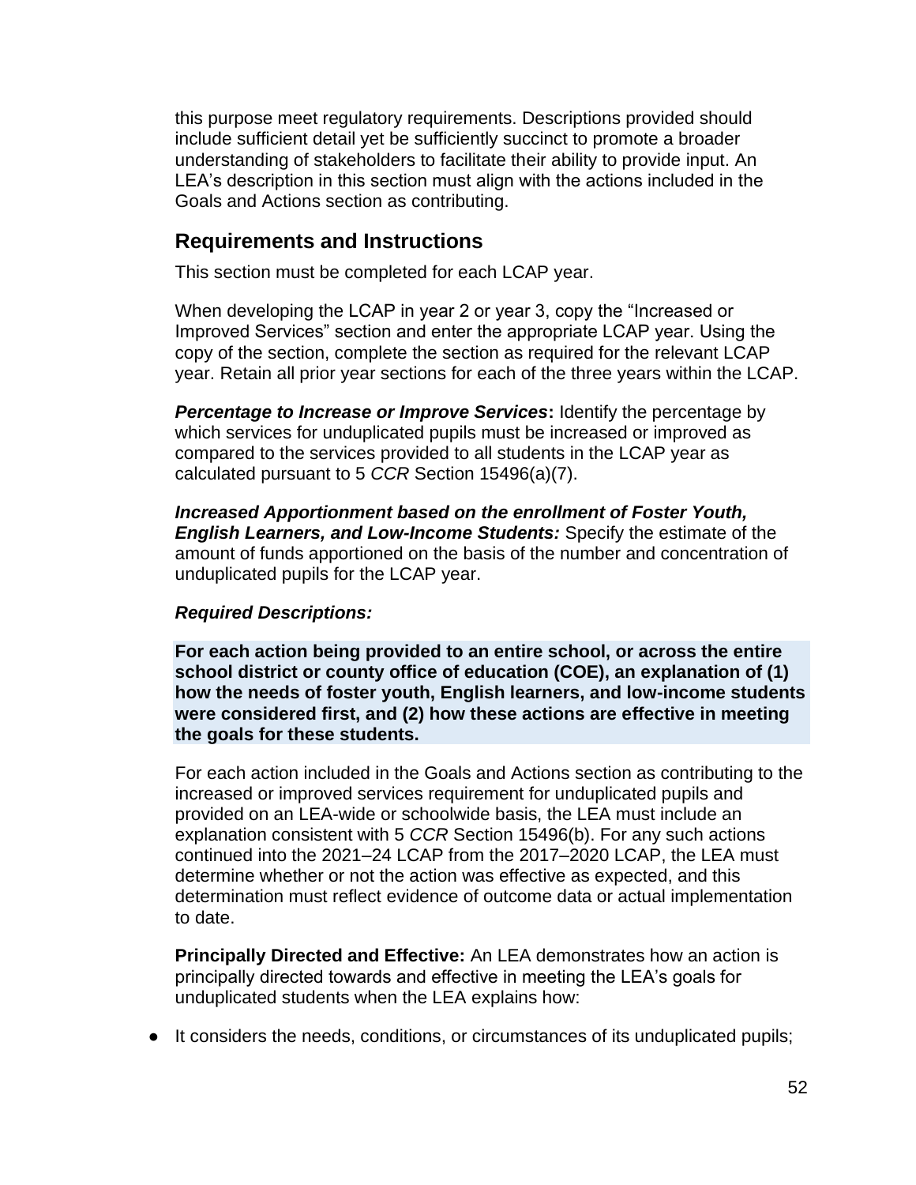this purpose meet regulatory requirements. Descriptions provided should include sufficient detail yet be sufficiently succinct to promote a broader understanding of stakeholders to facilitate their ability to provide input. An LEA's description in this section must align with the actions included in the Goals and Actions section as contributing.

## Requirements and Instructions

This section must be completed for each LCAP year.

When developing the LCAP in year 2 or year 3, copy the "Increased or Improved Services" section and enter the appropriate LCAP year. Using the copy of the section, complete the section as required for the relevant LCAP year. Retain all prior year sections for each of the three years within the LCAP.

***Percentage to Increase or Improve Services*:** Identify the percentage by which services for unduplicated pupils must be increased or improved as compared to the services provided to all students in the LCAP year as calculated pursuant to 5 *CCR* Section 15496(a)(7).

***Increased Apportionment based on the enrollment of Foster Youth, English Learners, and Low-Income Students:*** Specify the estimate of the amount of funds apportioned on the basis of the number and concentration of unduplicated pupils for the LCAP year.

***Required Descriptions:***

**For each action being provided to an entire school, or across the entire school district or county office of education (COE), an explanation of (1) how the needs of foster youth, English learners, and low-income students were considered first, and (2) how these actions are effective in meeting the goals for these students.**

For each action included in the Goals and Actions section as contributing to the increased or improved services requirement for unduplicated pupils and provided on an LEA-wide or schoolwide basis, the LEA must include an explanation consistent with 5 *CCR* Section 15496(b). For any such actions continued into the 2021–24 LCAP from the 2017–2020 LCAP, the LEA must determine whether or not the action was effective as expected, and this determination must reflect evidence of outcome data or actual implementation to date.

**Principally Directed and Effective:** An LEA demonstrates how an action is principally directed towards and effective in meeting the LEA's goals for unduplicated students when the LEA explains how:

- It considers the needs, conditions, or circumstances of its unduplicated pupils;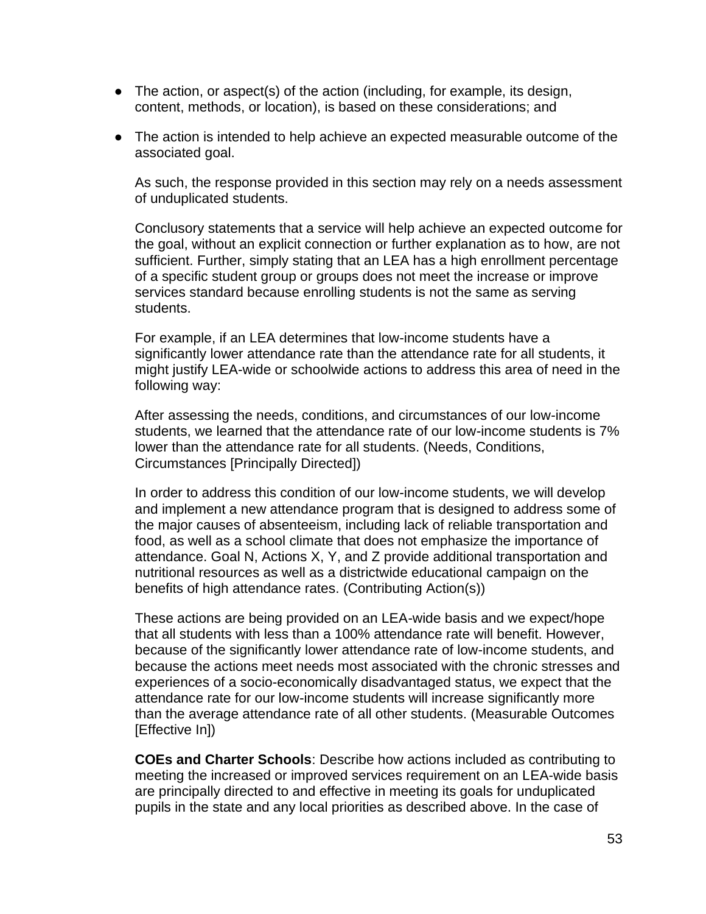- The action, or aspect(s) of the action (including, for example, its design, content, methods, or location), is based on these considerations; and
- The action is intended to help achieve an expected measurable outcome of the associated goal.

  As such, the response provided in this section may rely on a needs assessment of unduplicated students.

  Conclusory statements that a service will help achieve an expected outcome for the goal, without an explicit connection or further explanation as to how, are not sufficient. Further, simply stating that an LEA has a high enrollment percentage of a specific student group or groups does not meet the increase or improve services standard because enrolling students is not the same as serving students.

  For example, if an LEA determines that low-income students have a significantly lower attendance rate than the attendance rate for all students, it might justify LEA-wide or schoolwide actions to address this area of need in the following way:

  After assessing the needs, conditions, and circumstances of our low-income students, we learned that the attendance rate of our low-income students is 7% lower than the attendance rate for all students. (Needs, Conditions, Circumstances [Principally Directed])

  In order to address this condition of our low-income students, we will develop and implement a new attendance program that is designed to address some of the major causes of absenteeism, including lack of reliable transportation and food, as well as a school climate that does not emphasize the importance of attendance. Goal N, Actions X, Y, and Z provide additional transportation and nutritional resources as well as a districtwide educational campaign on the benefits of high attendance rates. (Contributing Action(s))

  These actions are being provided on an LEA-wide basis and we expect/hope that all students with less than a 100% attendance rate will benefit. However, because of the significantly lower attendance rate of low-income students, and because the actions meet needs most associated with the chronic stresses and experiences of a socio-economically disadvantaged status, we expect that the attendance rate for our low-income students will increase significantly more than the average attendance rate of all other students. (Measurable Outcomes [Effective In])

  **COEs and Charter Schools**: Describe how actions included as contributing to meeting the increased or improved services requirement on an LEA-wide basis are principally directed to and effective in meeting its goals for unduplicated pupils in the state and any local priorities as described above. In the case of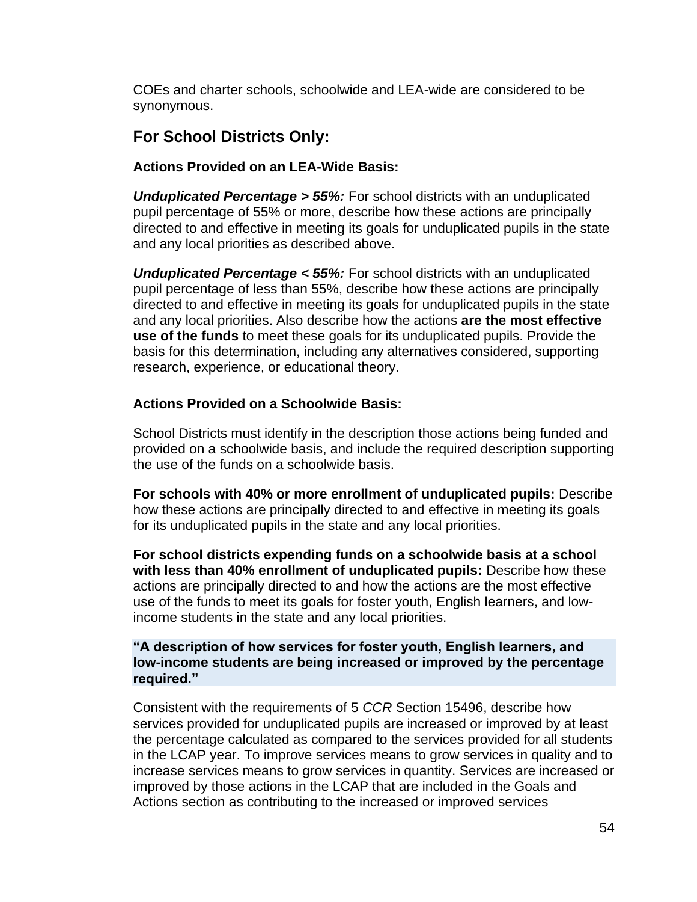COEs and charter schools, schoolwide and LEA-wide are considered to be synonymous.

## For School Districts Only:

**Actions Provided on an LEA-Wide Basis:**

***Unduplicated Percentage > 55%:*** For school districts with an unduplicated pupil percentage of 55% or more, describe how these actions are principally directed to and effective in meeting its goals for unduplicated pupils in the state and any local priorities as described above.

***Unduplicated Percentage < 55%:*** For school districts with an unduplicated pupil percentage of less than 55%, describe how these actions are principally directed to and effective in meeting its goals for unduplicated pupils in the state and any local priorities. Also describe how the actions **are the most effective use of the funds** to meet these goals for its unduplicated pupils. Provide the basis for this determination, including any alternatives considered, supporting research, experience, or educational theory.

**Actions Provided on a Schoolwide Basis:**

School Districts must identify in the description those actions being funded and provided on a schoolwide basis, and include the required description supporting the use of the funds on a schoolwide basis.

**For schools with 40% or more enrollment of unduplicated pupils:** Describe how these actions are principally directed to and effective in meeting its goals for its unduplicated pupils in the state and any local priorities.

**For school districts expending funds on a schoolwide basis at a school with less than 40% enrollment of unduplicated pupils:** Describe how these actions are principally directed to and how the actions are the most effective use of the funds to meet its goals for foster youth, English learners, and low-income students in the state and any local priorities.

**"A description of how services for foster youth, English learners, and low-income students are being increased or improved by the percentage required."**

Consistent with the requirements of 5 *CCR* Section 15496, describe how services provided for unduplicated pupils are increased or improved by at least the percentage calculated as compared to the services provided for all students in the LCAP year. To improve services means to grow services in quality and to increase services means to grow services in quantity. Services are increased or improved by those actions in the LCAP that are included in the Goals and Actions section as contributing to the increased or improved services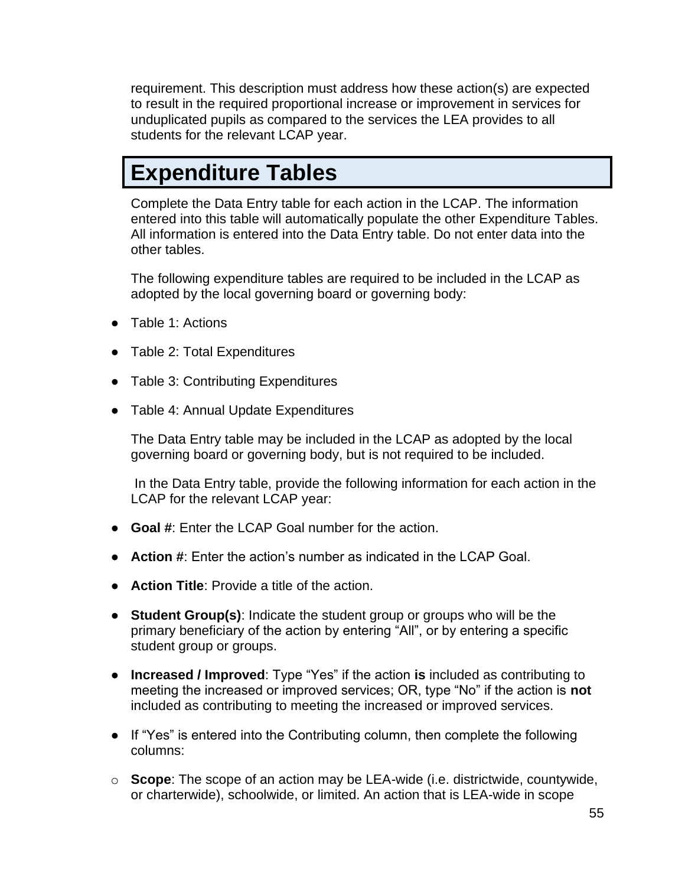requirement. This description must address how these action(s) are expected to result in the required proportional increase or improvement in services for unduplicated pupils as compared to the services the LEA provides to all students for the relevant LCAP year.

# Expenditure Tables

Complete the Data Entry table for each action in the LCAP. The information entered into this table will automatically populate the other Expenditure Tables. All information is entered into the Data Entry table. Do not enter data into the other tables.

The following expenditure tables are required to be included in the LCAP as adopted by the local governing board or governing body:

- Table 1: Actions
- Table 2: Total Expenditures
- Table 3: Contributing Expenditures
- Table 4: Annual Update Expenditures

The Data Entry table may be included in the LCAP as adopted by the local governing board or governing body, but is not required to be included.

In the Data Entry table, provide the following information for each action in the LCAP for the relevant LCAP year:

- **Goal #**: Enter the LCAP Goal number for the action.
- **Action #**: Enter the action's number as indicated in the LCAP Goal.
- **Action Title**: Provide a title of the action.
- **Student Group(s)**: Indicate the student group or groups who will be the primary beneficiary of the action by entering "All", or by entering a specific student group or groups.
- **Increased / Improved**: Type "Yes" if the action **is** included as contributing to meeting the increased or improved services; OR, type "No" if the action is **not** included as contributing to meeting the increased or improved services.
- If "Yes" is entered into the Contributing column, then complete the following columns:
  - **Scope**: The scope of an action may be LEA-wide (i.e. districtwide, countywide, or charterwide), schoolwide, or limited. An action that is LEA-wide in scope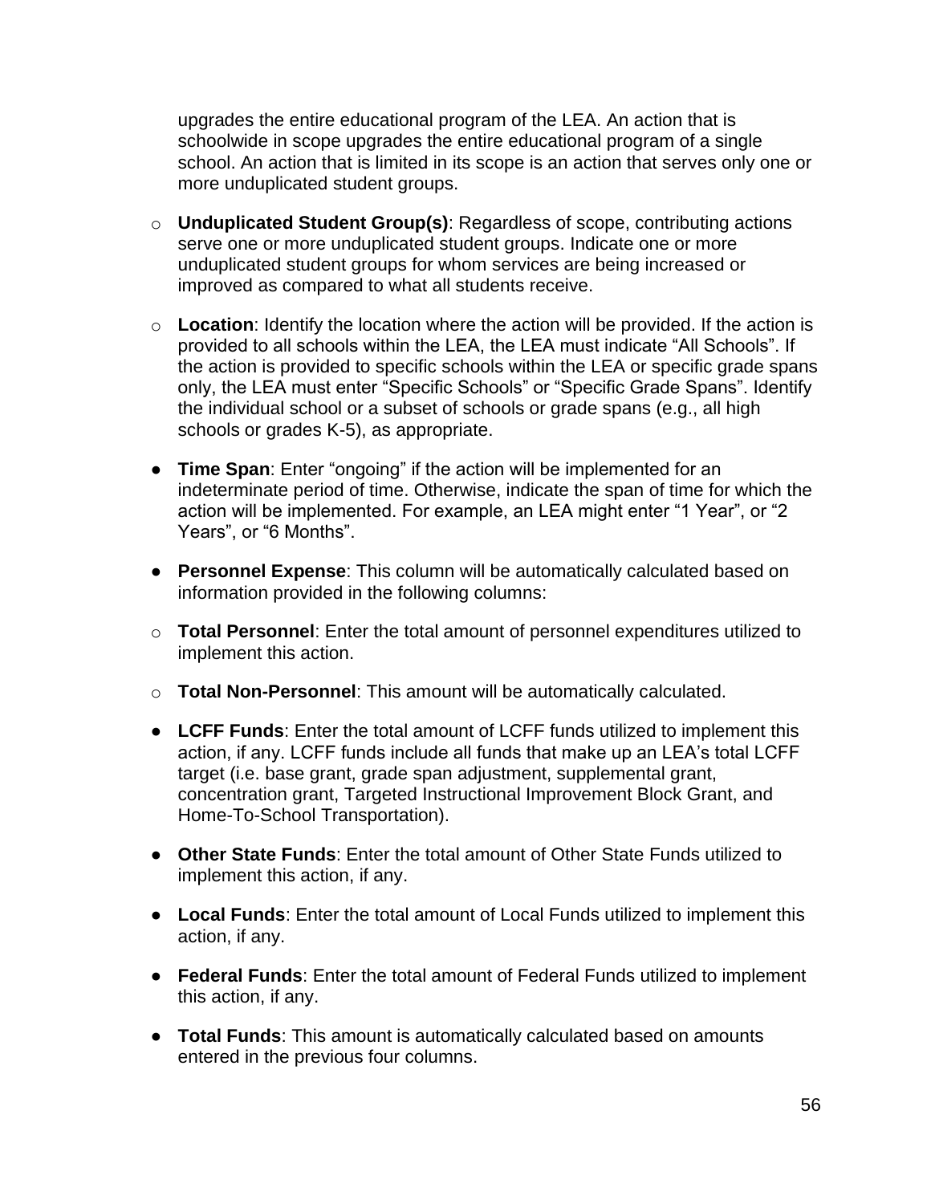upgrades the entire educational program of the LEA. An action that is schoolwide in scope upgrades the entire educational program of a single school. An action that is limited in its scope is an action that serves only one or more unduplicated student groups.

  - **Unduplicated Student Group(s)**: Regardless of scope, contributing actions serve one or more unduplicated student groups. Indicate one or more unduplicated student groups for whom services are being increased or improved as compared to what all students receive.

  - **Location**: Identify the location where the action will be provided. If the action is provided to all schools within the LEA, the LEA must indicate "All Schools". If the action is provided to specific schools within the LEA or specific grade spans only, the LEA must enter "Specific Schools" or "Specific Grade Spans". Identify the individual school or a subset of schools or grade spans (e.g., all high schools or grades K-5), as appropriate.

- **Time Span**: Enter "ongoing" if the action will be implemented for an indeterminate period of time. Otherwise, indicate the span of time for which the action will be implemented. For example, an LEA might enter "1 Year", or "2 Years", or "6 Months".

- **Personnel Expense**: This column will be automatically calculated based on information provided in the following columns:

  - **Total Personnel**: Enter the total amount of personnel expenditures utilized to implement this action.

  - **Total Non-Personnel**: This amount will be automatically calculated.

- **LCFF Funds**: Enter the total amount of LCFF funds utilized to implement this action, if any. LCFF funds include all funds that make up an LEA's total LCFF target (i.e. base grant, grade span adjustment, supplemental grant, concentration grant, Targeted Instructional Improvement Block Grant, and Home-To-School Transportation).

- **Other State Funds**: Enter the total amount of Other State Funds utilized to implement this action, if any.

- **Local Funds**: Enter the total amount of Local Funds utilized to implement this action, if any.

- **Federal Funds**: Enter the total amount of Federal Funds utilized to implement this action, if any.

- **Total Funds**: This amount is automatically calculated based on amounts entered in the previous four columns.